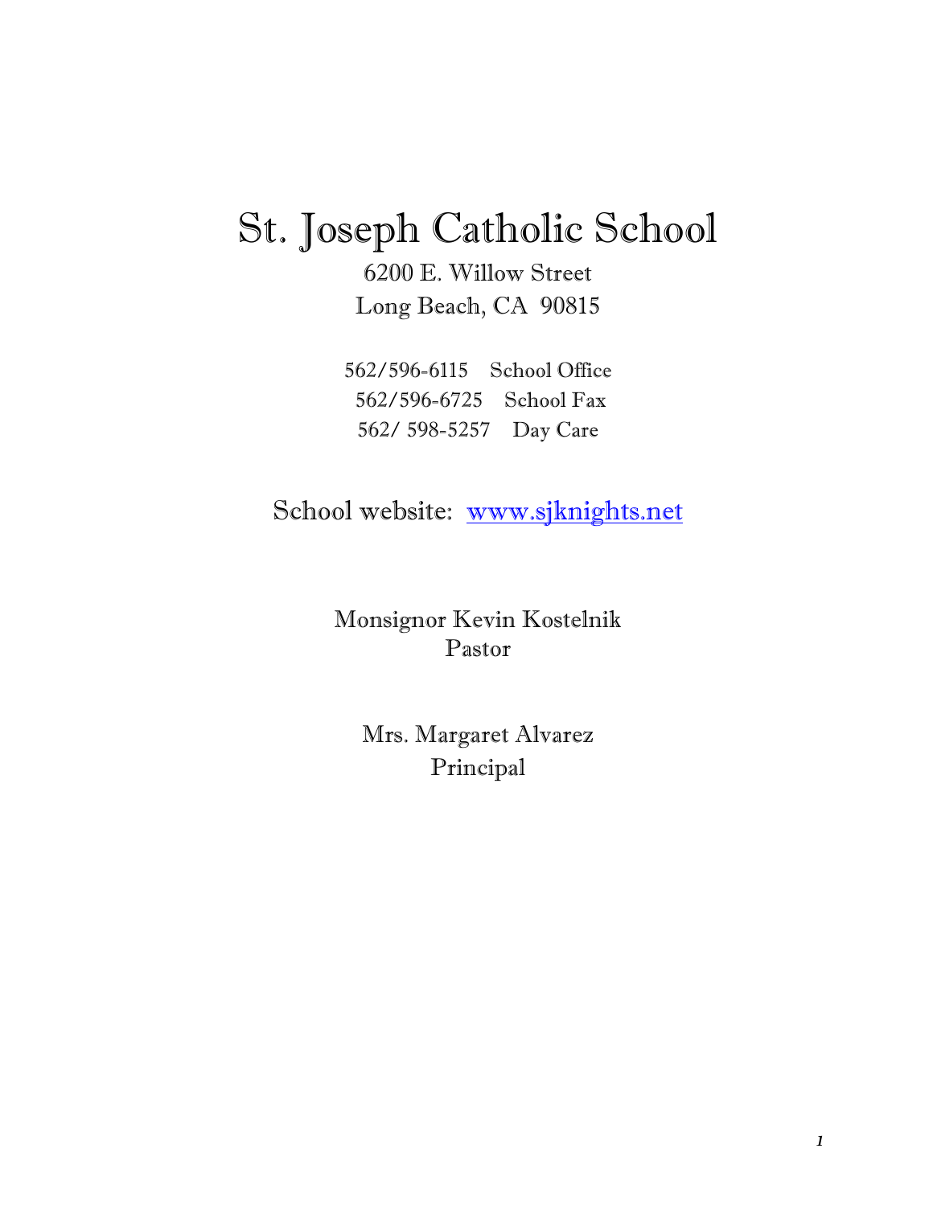# St. Joseph Catholic School

6200 E. Willow Street
Long Beach, CA 90815

562/596-6115 School Office
562/596-6725 School Fax
562/ 598-5257 Day Care

School website: [www.sjknights.net](http://www.sjknights.net)

Monsignor Kevin Kostelnik
Pastor

Mrs. Margaret Alvarez
Principal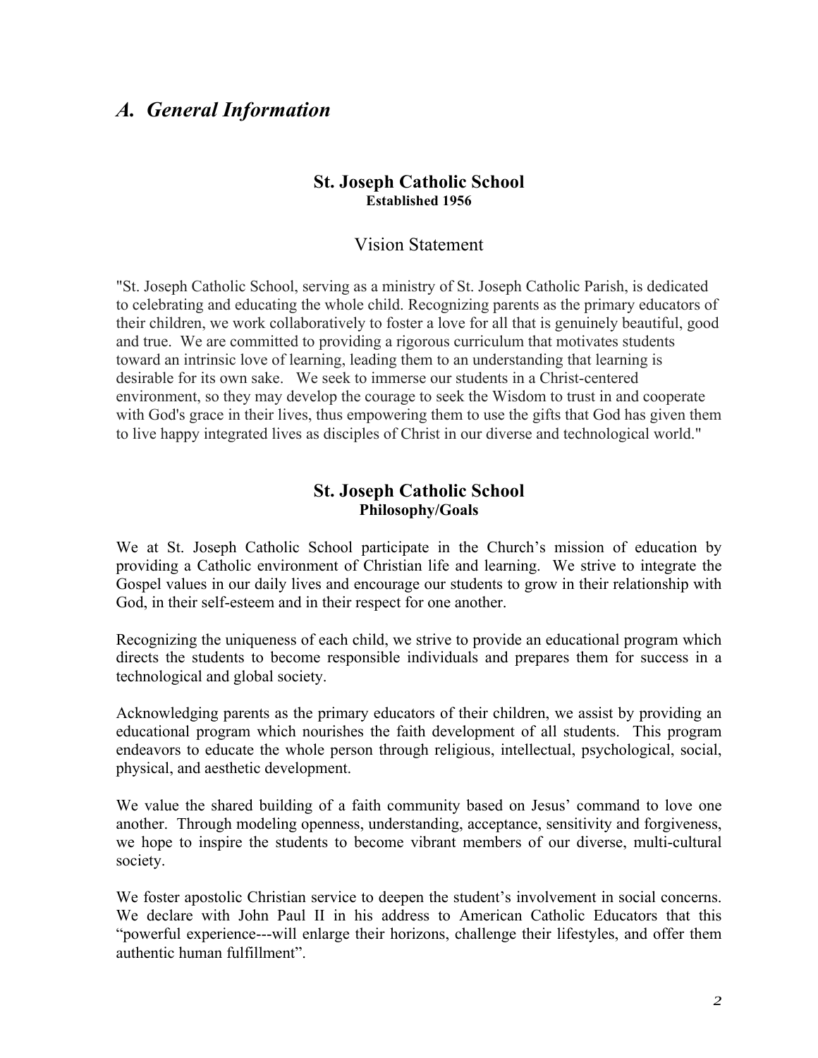# *A. General Information*

## St. Joseph Catholic School
**Established 1956**

### Vision Statement

"St. Joseph Catholic School, serving as a ministry of St. Joseph Catholic Parish, is dedicated to celebrating and educating the whole child. Recognizing parents as the primary educators of their children, we work collaboratively to foster a love for all that is genuinely beautiful, good and true. We are committed to providing a rigorous curriculum that motivates students toward an intrinsic love of learning, leading them to an understanding that learning is desirable for its own sake. We seek to immerse our students in a Christ-centered environment, so they may develop the courage to seek the Wisdom to trust in and cooperate with God's grace in their lives, thus empowering them to use the gifts that God has given them to live happy integrated lives as disciples of Christ in our diverse and technological world."

## St. Joseph Catholic School
**Philosophy/Goals**

We at St. Joseph Catholic School participate in the Church's mission of education by providing a Catholic environment of Christian life and learning. We strive to integrate the Gospel values in our daily lives and encourage our students to grow in their relationship with God, in their self-esteem and in their respect for one another.

Recognizing the uniqueness of each child, we strive to provide an educational program which directs the students to become responsible individuals and prepares them for success in a technological and global society.

Acknowledging parents as the primary educators of their children, we assist by providing an educational program which nourishes the faith development of all students. This program endeavors to educate the whole person through religious, intellectual, psychological, social, physical, and aesthetic development.

We value the shared building of a faith community based on Jesus' command to love one another. Through modeling openness, understanding, acceptance, sensitivity and forgiveness, we hope to inspire the students to become vibrant members of our diverse, multi-cultural society.

We foster apostolic Christian service to deepen the student's involvement in social concerns. We declare with John Paul II in his address to American Catholic Educators that this "powerful experience---will enlarge their horizons, challenge their lifestyles, and offer them authentic human fulfillment".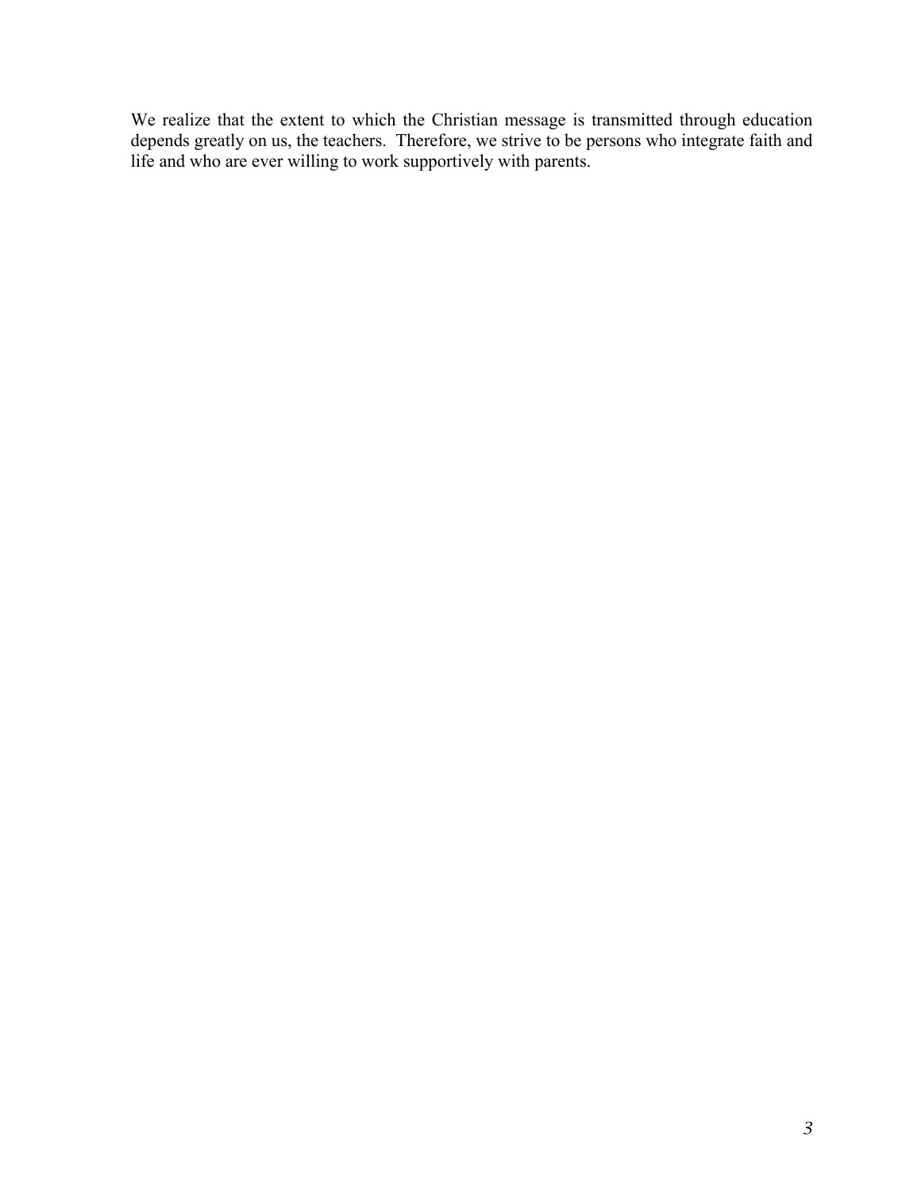We realize that the extent to which the Christian message is transmitted through education depends greatly on us, the teachers. Therefore, we strive to be persons who integrate faith and life and who are ever willing to work supportively with parents.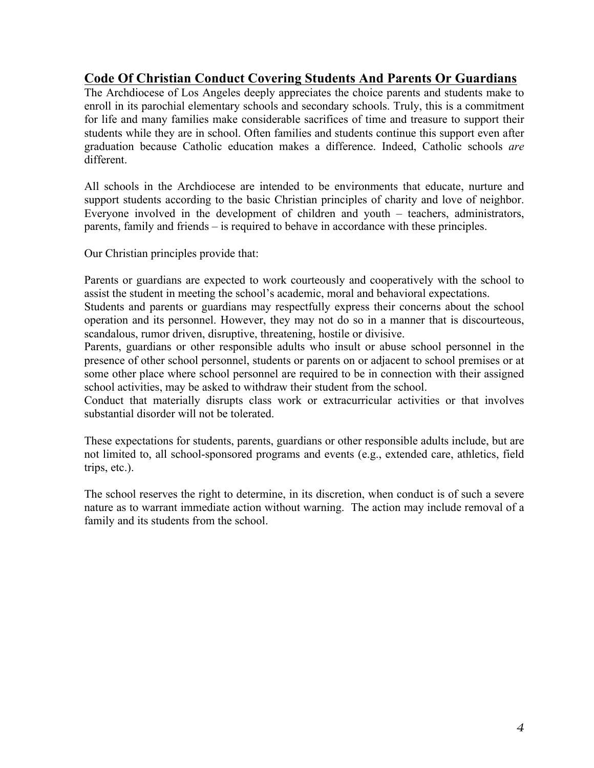## Code Of Christian Conduct Covering Students And Parents Or Guardians

The Archdiocese of Los Angeles deeply appreciates the choice parents and students make to enroll in its parochial elementary schools and secondary schools. Truly, this is a commitment for life and many families make considerable sacrifices of time and treasure to support their students while they are in school. Often families and students continue this support even after graduation because Catholic education makes a difference. Indeed, Catholic schools *are* different.

All schools in the Archdiocese are intended to be environments that educate, nurture and support students according to the basic Christian principles of charity and love of neighbor. Everyone involved in the development of children and youth – teachers, administrators, parents, family and friends – is required to behave in accordance with these principles.

Our Christian principles provide that:

Parents or guardians are expected to work courteously and cooperatively with the school to assist the student in meeting the school's academic, moral and behavioral expectations.

Students and parents or guardians may respectfully express their concerns about the school operation and its personnel. However, they may not do so in a manner that is discourteous, scandalous, rumor driven, disruptive, threatening, hostile or divisive.

Parents, guardians or other responsible adults who insult or abuse school personnel in the presence of other school personnel, students or parents on or adjacent to school premises or at some other place where school personnel are required to be in connection with their assigned school activities, may be asked to withdraw their student from the school.

Conduct that materially disrupts class work or extracurricular activities or that involves substantial disorder will not be tolerated.

These expectations for students, parents, guardians or other responsible adults include, but are not limited to, all school-sponsored programs and events (e.g., extended care, athletics, field trips, etc.).

The school reserves the right to determine, in its discretion, when conduct is of such a severe nature as to warrant immediate action without warning. The action may include removal of a family and its students from the school.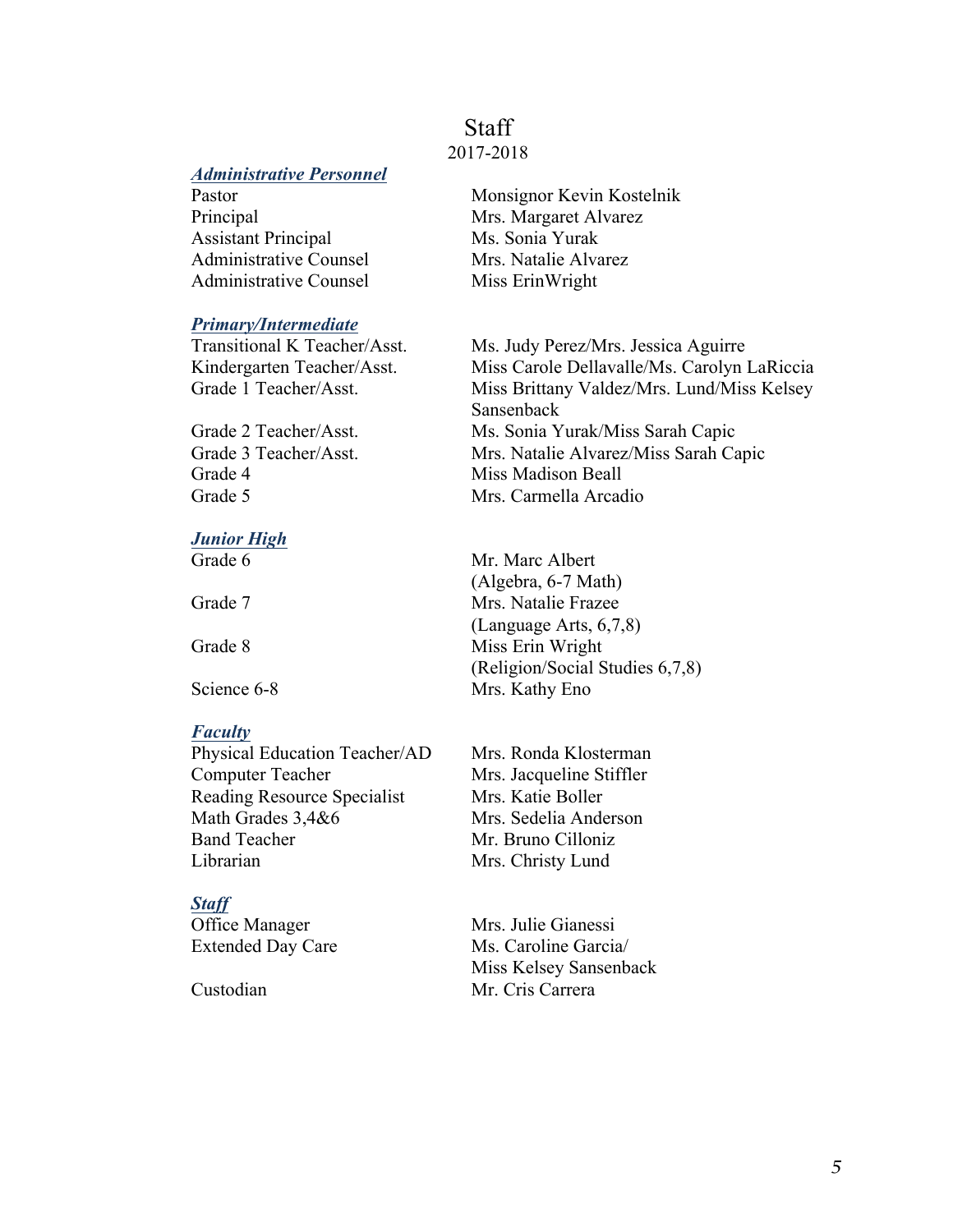# Staff

2017-2018

### *Administrative Personnel*

| | |
|---|---|
| Pastor | Monsignor Kevin Kostelnik |
| Principal | Mrs. Margaret Alvarez |
| Assistant Principal | Ms. Sonia Yurak |
| Administrative Counsel | Mrs. Natalie Alvarez |
| Administrative Counsel | Miss ErinWright |

### *Primary/Intermediate*

| | |
|---|---|
| Transitional K Teacher/Asst. | Ms. Judy Perez/Mrs. Jessica Aguirre |
| Kindergarten Teacher/Asst. | Miss Carole Dellavalle/Ms. Carolyn LaRiccia |
| Grade 1 Teacher/Asst. | Miss Brittany Valdez/Mrs. Lund/Miss Kelsey Sansenback |
| Grade 2 Teacher/Asst. | Ms. Sonia Yurak/Miss Sarah Capic |
| Grade 3 Teacher/Asst. | Mrs. Natalie Alvarez/Miss Sarah Capic |
| Grade 4 | Miss Madison Beall |
| Grade 5 | Mrs. Carmella Arcadio |

### *Junior High*

| | |
|---|---|
| Grade 6 | Mr. Marc Albert (Algebra, 6-7 Math) |
| Grade 7 | Mrs. Natalie Frazee (Language Arts, 6,7,8) |
| Grade 8 | Miss Erin Wright (Religion/Social Studies 6,7,8) |
| Science 6-8 | Mrs. Kathy Eno |

### *Faculty*

| | |
|---|---|
| Physical Education Teacher/AD | Mrs. Ronda Klosterman |
| Computer Teacher | Mrs. Jacqueline Stiffler |
| Reading Resource Specialist | Mrs. Katie Boller |
| Math Grades 3,4&6 | Mrs. Sedelia Anderson |
| Band Teacher | Mr. Bruno Cilloniz |
| Librarian | Mrs. Christy Lund |

### *Staff*

| | |
|---|---|
| Office Manager | Mrs. Julie Gianessi |
| Extended Day Care | Ms. Caroline Garcia/ Miss Kelsey Sansenback |
| Custodian | Mr. Cris Carrera |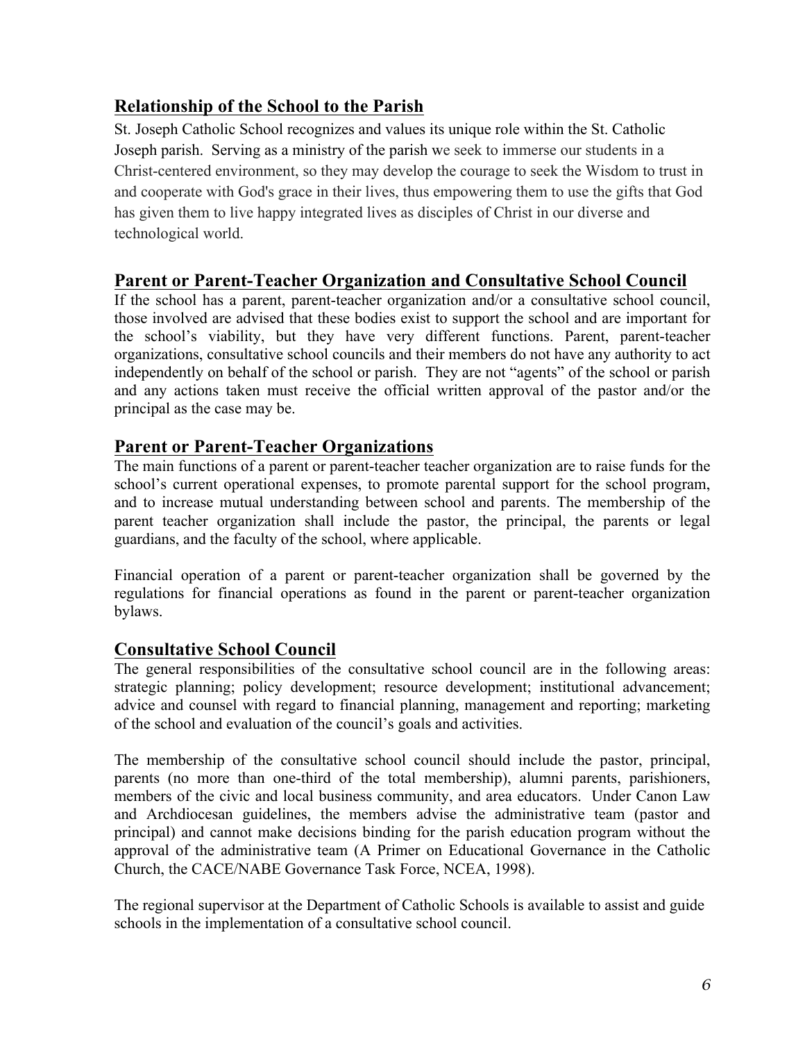## Relationship of the School to the Parish

St. Joseph Catholic School recognizes and values its unique role within the St. Catholic Joseph parish. Serving as a ministry of the parish we seek to immerse our students in a Christ-centered environment, so they may develop the courage to seek the Wisdom to trust in and cooperate with God's grace in their lives, thus empowering them to use the gifts that God has given them to live happy integrated lives as disciples of Christ in our diverse and technological world.

## Parent or Parent-Teacher Organization and Consultative School Council

If the school has a parent, parent-teacher organization and/or a consultative school council, those involved are advised that these bodies exist to support the school and are important for the school's viability, but they have very different functions. Parent, parent-teacher organizations, consultative school councils and their members do not have any authority to act independently on behalf of the school or parish. They are not "agents" of the school or parish and any actions taken must receive the official written approval of the pastor and/or the principal as the case may be.

## Parent or Parent-Teacher Organizations

The main functions of a parent or parent-teacher teacher organization are to raise funds for the school's current operational expenses, to promote parental support for the school program, and to increase mutual understanding between school and parents. The membership of the parent teacher organization shall include the pastor, the principal, the parents or legal guardians, and the faculty of the school, where applicable.

Financial operation of a parent or parent-teacher organization shall be governed by the regulations for financial operations as found in the parent or parent-teacher organization bylaws.

## Consultative School Council

The general responsibilities of the consultative school council are in the following areas: strategic planning; policy development; resource development; institutional advancement; advice and counsel with regard to financial planning, management and reporting; marketing of the school and evaluation of the council's goals and activities.

The membership of the consultative school council should include the pastor, principal, parents (no more than one-third of the total membership), alumni parents, parishioners, members of the civic and local business community, and area educators. Under Canon Law and Archdiocesan guidelines, the members advise the administrative team (pastor and principal) and cannot make decisions binding for the parish education program without the approval of the administrative team (A Primer on Educational Governance in the Catholic Church, the CACE/NABE Governance Task Force, NCEA, 1998).

The regional supervisor at the Department of Catholic Schools is available to assist and guide schools in the implementation of a consultative school council.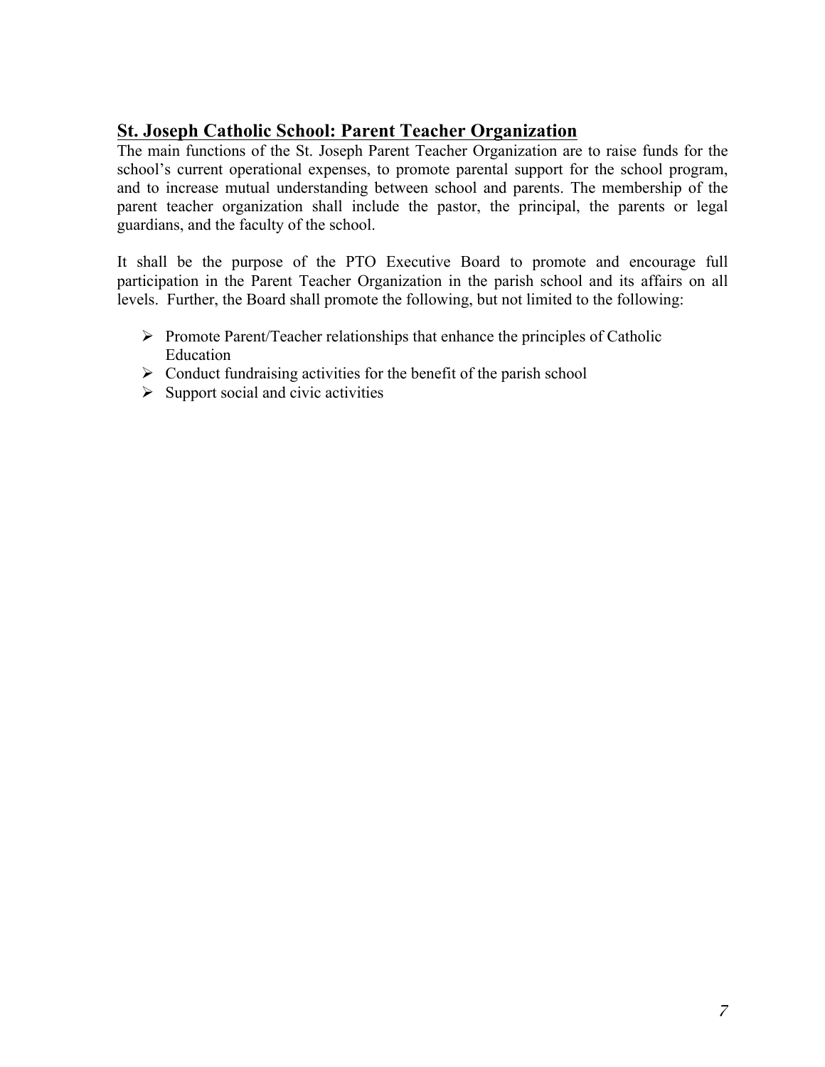## St. Joseph Catholic School: Parent Teacher Organization

The main functions of the St. Joseph Parent Teacher Organization are to raise funds for the school's current operational expenses, to promote parental support for the school program, and to increase mutual understanding between school and parents. The membership of the parent teacher organization shall include the pastor, the principal, the parents or legal guardians, and the faculty of the school.

It shall be the purpose of the PTO Executive Board to promote and encourage full participation in the Parent Teacher Organization in the parish school and its affairs on all levels. Further, the Board shall promote the following, but not limited to the following:

- Promote Parent/Teacher relationships that enhance the principles of Catholic Education
- Conduct fundraising activities for the benefit of the parish school
- Support social and civic activities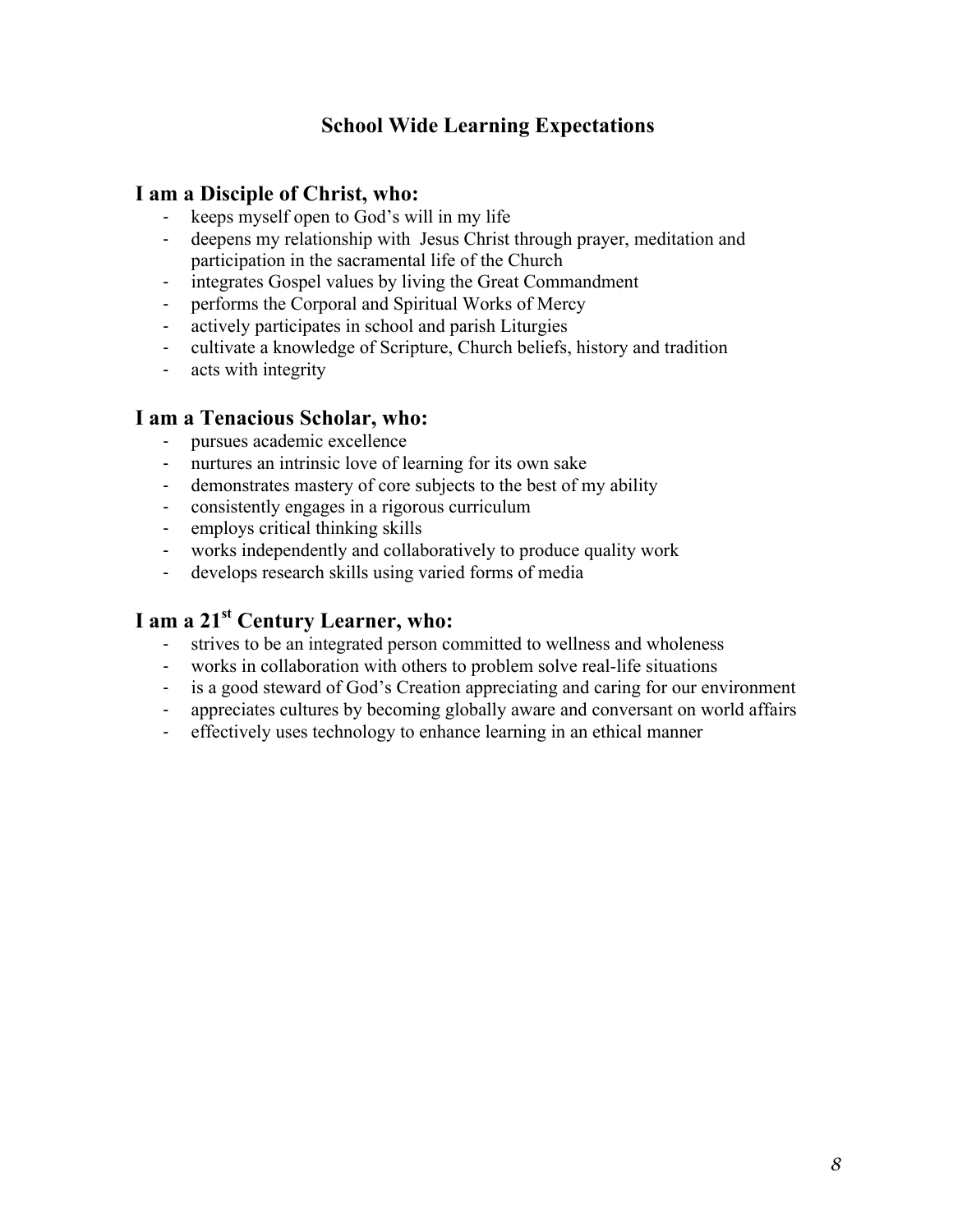## School Wide Learning Expectations

### I am a Disciple of Christ, who:

- keeps myself open to God's will in my life
- deepens my relationship with Jesus Christ through prayer, meditation and participation in the sacramental life of the Church
- integrates Gospel values by living the Great Commandment
- performs the Corporal and Spiritual Works of Mercy
- actively participates in school and parish Liturgies
- cultivate a knowledge of Scripture, Church beliefs, history and tradition
- acts with integrity

### I am a Tenacious Scholar, who:

- pursues academic excellence
- nurtures an intrinsic love of learning for its own sake
- demonstrates mastery of core subjects to the best of my ability
- consistently engages in a rigorous curriculum
- employs critical thinking skills
- works independently and collaboratively to produce quality work
- develops research skills using varied forms of media

### I am a 21st Century Learner, who:

- strives to be an integrated person committed to wellness and wholeness
- works in collaboration with others to problem solve real-life situations
- is a good steward of God's Creation appreciating and caring for our environment
- appreciates cultures by becoming globally aware and conversant on world affairs
- effectively uses technology to enhance learning in an ethical manner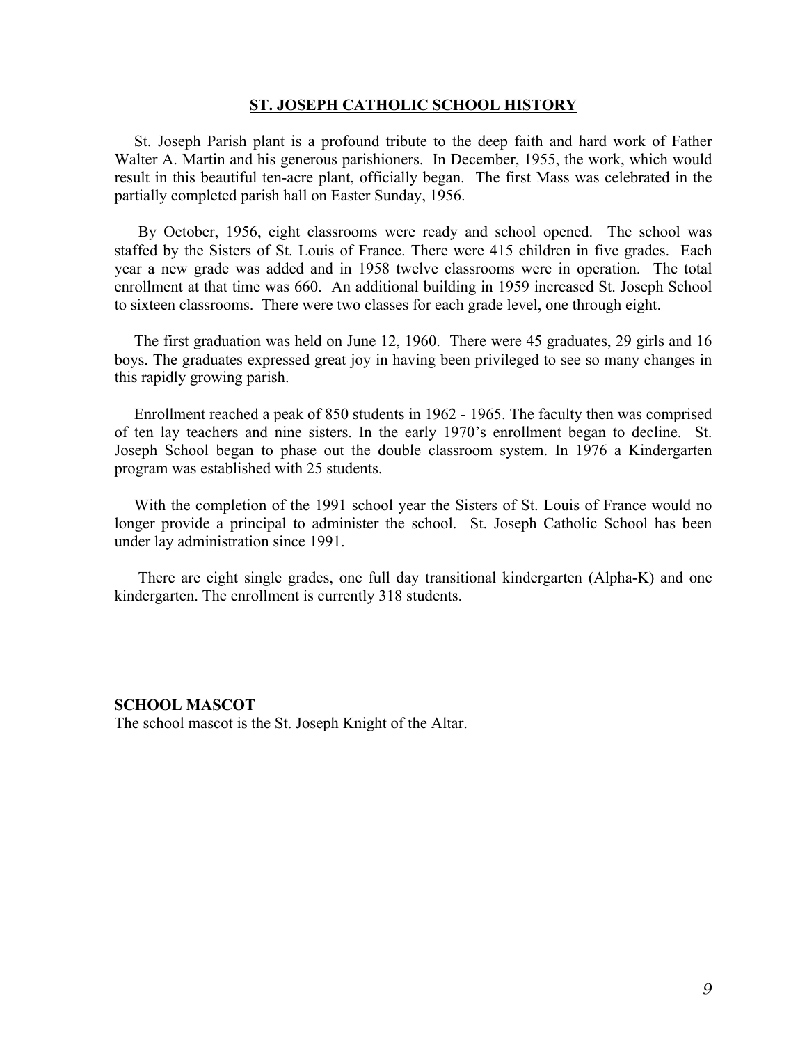## ST. JOSEPH CATHOLIC SCHOOL HISTORY

St. Joseph Parish plant is a profound tribute to the deep faith and hard work of Father Walter A. Martin and his generous parishioners. In December, 1955, the work, which would result in this beautiful ten-acre plant, officially began. The first Mass was celebrated in the partially completed parish hall on Easter Sunday, 1956.

By October, 1956, eight classrooms were ready and school opened. The school was staffed by the Sisters of St. Louis of France. There were 415 children in five grades. Each year a new grade was added and in 1958 twelve classrooms were in operation. The total enrollment at that time was 660. An additional building in 1959 increased St. Joseph School to sixteen classrooms. There were two classes for each grade level, one through eight.

The first graduation was held on June 12, 1960. There were 45 graduates, 29 girls and 16 boys. The graduates expressed great joy in having been privileged to see so many changes in this rapidly growing parish.

Enrollment reached a peak of 850 students in 1962 - 1965. The faculty then was comprised of ten lay teachers and nine sisters. In the early 1970's enrollment began to decline. St. Joseph School began to phase out the double classroom system. In 1976 a Kindergarten program was established with 25 students.

With the completion of the 1991 school year the Sisters of St. Louis of France would no longer provide a principal to administer the school. St. Joseph Catholic School has been under lay administration since 1991.

There are eight single grades, one full day transitional kindergarten (Alpha-K) and one kindergarten. The enrollment is currently 318 students.

### SCHOOL MASCOT

The school mascot is the St. Joseph Knight of the Altar.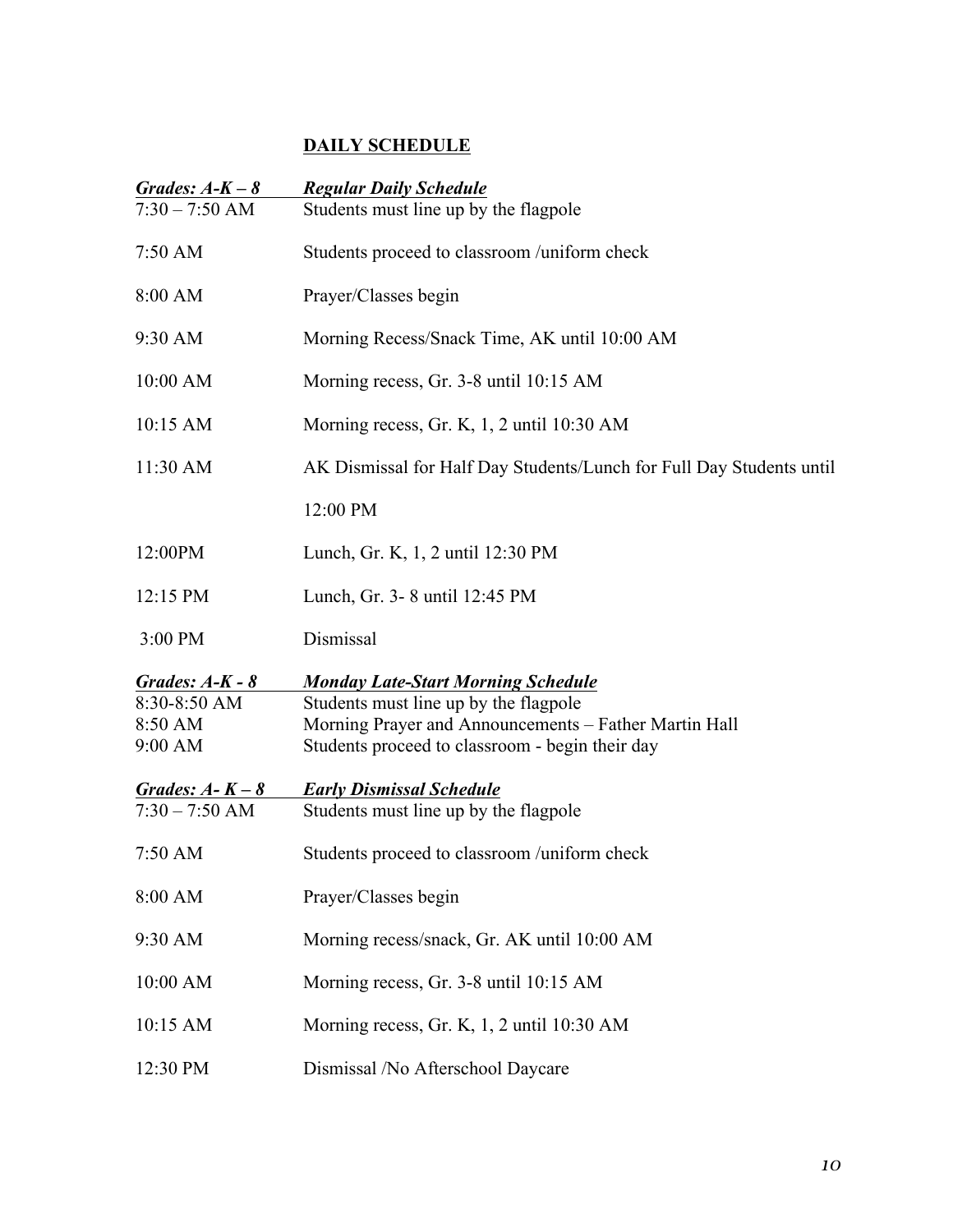## DAILY SCHEDULE

| *Grades: A-K – 8* | *Regular Daily Schedule* |
|---|---|
| 7:30 – 7:50 AM | Students must line up by the flagpole |
| 7:50 AM | Students proceed to classroom /uniform check |
| 8:00 AM | Prayer/Classes begin |
| 9:30 AM | Morning Recess/Snack Time, AK until 10:00 AM |
| 10:00 AM | Morning recess, Gr. 3-8 until 10:15 AM |
| 10:15 AM | Morning recess, Gr. K, 1, 2 until 10:30 AM |
| 11:30 AM | AK Dismissal for Half Day Students/Lunch for Full Day Students until 12:00 PM |
| 12:00PM | Lunch, Gr. K, 1, 2 until 12:30 PM |
| 12:15 PM | Lunch, Gr. 3- 8 until 12:45 PM |
| 3:00 PM | Dismissal |

| *Grades: A-K - 8* | *Monday Late-Start Morning Schedule* |
|---|---|
| 8:30-8:50 AM | Students must line up by the flagpole |
| 8:50 AM | Morning Prayer and Announcements – Father Martin Hall |
| 9:00 AM | Students proceed to classroom - begin their day |

| *Grades: A- K – 8* | *Early Dismissal Schedule* |
|---|---|
| 7:30 – 7:50 AM | Students must line up by the flagpole |
| 7:50 AM | Students proceed to classroom /uniform check |
| 8:00 AM | Prayer/Classes begin |
| 9:30 AM | Morning recess/snack, Gr. AK until 10:00 AM |
| 10:00 AM | Morning recess, Gr. 3-8 until 10:15 AM |
| 10:15 AM | Morning recess, Gr. K, 1, 2 until 10:30 AM |
| 12:30 PM | Dismissal /No Afterschool Daycare |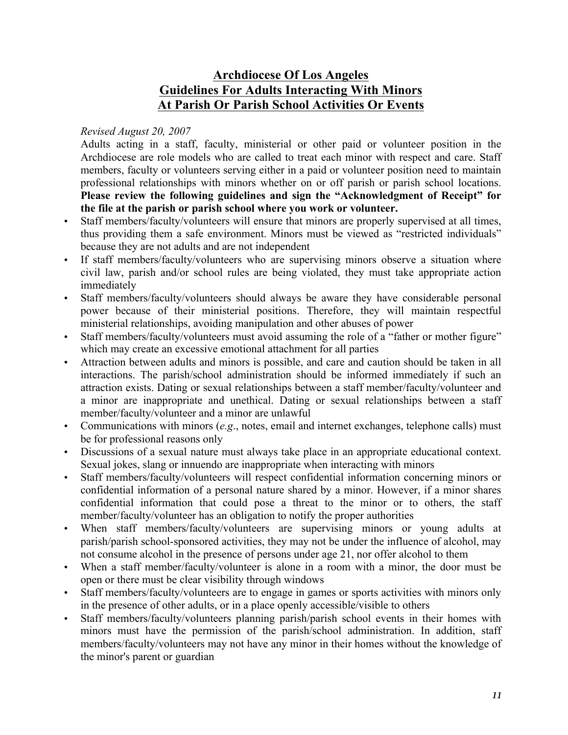# Archdiocese Of Los Angeles
# Guidelines For Adults Interacting With Minors
# At Parish Or Parish School Activities Or Events

*Revised August 20, 2007*

Adults acting in a staff, faculty, ministerial or other paid or volunteer position in the Archdiocese are role models who are called to treat each minor with respect and care. Staff members, faculty or volunteers serving either in a paid or volunteer position need to maintain professional relationships with minors whether on or off parish or parish school locations. **Please review the following guidelines and sign the "Acknowledgment of Receipt" for the file at the parish or parish school where you work or volunteer.**

- Staff members/faculty/volunteers will ensure that minors are properly supervised at all times, thus providing them a safe environment. Minors must be viewed as "restricted individuals" because they are not adults and are not independent
- If staff members/faculty/volunteers who are supervising minors observe a situation where civil law, parish and/or school rules are being violated, they must take appropriate action immediately
- Staff members/faculty/volunteers should always be aware they have considerable personal power because of their ministerial positions. Therefore, they will maintain respectful ministerial relationships, avoiding manipulation and other abuses of power
- Staff members/faculty/volunteers must avoid assuming the role of a "father or mother figure" which may create an excessive emotional attachment for all parties
- Attraction between adults and minors is possible, and care and caution should be taken in all interactions. The parish/school administration should be informed immediately if such an attraction exists. Dating or sexual relationships between a staff member/faculty/volunteer and a minor are inappropriate and unethical. Dating or sexual relationships between a staff member/faculty/volunteer and a minor are unlawful
- Communications with minors (*e.g*., notes, email and internet exchanges, telephone calls) must be for professional reasons only
- Discussions of a sexual nature must always take place in an appropriate educational context. Sexual jokes, slang or innuendo are inappropriate when interacting with minors
- Staff members/faculty/volunteers will respect confidential information concerning minors or confidential information of a personal nature shared by a minor. However, if a minor shares confidential information that could pose a threat to the minor or to others, the staff member/faculty/volunteer has an obligation to notify the proper authorities
- When staff members/faculty/volunteers are supervising minors or young adults at parish/parish school-sponsored activities, they may not be under the influence of alcohol, may not consume alcohol in the presence of persons under age 21, nor offer alcohol to them
- When a staff member/faculty/volunteer is alone in a room with a minor, the door must be open or there must be clear visibility through windows
- Staff members/faculty/volunteers are to engage in games or sports activities with minors only in the presence of other adults, or in a place openly accessible/visible to others
- Staff members/faculty/volunteers planning parish/parish school events in their homes with minors must have the permission of the parish/school administration. In addition, staff members/faculty/volunteers may not have any minor in their homes without the knowledge of the minor's parent or guardian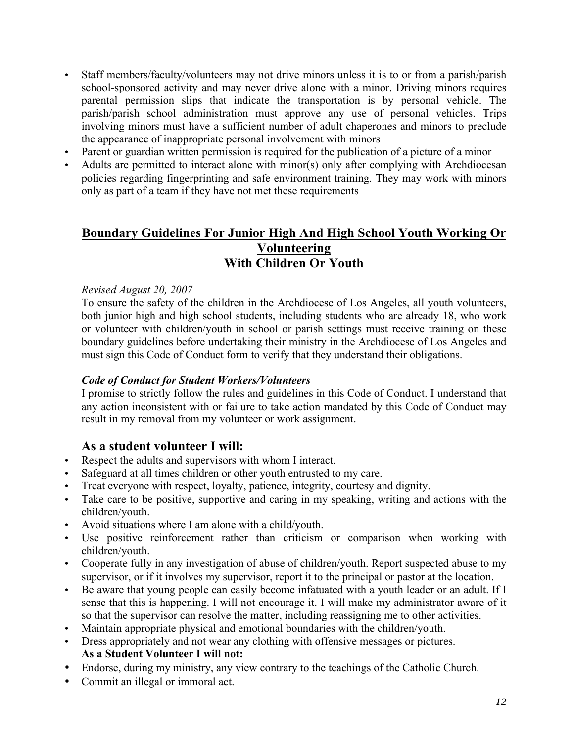- Staff members/faculty/volunteers may not drive minors unless it is to or from a parish/parish school-sponsored activity and may never drive alone with a minor. Driving minors requires parental permission slips that indicate the transportation is by personal vehicle. The parish/parish school administration must approve any use of personal vehicles. Trips involving minors must have a sufficient number of adult chaperones and minors to preclude the appearance of inappropriate personal involvement with minors
- Parent or guardian written permission is required for the publication of a picture of a minor
- Adults are permitted to interact alone with minor(s) only after complying with Archdiocesan policies regarding fingerprinting and safe environment training. They may work with minors only as part of a team if they have not met these requirements

## Boundary Guidelines For Junior High And High School Youth Working Or Volunteering With Children Or Youth

*Revised August 20, 2007*

To ensure the safety of the children in the Archdiocese of Los Angeles, all youth volunteers, both junior high and high school students, including students who are already 18, who work or volunteer with children/youth in school or parish settings must receive training on these boundary guidelines before undertaking their ministry in the Archdiocese of Los Angeles and must sign this Code of Conduct form to verify that they understand their obligations.

***Code of Conduct for Student Workers/Volunteers***

I promise to strictly follow the rules and guidelines in this Code of Conduct. I understand that any action inconsistent with or failure to take action mandated by this Code of Conduct may result in my removal from my volunteer or work assignment.

### As a student volunteer I will:

- Respect the adults and supervisors with whom I interact.
- Safeguard at all times children or other youth entrusted to my care.
- Treat everyone with respect, loyalty, patience, integrity, courtesy and dignity.
- Take care to be positive, supportive and caring in my speaking, writing and actions with the children/youth.
- Avoid situations where I am alone with a child/youth.
- Use positive reinforcement rather than criticism or comparison when working with children/youth.
- Cooperate fully in any investigation of abuse of children/youth. Report suspected abuse to my supervisor, or if it involves my supervisor, report it to the principal or pastor at the location.
- Be aware that young people can easily become infatuated with a youth leader or an adult. If I sense that this is happening. I will not encourage it. I will make my administrator aware of it so that the supervisor can resolve the matter, including reassigning me to other activities.
- Maintain appropriate physical and emotional boundaries with the children/youth.
- Dress appropriately and not wear any clothing with offensive messages or pictures.

**As a Student Volunteer I will not:**

- Endorse, during my ministry, any view contrary to the teachings of the Catholic Church.
- Commit an illegal or immoral act.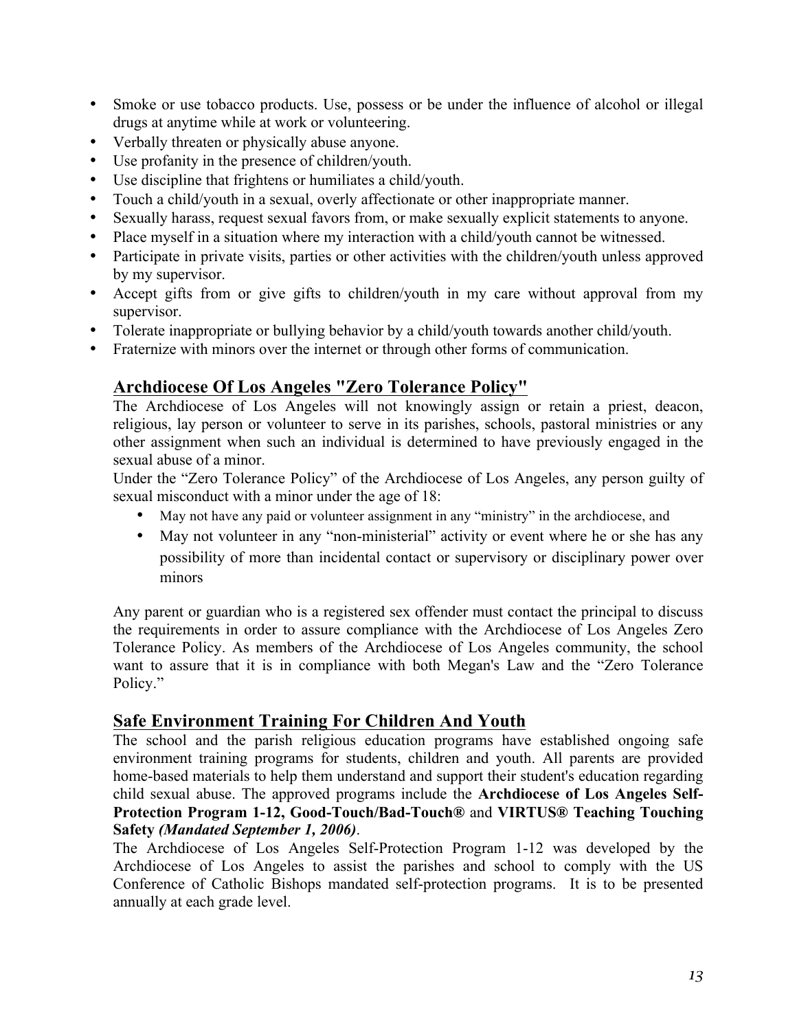- Smoke or use tobacco products. Use, possess or be under the influence of alcohol or illegal drugs at anytime while at work or volunteering.
- Verbally threaten or physically abuse anyone.
- Use profanity in the presence of children/youth.
- Use discipline that frightens or humiliates a child/youth.
- Touch a child/youth in a sexual, overly affectionate or other inappropriate manner.
- Sexually harass, request sexual favors from, or make sexually explicit statements to anyone.
- Place myself in a situation where my interaction with a child/youth cannot be witnessed.
- Participate in private visits, parties or other activities with the children/youth unless approved by my supervisor.
- Accept gifts from or give gifts to children/youth in my care without approval from my supervisor.
- Tolerate inappropriate or bullying behavior by a child/youth towards another child/youth.
- Fraternize with minors over the internet or through other forms of communication.

## Archdiocese Of Los Angeles "Zero Tolerance Policy"

The Archdiocese of Los Angeles will not knowingly assign or retain a priest, deacon, religious, lay person or volunteer to serve in its parishes, schools, pastoral ministries or any other assignment when such an individual is determined to have previously engaged in the sexual abuse of a minor.

Under the "Zero Tolerance Policy" of the Archdiocese of Los Angeles, any person guilty of sexual misconduct with a minor under the age of 18:

- May not have any paid or volunteer assignment in any "ministry" in the archdiocese, and
- May not volunteer in any "non-ministerial" activity or event where he or she has any possibility of more than incidental contact or supervisory or disciplinary power over minors

Any parent or guardian who is a registered sex offender must contact the principal to discuss the requirements in order to assure compliance with the Archdiocese of Los Angeles Zero Tolerance Policy. As members of the Archdiocese of Los Angeles community, the school want to assure that it is in compliance with both Megan's Law and the "Zero Tolerance Policy."

## Safe Environment Training For Children And Youth

The school and the parish religious education programs have established ongoing safe environment training programs for students, children and youth. All parents are provided home-based materials to help them understand and support their student's education regarding child sexual abuse. The approved programs include the **Archdiocese of Los Angeles Self-Protection Program 1-12, Good-Touch/Bad-Touch®** and **VIRTUS® Teaching Touching Safety** ***(Mandated September 1, 2006)***.

The Archdiocese of Los Angeles Self-Protection Program 1-12 was developed by the Archdiocese of Los Angeles to assist the parishes and school to comply with the US Conference of Catholic Bishops mandated self-protection programs. It is to be presented annually at each grade level.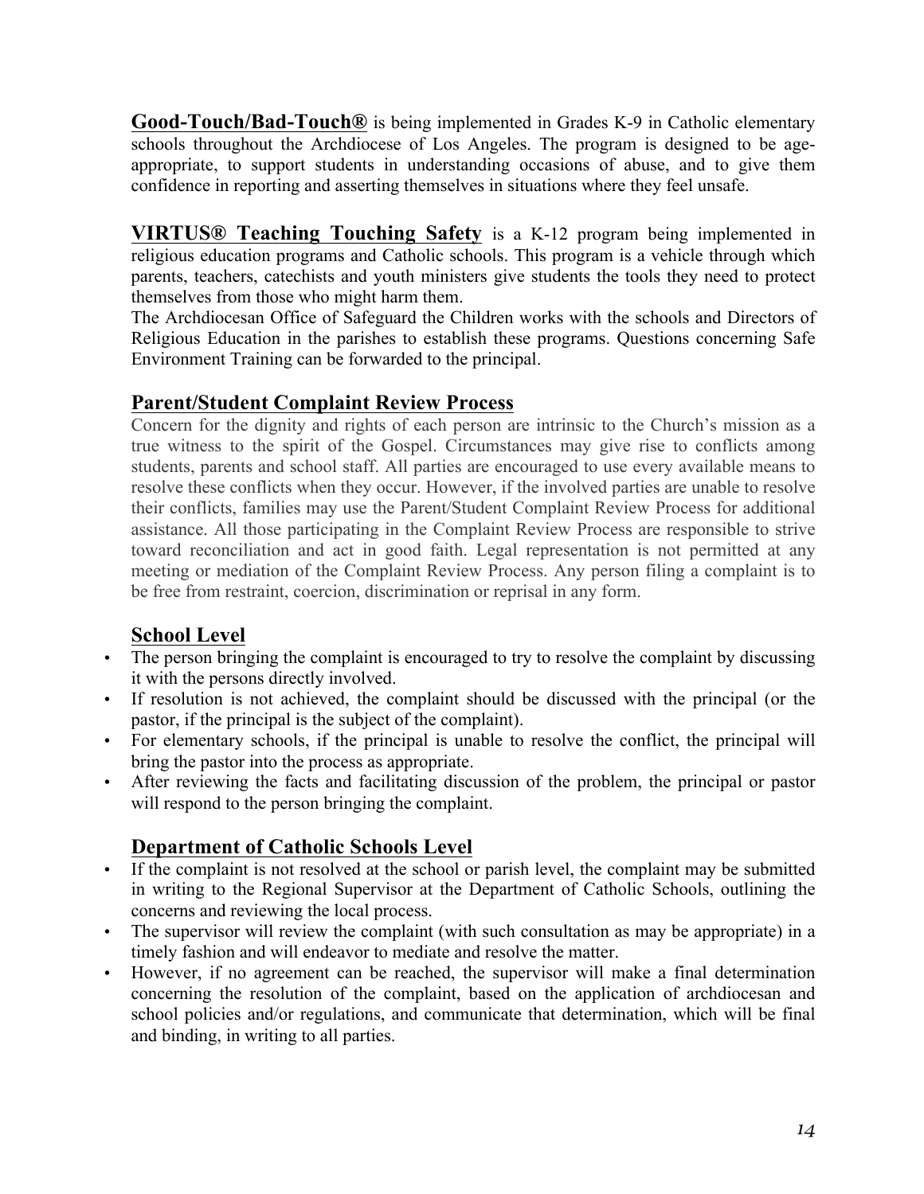**Good-Touch/Bad-Touch®** is being implemented in Grades K-9 in Catholic elementary schools throughout the Archdiocese of Los Angeles. The program is designed to be age-appropriate, to support students in understanding occasions of abuse, and to give them confidence in reporting and asserting themselves in situations where they feel unsafe.

**VIRTUS® Teaching Touching Safety** is a K-12 program being implemented in religious education programs and Catholic schools. This program is a vehicle through which parents, teachers, catechists and youth ministers give students the tools they need to protect themselves from those who might harm them.
The Archdiocesan Office of Safeguard the Children works with the schools and Directors of Religious Education in the parishes to establish these programs. Questions concerning Safe Environment Training can be forwarded to the principal.

## Parent/Student Complaint Review Process

Concern for the dignity and rights of each person are intrinsic to the Church's mission as a true witness to the spirit of the Gospel. Circumstances may give rise to conflicts among students, parents and school staff. All parties are encouraged to use every available means to resolve these conflicts when they occur. However, if the involved parties are unable to resolve their conflicts, families may use the Parent/Student Complaint Review Process for additional assistance. All those participating in the Complaint Review Process are responsible to strive toward reconciliation and act in good faith. Legal representation is not permitted at any meeting or mediation of the Complaint Review Process. Any person filing a complaint is to be free from restraint, coercion, discrimination or reprisal in any form.

### School Level

- The person bringing the complaint is encouraged to try to resolve the complaint by discussing it with the persons directly involved.
- If resolution is not achieved, the complaint should be discussed with the principal (or the pastor, if the principal is the subject of the complaint).
- For elementary schools, if the principal is unable to resolve the conflict, the principal will bring the pastor into the process as appropriate.
- After reviewing the facts and facilitating discussion of the problem, the principal or pastor will respond to the person bringing the complaint.

### Department of Catholic Schools Level

- If the complaint is not resolved at the school or parish level, the complaint may be submitted in writing to the Regional Supervisor at the Department of Catholic Schools, outlining the concerns and reviewing the local process.
- The supervisor will review the complaint (with such consultation as may be appropriate) in a timely fashion and will endeavor to mediate and resolve the matter.
- However, if no agreement can be reached, the supervisor will make a final determination concerning the resolution of the complaint, based on the application of archdiocesan and school policies and/or regulations, and communicate that determination, which will be final and binding, in writing to all parties.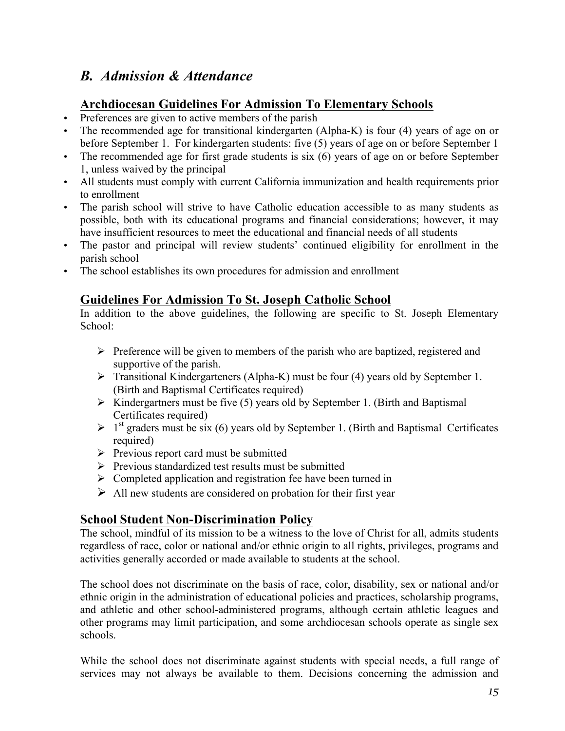## *B. Admission & Attendance*

### Archdiocesan Guidelines For Admission To Elementary Schools

- Preferences are given to active members of the parish
- The recommended age for transitional kindergarten (Alpha-K) is four (4) years of age on or before September 1. For kindergarten students: five (5) years of age on or before September 1
- The recommended age for first grade students is six (6) years of age on or before September 1, unless waived by the principal
- All students must comply with current California immunization and health requirements prior to enrollment
- The parish school will strive to have Catholic education accessible to as many students as possible, both with its educational programs and financial considerations; however, it may have insufficient resources to meet the educational and financial needs of all students
- The pastor and principal will review students' continued eligibility for enrollment in the parish school
- The school establishes its own procedures for admission and enrollment

### Guidelines For Admission To St. Joseph Catholic School

In addition to the above guidelines, the following are specific to St. Joseph Elementary School:

- Preference will be given to members of the parish who are baptized, registered and supportive of the parish.
- Transitional Kindergarteners (Alpha-K) must be four (4) years old by September 1. (Birth and Baptismal Certificates required)
- Kindergartners must be five (5) years old by September 1. (Birth and Baptismal Certificates required)
- 1st graders must be six (6) years old by September 1. (Birth and Baptismal Certificates required)
- Previous report card must be submitted
- Previous standardized test results must be submitted
- Completed application and registration fee have been turned in
- All new students are considered on probation for their first year

### School Student Non-Discrimination Policy

The school, mindful of its mission to be a witness to the love of Christ for all, admits students regardless of race, color or national and/or ethnic origin to all rights, privileges, programs and activities generally accorded or made available to students at the school.

The school does not discriminate on the basis of race, color, disability, sex or national and/or ethnic origin in the administration of educational policies and practices, scholarship programs, and athletic and other school-administered programs, although certain athletic leagues and other programs may limit participation, and some archdiocesan schools operate as single sex schools.

While the school does not discriminate against students with special needs, a full range of services may not always be available to them. Decisions concerning the admission and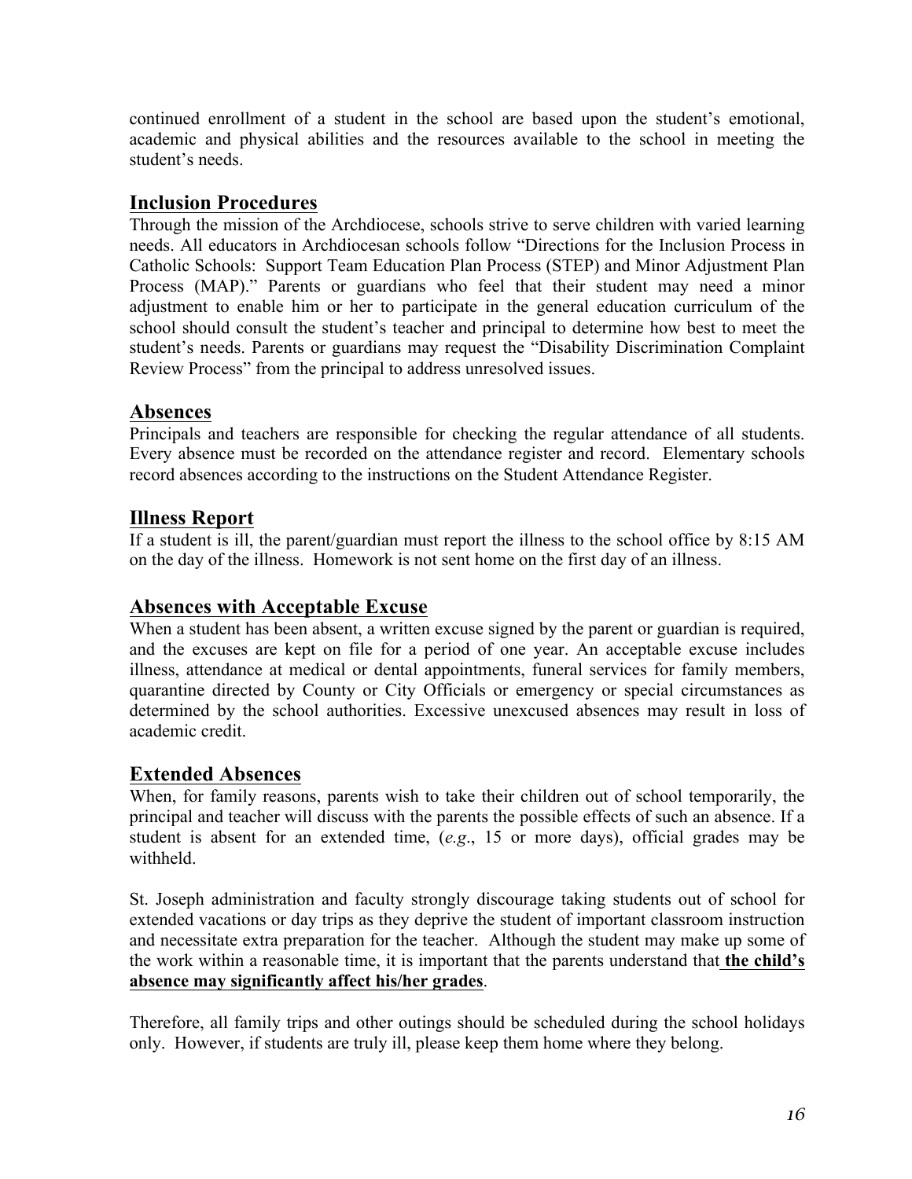continued enrollment of a student in the school are based upon the student's emotional, academic and physical abilities and the resources available to the school in meeting the student's needs.

## Inclusion Procedures

Through the mission of the Archdiocese, schools strive to serve children with varied learning needs. All educators in Archdiocesan schools follow "Directions for the Inclusion Process in Catholic Schools: Support Team Education Plan Process (STEP) and Minor Adjustment Plan Process (MAP)." Parents or guardians who feel that their student may need a minor adjustment to enable him or her to participate in the general education curriculum of the school should consult the student's teacher and principal to determine how best to meet the student's needs. Parents or guardians may request the "Disability Discrimination Complaint Review Process" from the principal to address unresolved issues.

## Absences

Principals and teachers are responsible for checking the regular attendance of all students. Every absence must be recorded on the attendance register and record. Elementary schools record absences according to the instructions on the Student Attendance Register.

## Illness Report

If a student is ill, the parent/guardian must report the illness to the school office by 8:15 AM on the day of the illness. Homework is not sent home on the first day of an illness.

## Absences with Acceptable Excuse

When a student has been absent, a written excuse signed by the parent or guardian is required, and the excuses are kept on file for a period of one year. An acceptable excuse includes illness, attendance at medical or dental appointments, funeral services for family members, quarantine directed by County or City Officials or emergency or special circumstances as determined by the school authorities. Excessive unexcused absences may result in loss of academic credit.

## Extended Absences

When, for family reasons, parents wish to take their children out of school temporarily, the principal and teacher will discuss with the parents the possible effects of such an absence. If a student is absent for an extended time, (*e.g*., 15 or more days), official grades may be withheld.

St. Joseph administration and faculty strongly discourage taking students out of school for extended vacations or day trips as they deprive the student of important classroom instruction and necessitate extra preparation for the teacher. Although the student may make up some of the work within a reasonable time, it is important that the parents understand that **the child's absence may significantly affect his/her grades**.

Therefore, all family trips and other outings should be scheduled during the school holidays only. However, if students are truly ill, please keep them home where they belong.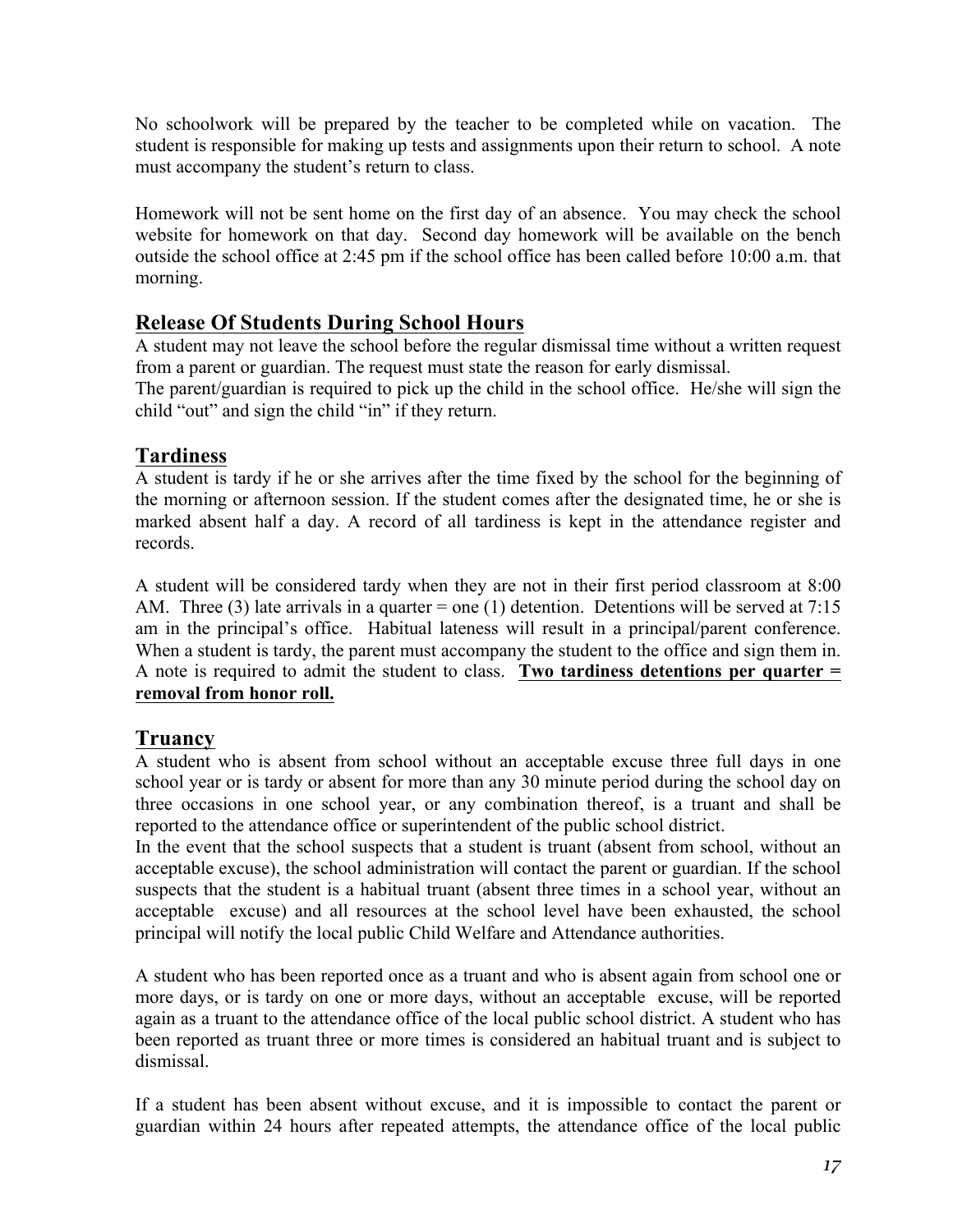No schoolwork will be prepared by the teacher to be completed while on vacation. The student is responsible for making up tests and assignments upon their return to school. A note must accompany the student's return to class.

Homework will not be sent home on the first day of an absence. You may check the school website for homework on that day. Second day homework will be available on the bench outside the school office at 2:45 pm if the school office has been called before 10:00 a.m. that morning.

## Release Of Students During School Hours

A student may not leave the school before the regular dismissal time without a written request from a parent or guardian. The request must state the reason for early dismissal.
The parent/guardian is required to pick up the child in the school office. He/she will sign the child "out" and sign the child "in" if they return.

## Tardiness

A student is tardy if he or she arrives after the time fixed by the school for the beginning of the morning or afternoon session. If the student comes after the designated time, he or she is marked absent half a day. A record of all tardiness is kept in the attendance register and records.

A student will be considered tardy when they are not in their first period classroom at 8:00 AM. Three (3) late arrivals in a quarter = one (1) detention. Detentions will be served at 7:15 am in the principal's office. Habitual lateness will result in a principal/parent conference. When a student is tardy, the parent must accompany the student to the office and sign them in. A note is required to admit the student to class. **Two tardiness detentions per quarter = removal from honor roll.**

## Truancy

A student who is absent from school without an acceptable excuse three full days in one school year or is tardy or absent for more than any 30 minute period during the school day on three occasions in one school year, or any combination thereof, is a truant and shall be reported to the attendance office or superintendent of the public school district.
In the event that the school suspects that a student is truant (absent from school, without an acceptable excuse), the school administration will contact the parent or guardian. If the school suspects that the student is a habitual truant (absent three times in a school year, without an acceptable excuse) and all resources at the school level have been exhausted, the school principal will notify the local public Child Welfare and Attendance authorities.

A student who has been reported once as a truant and who is absent again from school one or more days, or is tardy on one or more days, without an acceptable excuse, will be reported again as a truant to the attendance office of the local public school district. A student who has been reported as truant three or more times is considered an habitual truant and is subject to dismissal.

If a student has been absent without excuse, and it is impossible to contact the parent or guardian within 24 hours after repeated attempts, the attendance office of the local public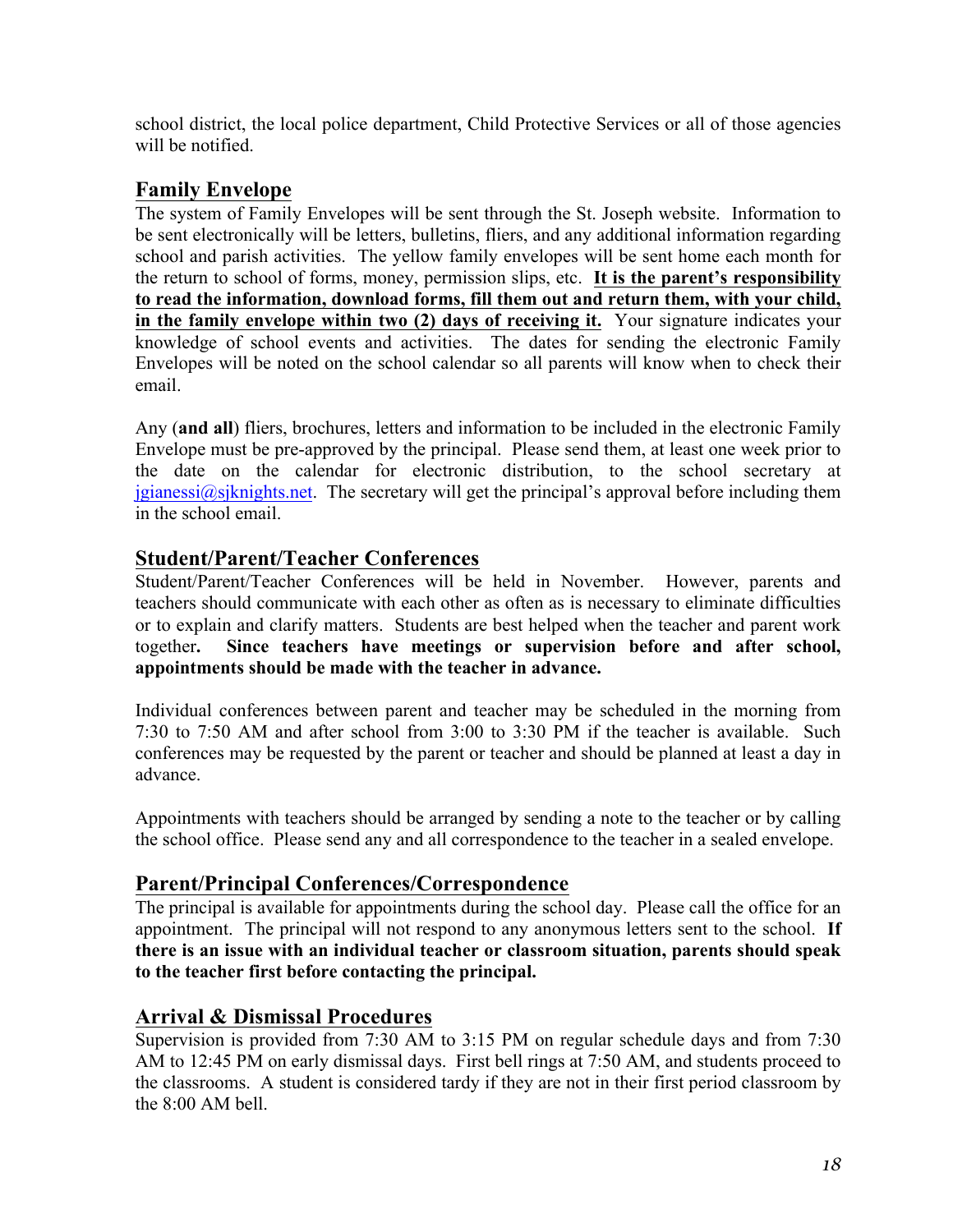school district, the local police department, Child Protective Services or all of those agencies will be notified.

## Family Envelope

The system of Family Envelopes will be sent through the St. Joseph website. Information to be sent electronically will be letters, bulletins, fliers, and any additional information regarding school and parish activities. The yellow family envelopes will be sent home each month for the return to school of forms, money, permission slips, etc. **It is the parent's responsibility to read the information, download forms, fill them out and return them, with your child, in the family envelope within two (2) days of receiving it.** Your signature indicates your knowledge of school events and activities. The dates for sending the electronic Family Envelopes will be noted on the school calendar so all parents will know when to check their email.

Any (**and all**) fliers, brochures, letters and information to be included in the electronic Family Envelope must be pre-approved by the principal. Please send them, at least one week prior to the date on the calendar for electronic distribution, to the school secretary at jgianessi@sjknights.net. The secretary will get the principal's approval before including them in the school email.

## Student/Parent/Teacher Conferences

Student/Parent/Teacher Conferences will be held in November. However, parents and teachers should communicate with each other as often as is necessary to eliminate difficulties or to explain and clarify matters. Students are best helped when the teacher and parent work together**. Since teachers have meetings or supervision before and after school, appointments should be made with the teacher in advance.**

Individual conferences between parent and teacher may be scheduled in the morning from 7:30 to 7:50 AM and after school from 3:00 to 3:30 PM if the teacher is available. Such conferences may be requested by the parent or teacher and should be planned at least a day in advance.

Appointments with teachers should be arranged by sending a note to the teacher or by calling the school office. Please send any and all correspondence to the teacher in a sealed envelope.

## Parent/Principal Conferences/Correspondence

The principal is available for appointments during the school day. Please call the office for an appointment. The principal will not respond to any anonymous letters sent to the school. **If there is an issue with an individual teacher or classroom situation, parents should speak to the teacher first before contacting the principal.**

## Arrival & Dismissal Procedures

Supervision is provided from 7:30 AM to 3:15 PM on regular schedule days and from 7:30 AM to 12:45 PM on early dismissal days. First bell rings at 7:50 AM, and students proceed to the classrooms. A student is considered tardy if they are not in their first period classroom by the 8:00 AM bell.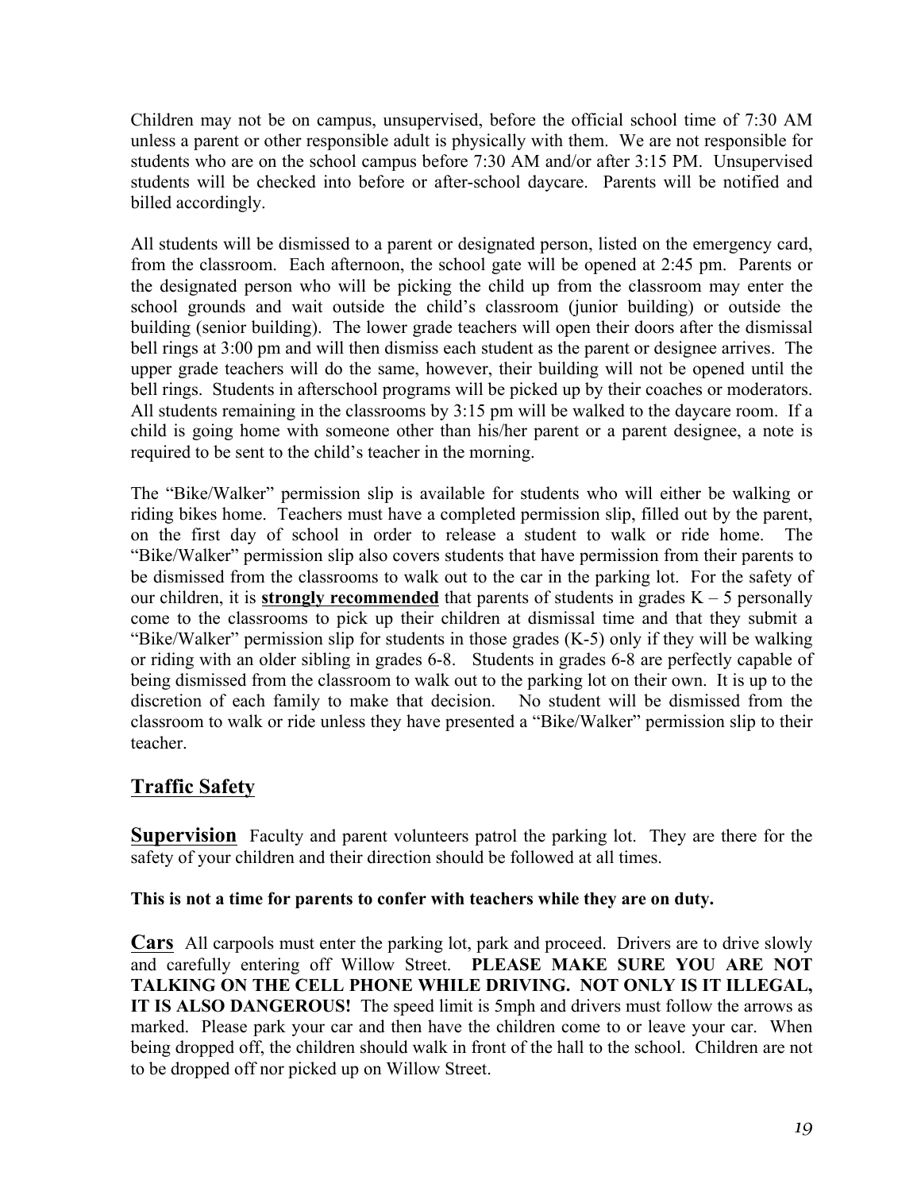Children may not be on campus, unsupervised, before the official school time of 7:30 AM unless a parent or other responsible adult is physically with them. We are not responsible for students who are on the school campus before 7:30 AM and/or after 3:15 PM. Unsupervised students will be checked into before or after-school daycare. Parents will be notified and billed accordingly.

All students will be dismissed to a parent or designated person, listed on the emergency card, from the classroom. Each afternoon, the school gate will be opened at 2:45 pm. Parents or the designated person who will be picking the child up from the classroom may enter the school grounds and wait outside the child's classroom (junior building) or outside the building (senior building). The lower grade teachers will open their doors after the dismissal bell rings at 3:00 pm and will then dismiss each student as the parent or designee arrives. The upper grade teachers will do the same, however, their building will not be opened until the bell rings. Students in afterschool programs will be picked up by their coaches or moderators. All students remaining in the classrooms by 3:15 pm will be walked to the daycare room. If a child is going home with someone other than his/her parent or a parent designee, a note is required to be sent to the child's teacher in the morning.

The "Bike/Walker" permission slip is available for students who will either be walking or riding bikes home. Teachers must have a completed permission slip, filled out by the parent, on the first day of school in order to release a student to walk or ride home. The "Bike/Walker" permission slip also covers students that have permission from their parents to be dismissed from the classrooms to walk out to the car in the parking lot. For the safety of our children, it is **strongly recommended** that parents of students in grades K – 5 personally come to the classrooms to pick up their children at dismissal time and that they submit a "Bike/Walker" permission slip for students in those grades (K-5) only if they will be walking or riding with an older sibling in grades 6-8. Students in grades 6-8 are perfectly capable of being dismissed from the classroom to walk out to the parking lot on their own. It is up to the discretion of each family to make that decision. No student will be dismissed from the classroom to walk or ride unless they have presented a "Bike/Walker" permission slip to their teacher.

## Traffic Safety

**Supervision** Faculty and parent volunteers patrol the parking lot. They are there for the safety of your children and their direction should be followed at all times.

**This is not a time for parents to confer with teachers while they are on duty.**

**Cars** All carpools must enter the parking lot, park and proceed. Drivers are to drive slowly and carefully entering off Willow Street. **PLEASE MAKE SURE YOU ARE NOT TALKING ON THE CELL PHONE WHILE DRIVING. NOT ONLY IS IT ILLEGAL, IT IS ALSO DANGEROUS!** The speed limit is 5mph and drivers must follow the arrows as marked. Please park your car and then have the children come to or leave your car. When being dropped off, the children should walk in front of the hall to the school. Children are not to be dropped off nor picked up on Willow Street.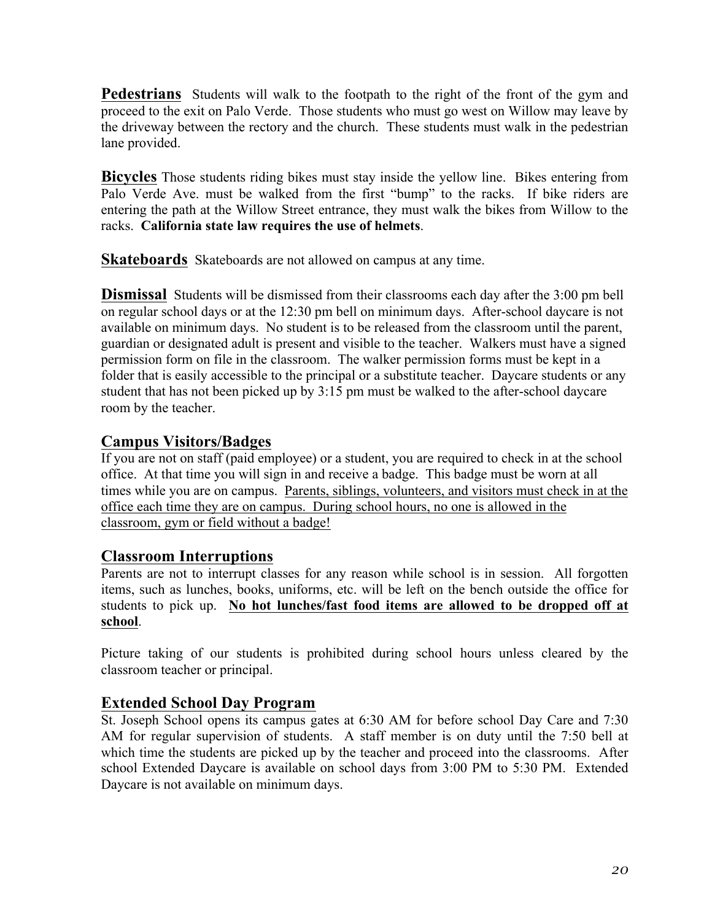**Pedestrians** Students will walk to the footpath to the right of the front of the gym and proceed to the exit on Palo Verde. Those students who must go west on Willow may leave by the driveway between the rectory and the church. These students must walk in the pedestrian lane provided.

**Bicycles** Those students riding bikes must stay inside the yellow line. Bikes entering from Palo Verde Ave. must be walked from the first "bump" to the racks. If bike riders are entering the path at the Willow Street entrance, they must walk the bikes from Willow to the racks. **California state law requires the use of helmets**.

**Skateboards** Skateboards are not allowed on campus at any time.

**Dismissal** Students will be dismissed from their classrooms each day after the 3:00 pm bell on regular school days or at the 12:30 pm bell on minimum days. After-school daycare is not available on minimum days. No student is to be released from the classroom until the parent, guardian or designated adult is present and visible to the teacher. Walkers must have a signed permission form on file in the classroom. The walker permission forms must be kept in a folder that is easily accessible to the principal or a substitute teacher. Daycare students or any student that has not been picked up by 3:15 pm must be walked to the after-school daycare room by the teacher.

## Campus Visitors/Badges

If you are not on staff (paid employee) or a student, you are required to check in at the school office. At that time you will sign in and receive a badge. This badge must be worn at all times while you are on campus. Parents, siblings, volunteers, and visitors must check in at the office each time they are on campus. During school hours, no one is allowed in the classroom, gym or field without a badge!

## Classroom Interruptions

Parents are not to interrupt classes for any reason while school is in session. All forgotten items, such as lunches, books, uniforms, etc. will be left on the bench outside the office for students to pick up. **No hot lunches/fast food items are allowed to be dropped off at school**.

Picture taking of our students is prohibited during school hours unless cleared by the classroom teacher or principal.

## Extended School Day Program

St. Joseph School opens its campus gates at 6:30 AM for before school Day Care and 7:30 AM for regular supervision of students. A staff member is on duty until the 7:50 bell at which time the students are picked up by the teacher and proceed into the classrooms. After school Extended Daycare is available on school days from 3:00 PM to 5:30 PM. Extended Daycare is not available on minimum days.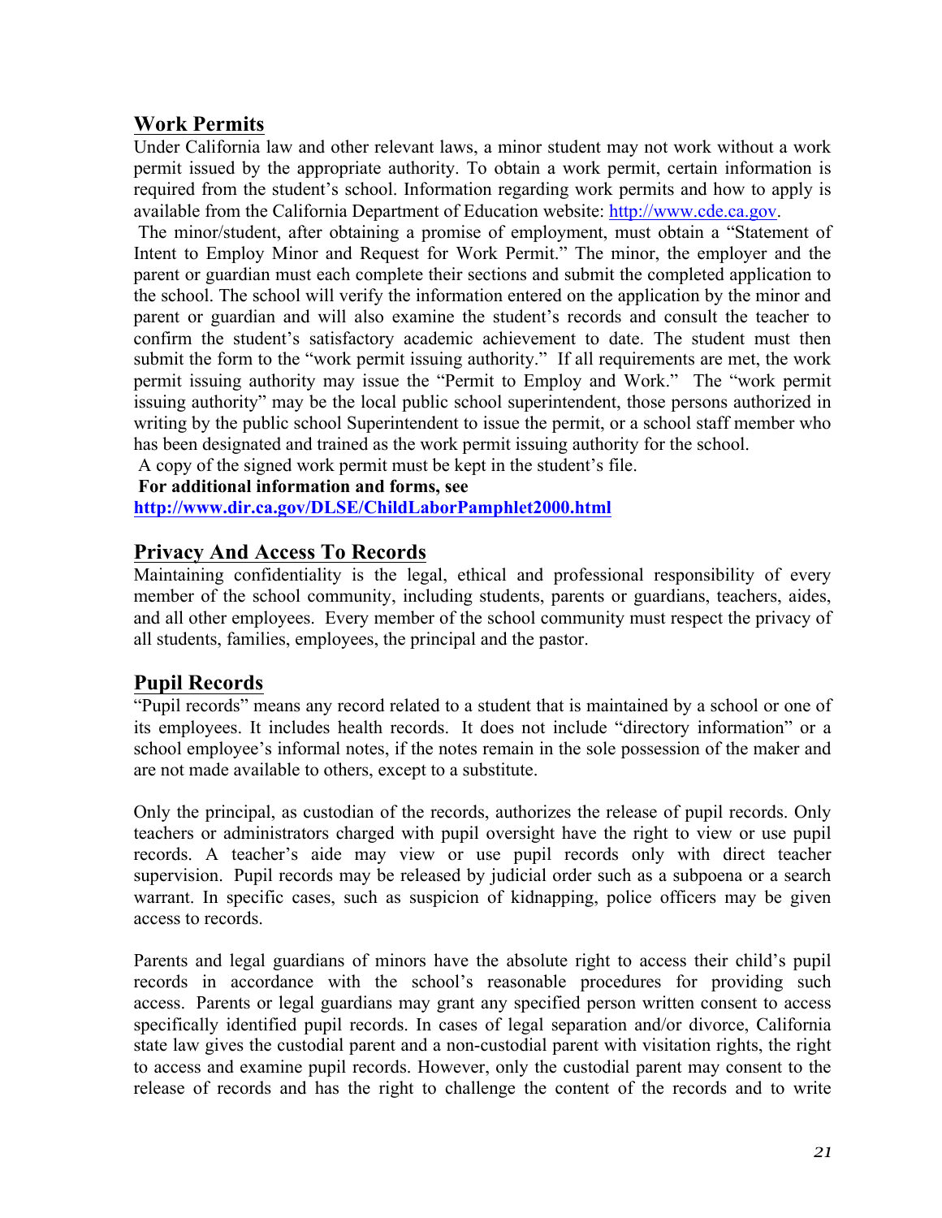## Work Permits

Under California law and other relevant laws, a minor student may not work without a work permit issued by the appropriate authority. To obtain a work permit, certain information is required from the student's school. Information regarding work permits and how to apply is available from the California Department of Education website: http://www.cde.ca.gov.

The minor/student, after obtaining a promise of employment, must obtain a "Statement of Intent to Employ Minor and Request for Work Permit." The minor, the employer and the parent or guardian must each complete their sections and submit the completed application to the school. The school will verify the information entered on the application by the minor and parent or guardian and will also examine the student's records and consult the teacher to confirm the student's satisfactory academic achievement to date. The student must then submit the form to the "work permit issuing authority." If all requirements are met, the work permit issuing authority may issue the "Permit to Employ and Work." The "work permit issuing authority" may be the local public school superintendent, those persons authorized in writing by the public school Superintendent to issue the permit, or a school staff member who has been designated and trained as the work permit issuing authority for the school.

A copy of the signed work permit must be kept in the student's file.

**For additional information and forms, see**
**http://www.dir.ca.gov/DLSE/ChildLaborPamphlet2000.html**

## Privacy And Access To Records

Maintaining confidentiality is the legal, ethical and professional responsibility of every member of the school community, including students, parents or guardians, teachers, aides, and all other employees. Every member of the school community must respect the privacy of all students, families, employees, the principal and the pastor.

## Pupil Records

"Pupil records" means any record related to a student that is maintained by a school or one of its employees. It includes health records. It does not include "directory information" or a school employee's informal notes, if the notes remain in the sole possession of the maker and are not made available to others, except to a substitute.

Only the principal, as custodian of the records, authorizes the release of pupil records. Only teachers or administrators charged with pupil oversight have the right to view or use pupil records. A teacher's aide may view or use pupil records only with direct teacher supervision. Pupil records may be released by judicial order such as a subpoena or a search warrant. In specific cases, such as suspicion of kidnapping, police officers may be given access to records.

Parents and legal guardians of minors have the absolute right to access their child's pupil records in accordance with the school's reasonable procedures for providing such access. Parents or legal guardians may grant any specified person written consent to access specifically identified pupil records. In cases of legal separation and/or divorce, California state law gives the custodial parent and a non-custodial parent with visitation rights, the right to access and examine pupil records. However, only the custodial parent may consent to the release of records and has the right to challenge the content of the records and to write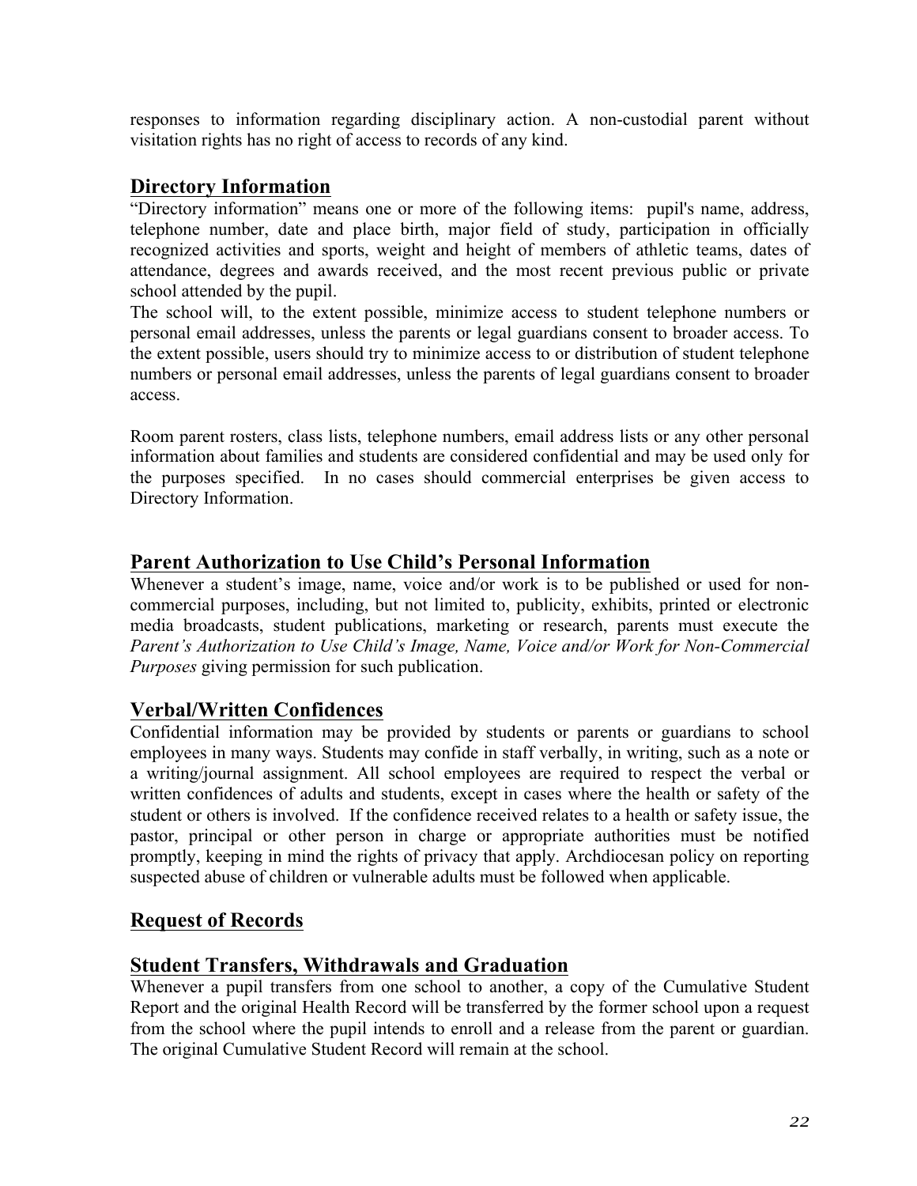responses to information regarding disciplinary action. A non-custodial parent without visitation rights has no right of access to records of any kind.

## Directory Information

"Directory information" means one or more of the following items: pupil's name, address, telephone number, date and place birth, major field of study, participation in officially recognized activities and sports, weight and height of members of athletic teams, dates of attendance, degrees and awards received, and the most recent previous public or private school attended by the pupil.

The school will, to the extent possible, minimize access to student telephone numbers or personal email addresses, unless the parents or legal guardians consent to broader access. To the extent possible, users should try to minimize access to or distribution of student telephone numbers or personal email addresses, unless the parents of legal guardians consent to broader access.

Room parent rosters, class lists, telephone numbers, email address lists or any other personal information about families and students are considered confidential and may be used only for the purposes specified. In no cases should commercial enterprises be given access to Directory Information.

## Parent Authorization to Use Child's Personal Information

Whenever a student's image, name, voice and/or work is to be published or used for non-commercial purposes, including, but not limited to, publicity, exhibits, printed or electronic media broadcasts, student publications, marketing or research, parents must execute the *Parent's Authorization to Use Child's Image, Name, Voice and/or Work for Non-Commercial Purposes* giving permission for such publication.

## Verbal/Written Confidences

Confidential information may be provided by students or parents or guardians to school employees in many ways. Students may confide in staff verbally, in writing, such as a note or a writing/journal assignment. All school employees are required to respect the verbal or written confidences of adults and students, except in cases where the health or safety of the student or others is involved. If the confidence received relates to a health or safety issue, the pastor, principal or other person in charge or appropriate authorities must be notified promptly, keeping in mind the rights of privacy that apply. Archdiocesan policy on reporting suspected abuse of children or vulnerable adults must be followed when applicable.

## Request of Records

## Student Transfers, Withdrawals and Graduation

Whenever a pupil transfers from one school to another, a copy of the Cumulative Student Report and the original Health Record will be transferred by the former school upon a request from the school where the pupil intends to enroll and a release from the parent or guardian. The original Cumulative Student Record will remain at the school.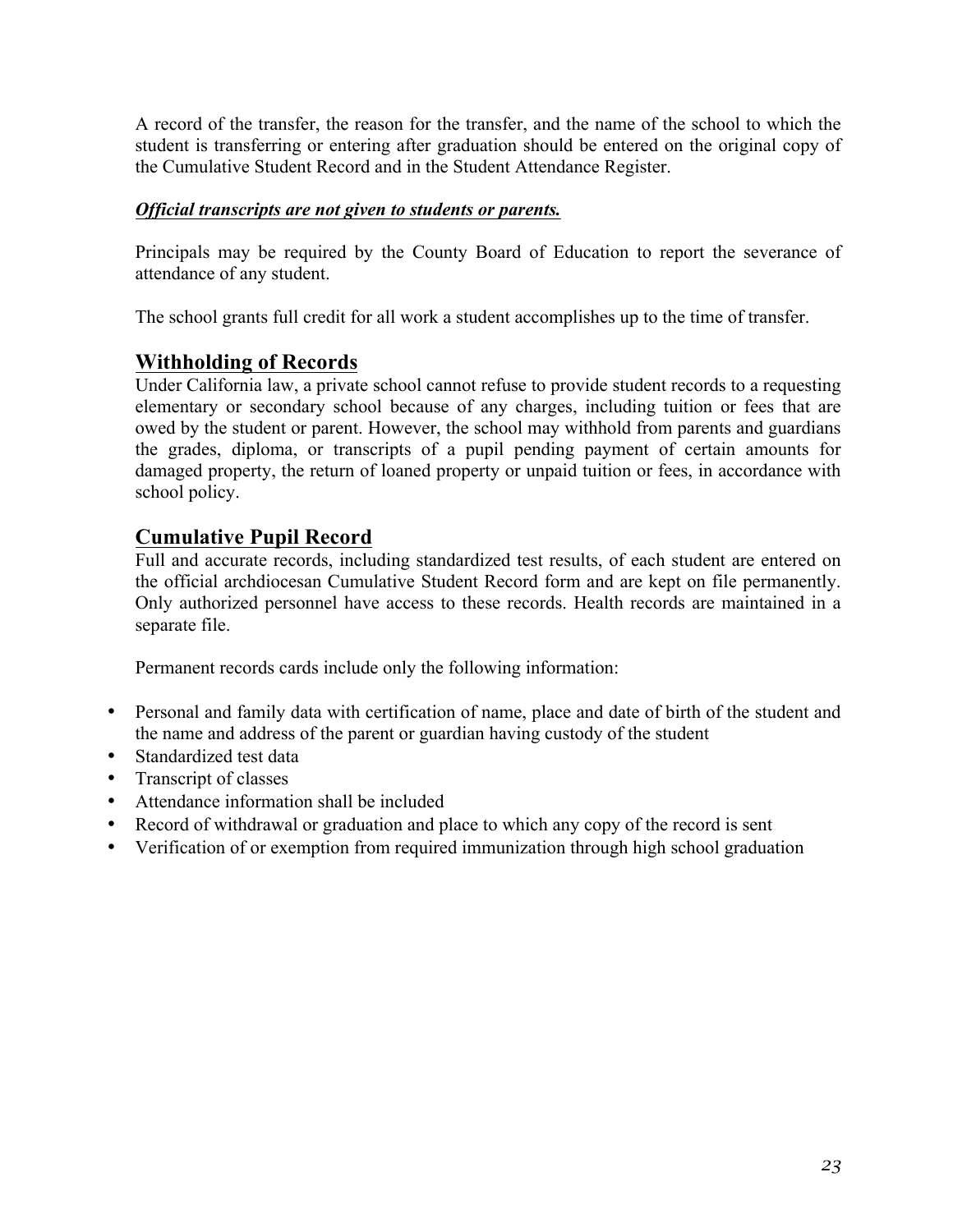A record of the transfer, the reason for the transfer, and the name of the school to which the student is transferring or entering after graduation should be entered on the original copy of the Cumulative Student Record and in the Student Attendance Register.

***Official transcripts are not given to students or parents.***

Principals may be required by the County Board of Education to report the severance of attendance of any student.

The school grants full credit for all work a student accomplishes up to the time of transfer.

## Withholding of Records

Under California law, a private school cannot refuse to provide student records to a requesting elementary or secondary school because of any charges, including tuition or fees that are owed by the student or parent. However, the school may withhold from parents and guardians the grades, diploma, or transcripts of a pupil pending payment of certain amounts for damaged property, the return of loaned property or unpaid tuition or fees, in accordance with school policy.

## Cumulative Pupil Record

Full and accurate records, including standardized test results, of each student are entered on the official archdiocesan Cumulative Student Record form and are kept on file permanently. Only authorized personnel have access to these records. Health records are maintained in a separate file.

Permanent records cards include only the following information:

- Personal and family data with certification of name, place and date of birth of the student and the name and address of the parent or guardian having custody of the student
- Standardized test data
- Transcript of classes
- Attendance information shall be included
- Record of withdrawal or graduation and place to which any copy of the record is sent
- Verification of or exemption from required immunization through high school graduation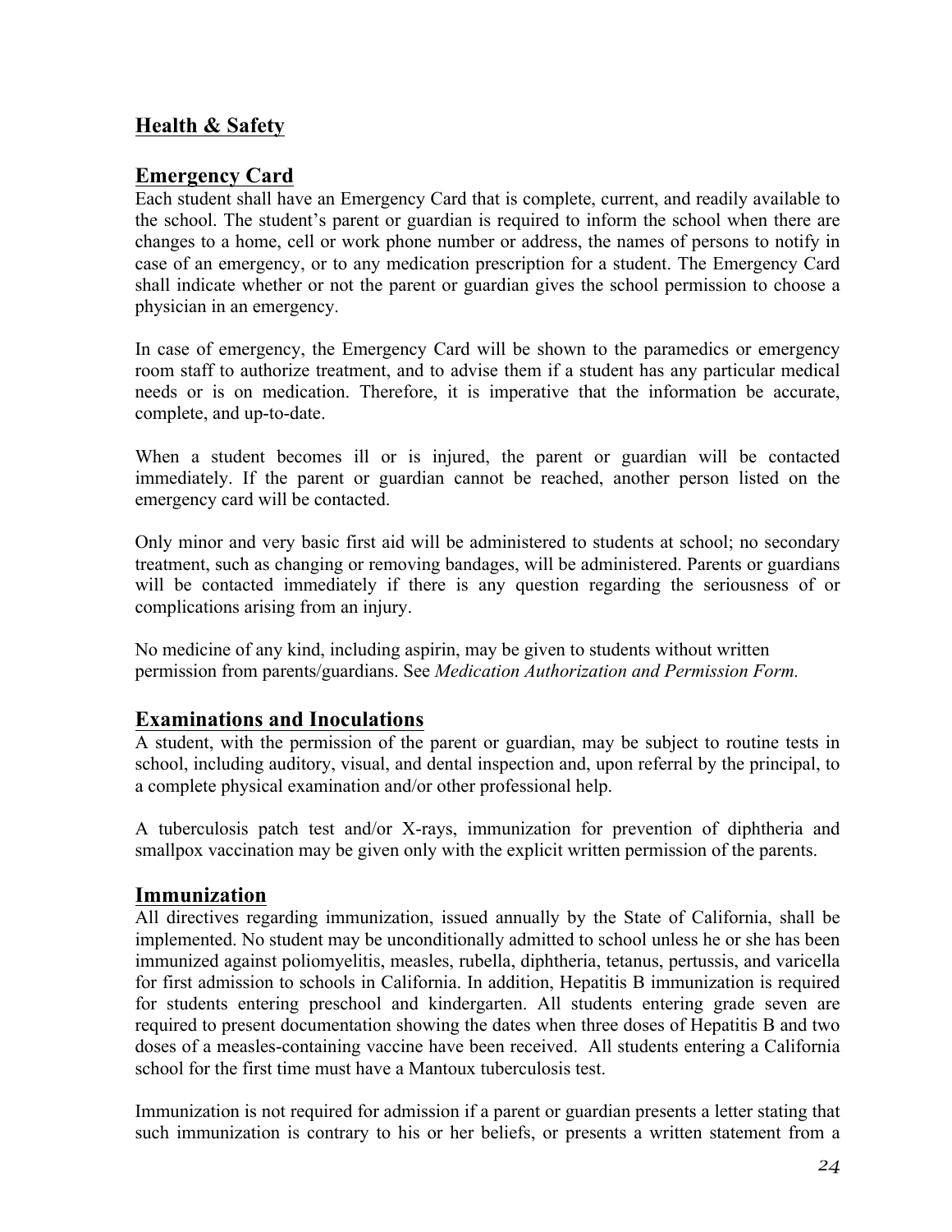## Health & Safety

### Emergency Card

Each student shall have an Emergency Card that is complete, current, and readily available to the school. The student's parent or guardian is required to inform the school when there are changes to a home, cell or work phone number or address, the names of persons to notify in case of an emergency, or to any medication prescription for a student. The Emergency Card shall indicate whether or not the parent or guardian gives the school permission to choose a physician in an emergency.

In case of emergency, the Emergency Card will be shown to the paramedics or emergency room staff to authorize treatment, and to advise them if a student has any particular medical needs or is on medication. Therefore, it is imperative that the information be accurate, complete, and up-to-date.

When a student becomes ill or is injured, the parent or guardian will be contacted immediately. If the parent or guardian cannot be reached, another person listed on the emergency card will be contacted.

Only minor and very basic first aid will be administered to students at school; no secondary treatment, such as changing or removing bandages, will be administered. Parents or guardians will be contacted immediately if there is any question regarding the seriousness of or complications arising from an injury.

No medicine of any kind, including aspirin, may be given to students without written permission from parents/guardians. See *Medication Authorization and Permission Form.*

### Examinations and Inoculations

A student, with the permission of the parent or guardian, may be subject to routine tests in school, including auditory, visual, and dental inspection and, upon referral by the principal, to a complete physical examination and/or other professional help.

A tuberculosis patch test and/or X-rays, immunization for prevention of diphtheria and smallpox vaccination may be given only with the explicit written permission of the parents.

### Immunization

All directives regarding immunization, issued annually by the State of California, shall be implemented. No student may be unconditionally admitted to school unless he or she has been immunized against poliomyelitis, measles, rubella, diphtheria, tetanus, pertussis, and varicella for first admission to schools in California. In addition, Hepatitis B immunization is required for students entering preschool and kindergarten. All students entering grade seven are required to present documentation showing the dates when three doses of Hepatitis B and two doses of a measles-containing vaccine have been received. All students entering a California school for the first time must have a Mantoux tuberculosis test.

Immunization is not required for admission if a parent or guardian presents a letter stating that such immunization is contrary to his or her beliefs, or presents a written statement from a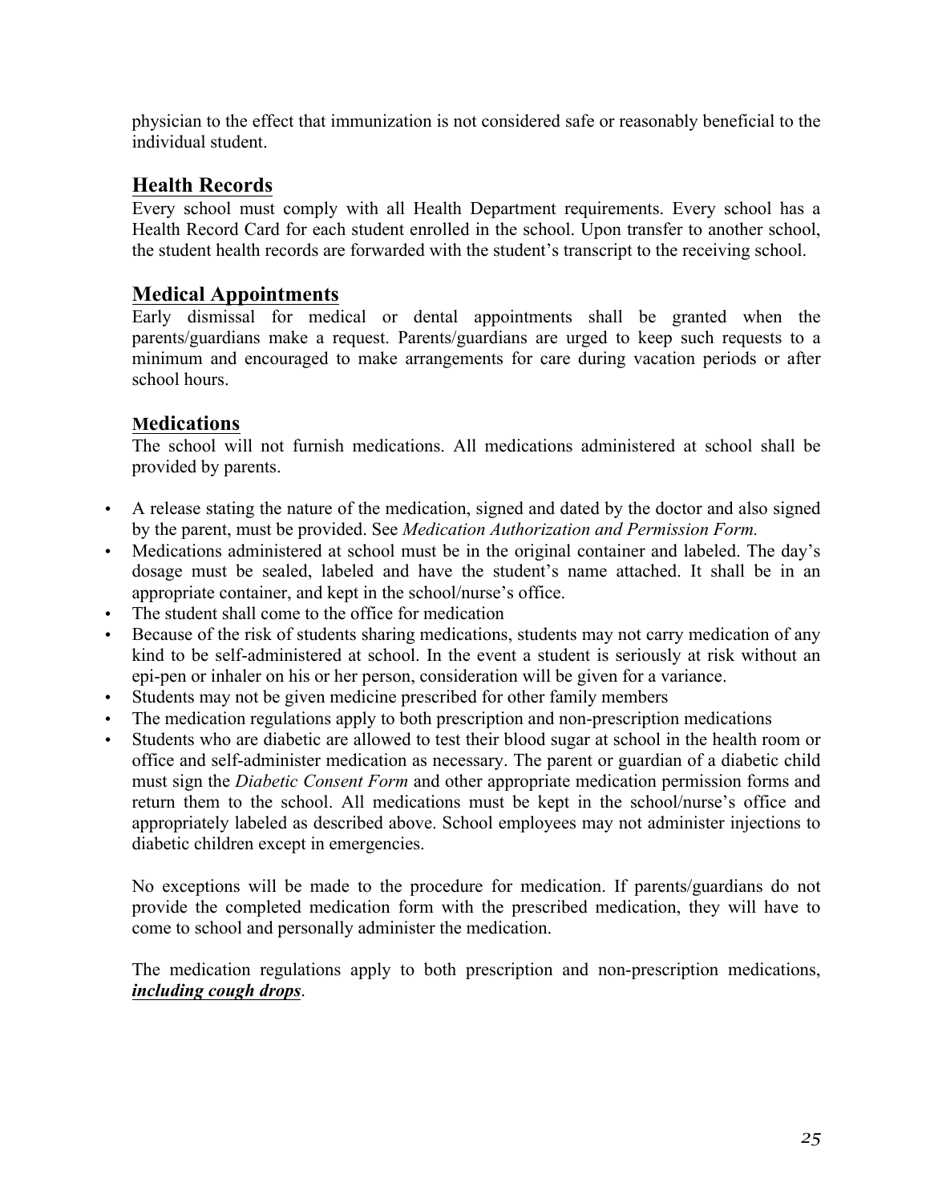physician to the effect that immunization is not considered safe or reasonably beneficial to the individual student.

## Health Records

Every school must comply with all Health Department requirements. Every school has a Health Record Card for each student enrolled in the school. Upon transfer to another school, the student health records are forwarded with the student's transcript to the receiving school.

## Medical Appointments

Early dismissal for medical or dental appointments shall be granted when the parents/guardians make a request. Parents/guardians are urged to keep such requests to a minimum and encouraged to make arrangements for care during vacation periods or after school hours.

## Medications

The school will not furnish medications. All medications administered at school shall be provided by parents.

- A release stating the nature of the medication, signed and dated by the doctor and also signed by the parent, must be provided. See *Medication Authorization and Permission Form.*
- Medications administered at school must be in the original container and labeled. The day's dosage must be sealed, labeled and have the student's name attached. It shall be in an appropriate container, and kept in the school/nurse's office.
- The student shall come to the office for medication
- Because of the risk of students sharing medications, students may not carry medication of any kind to be self-administered at school. In the event a student is seriously at risk without an epi-pen or inhaler on his or her person, consideration will be given for a variance.
- Students may not be given medicine prescribed for other family members
- The medication regulations apply to both prescription and non-prescription medications
- Students who are diabetic are allowed to test their blood sugar at school in the health room or office and self-administer medication as necessary. The parent or guardian of a diabetic child must sign the *Diabetic Consent Form* and other appropriate medication permission forms and return them to the school. All medications must be kept in the school/nurse's office and appropriately labeled as described above. School employees may not administer injections to diabetic children except in emergencies.

No exceptions will be made to the procedure for medication. If parents/guardians do not provide the completed medication form with the prescribed medication, they will have to come to school and personally administer the medication.

The medication regulations apply to both prescription and non-prescription medications, ***including cough drops***.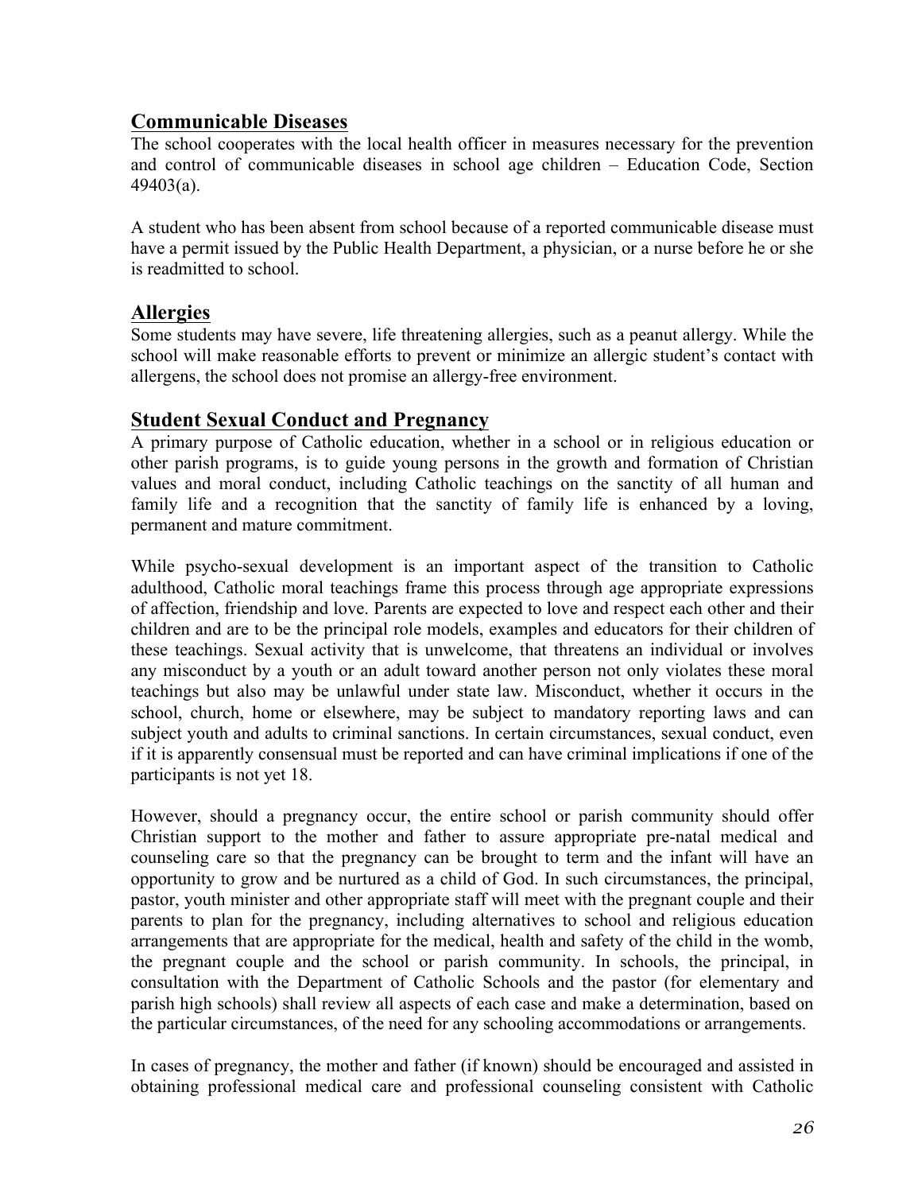## Communicable Diseases

The school cooperates with the local health officer in measures necessary for the prevention and control of communicable diseases in school age children – Education Code, Section 49403(a).

A student who has been absent from school because of a reported communicable disease must have a permit issued by the Public Health Department, a physician, or a nurse before he or she is readmitted to school.

## Allergies

Some students may have severe, life threatening allergies, such as a peanut allergy. While the school will make reasonable efforts to prevent or minimize an allergic student's contact with allergens, the school does not promise an allergy-free environment.

## Student Sexual Conduct and Pregnancy

A primary purpose of Catholic education, whether in a school or in religious education or other parish programs, is to guide young persons in the growth and formation of Christian values and moral conduct, including Catholic teachings on the sanctity of all human and family life and a recognition that the sanctity of family life is enhanced by a loving, permanent and mature commitment.

While psycho-sexual development is an important aspect of the transition to Catholic adulthood, Catholic moral teachings frame this process through age appropriate expressions of affection, friendship and love. Parents are expected to love and respect each other and their children and are to be the principal role models, examples and educators for their children of these teachings. Sexual activity that is unwelcome, that threatens an individual or involves any misconduct by a youth or an adult toward another person not only violates these moral teachings but also may be unlawful under state law. Misconduct, whether it occurs in the school, church, home or elsewhere, may be subject to mandatory reporting laws and can subject youth and adults to criminal sanctions. In certain circumstances, sexual conduct, even if it is apparently consensual must be reported and can have criminal implications if one of the participants is not yet 18.

However, should a pregnancy occur, the entire school or parish community should offer Christian support to the mother and father to assure appropriate pre-natal medical and counseling care so that the pregnancy can be brought to term and the infant will have an opportunity to grow and be nurtured as a child of God. In such circumstances, the principal, pastor, youth minister and other appropriate staff will meet with the pregnant couple and their parents to plan for the pregnancy, including alternatives to school and religious education arrangements that are appropriate for the medical, health and safety of the child in the womb, the pregnant couple and the school or parish community. In schools, the principal, in consultation with the Department of Catholic Schools and the pastor (for elementary and parish high schools) shall review all aspects of each case and make a determination, based on the particular circumstances, of the need for any schooling accommodations or arrangements.

In cases of pregnancy, the mother and father (if known) should be encouraged and assisted in obtaining professional medical care and professional counseling consistent with Catholic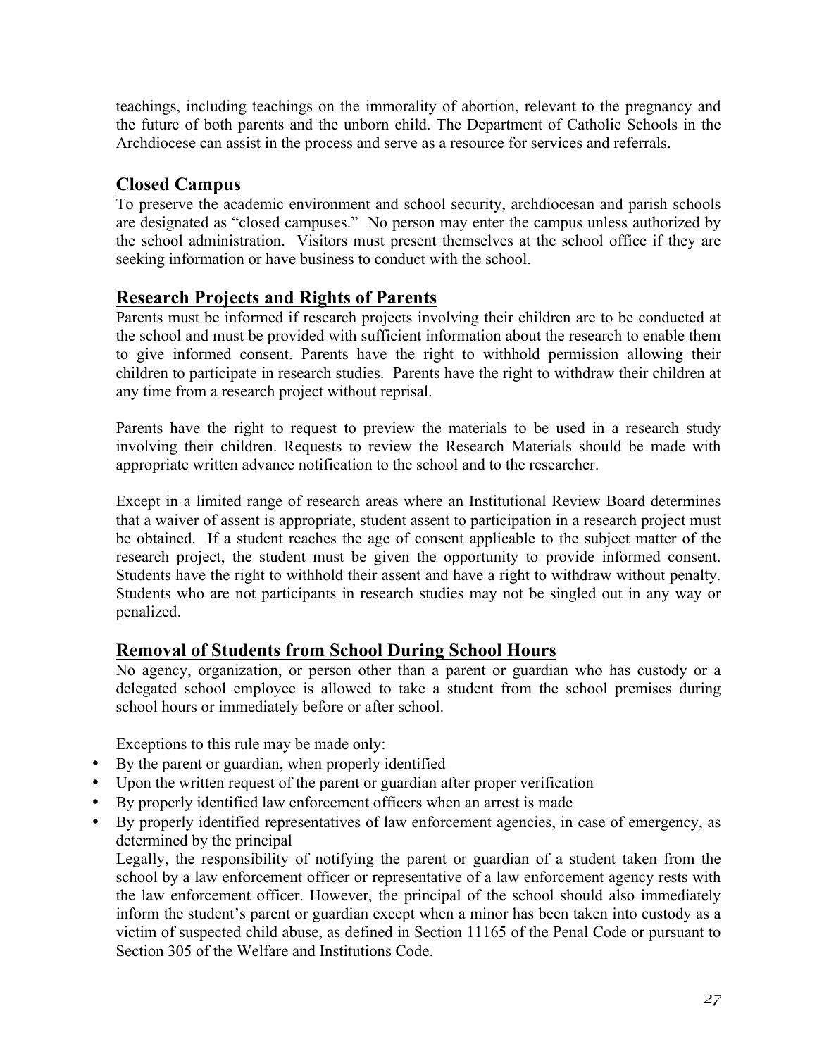teachings, including teachings on the immorality of abortion, relevant to the pregnancy and the future of both parents and the unborn child. The Department of Catholic Schools in the Archdiocese can assist in the process and serve as a resource for services and referrals.

## Closed Campus

To preserve the academic environment and school security, archdiocesan and parish schools are designated as "closed campuses." No person may enter the campus unless authorized by the school administration. Visitors must present themselves at the school office if they are seeking information or have business to conduct with the school.

## Research Projects and Rights of Parents

Parents must be informed if research projects involving their children are to be conducted at the school and must be provided with sufficient information about the research to enable them to give informed consent. Parents have the right to withhold permission allowing their children to participate in research studies. Parents have the right to withdraw their children at any time from a research project without reprisal.

Parents have the right to request to preview the materials to be used in a research study involving their children. Requests to review the Research Materials should be made with appropriate written advance notification to the school and to the researcher.

Except in a limited range of research areas where an Institutional Review Board determines that a waiver of assent is appropriate, student assent to participation in a research project must be obtained. If a student reaches the age of consent applicable to the subject matter of the research project, the student must be given the opportunity to provide informed consent. Students have the right to withhold their assent and have a right to withdraw without penalty. Students who are not participants in research studies may not be singled out in any way or penalized.

## Removal of Students from School During School Hours

No agency, organization, or person other than a parent or guardian who has custody or a delegated school employee is allowed to take a student from the school premises during school hours or immediately before or after school.

Exceptions to this rule may be made only:

- By the parent or guardian, when properly identified
- Upon the written request of the parent or guardian after proper verification
- By properly identified law enforcement officers when an arrest is made
- By properly identified representatives of law enforcement agencies, in case of emergency, as determined by the principal

Legally, the responsibility of notifying the parent or guardian of a student taken from the school by a law enforcement officer or representative of a law enforcement agency rests with the law enforcement officer. However, the principal of the school should also immediately inform the student's parent or guardian except when a minor has been taken into custody as a victim of suspected child abuse, as defined in Section 11165 of the Penal Code or pursuant to Section 305 of the Welfare and Institutions Code.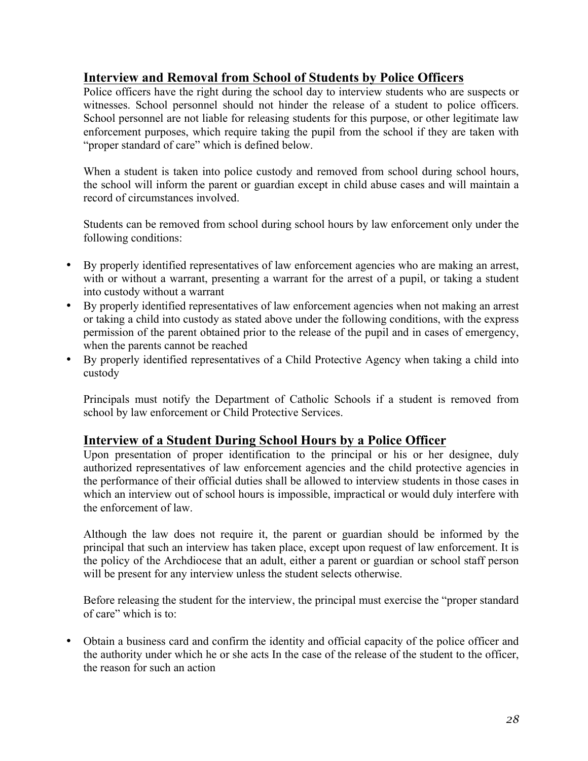## Interview and Removal from School of Students by Police Officers

Police officers have the right during the school day to interview students who are suspects or witnesses. School personnel should not hinder the release of a student to police officers. School personnel are not liable for releasing students for this purpose, or other legitimate law enforcement purposes, which require taking the pupil from the school if they are taken with "proper standard of care" which is defined below.

When a student is taken into police custody and removed from school during school hours, the school will inform the parent or guardian except in child abuse cases and will maintain a record of circumstances involved.

Students can be removed from school during school hours by law enforcement only under the following conditions:

- By properly identified representatives of law enforcement agencies who are making an arrest, with or without a warrant, presenting a warrant for the arrest of a pupil, or taking a student into custody without a warrant
- By properly identified representatives of law enforcement agencies when not making an arrest or taking a child into custody as stated above under the following conditions, with the express permission of the parent obtained prior to the release of the pupil and in cases of emergency, when the parents cannot be reached
- By properly identified representatives of a Child Protective Agency when taking a child into custody

Principals must notify the Department of Catholic Schools if a student is removed from school by law enforcement or Child Protective Services.

## Interview of a Student During School Hours by a Police Officer

Upon presentation of proper identification to the principal or his or her designee, duly authorized representatives of law enforcement agencies and the child protective agencies in the performance of their official duties shall be allowed to interview students in those cases in which an interview out of school hours is impossible, impractical or would duly interfere with the enforcement of law.

Although the law does not require it, the parent or guardian should be informed by the principal that such an interview has taken place, except upon request of law enforcement. It is the policy of the Archdiocese that an adult, either a parent or guardian or school staff person will be present for any interview unless the student selects otherwise.

Before releasing the student for the interview, the principal must exercise the "proper standard of care" which is to:

- Obtain a business card and confirm the identity and official capacity of the police officer and the authority under which he or she acts In the case of the release of the student to the officer, the reason for such an action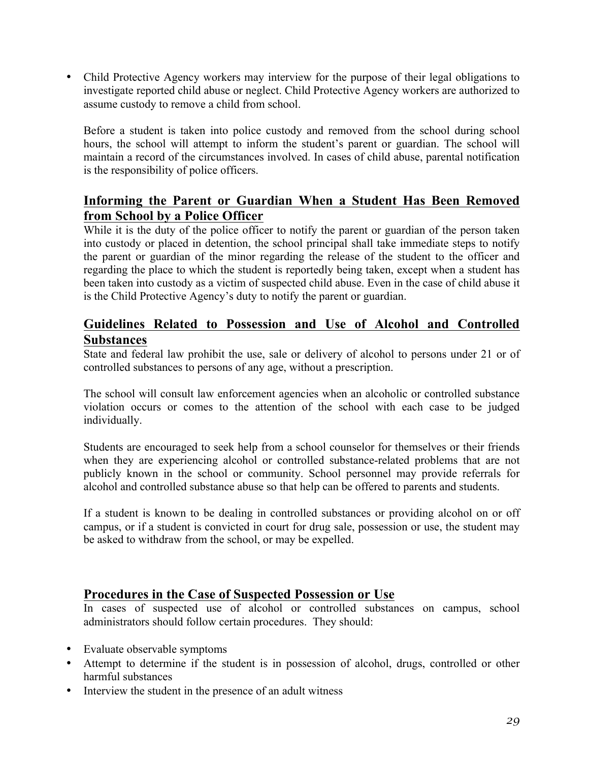- Child Protective Agency workers may interview for the purpose of their legal obligations to investigate reported child abuse or neglect. Child Protective Agency workers are authorized to assume custody to remove a child from school.

  Before a student is taken into police custody and removed from the school during school hours, the school will attempt to inform the student's parent or guardian. The school will maintain a record of the circumstances involved. In cases of child abuse, parental notification is the responsibility of police officers.

## Informing the Parent or Guardian When a Student Has Been Removed from School by a Police Officer

While it is the duty of the police officer to notify the parent or guardian of the person taken into custody or placed in detention, the school principal shall take immediate steps to notify the parent or guardian of the minor regarding the release of the student to the officer and regarding the place to which the student is reportedly being taken, except when a student has been taken into custody as a victim of suspected child abuse. Even in the case of child abuse it is the Child Protective Agency's duty to notify the parent or guardian.

## Guidelines Related to Possession and Use of Alcohol and Controlled Substances

State and federal law prohibit the use, sale or delivery of alcohol to persons under 21 or of controlled substances to persons of any age, without a prescription.

The school will consult law enforcement agencies when an alcoholic or controlled substance violation occurs or comes to the attention of the school with each case to be judged individually.

Students are encouraged to seek help from a school counselor for themselves or their friends when they are experiencing alcohol or controlled substance-related problems that are not publicly known in the school or community. School personnel may provide referrals for alcohol and controlled substance abuse so that help can be offered to parents and students.

If a student is known to be dealing in controlled substances or providing alcohol on or off campus, or if a student is convicted in court for drug sale, possession or use, the student may be asked to withdraw from the school, or may be expelled.

## Procedures in the Case of Suspected Possession or Use

In cases of suspected use of alcohol or controlled substances on campus, school administrators should follow certain procedures. They should:

- Evaluate observable symptoms
- Attempt to determine if the student is in possession of alcohol, drugs, controlled or other harmful substances
- Interview the student in the presence of an adult witness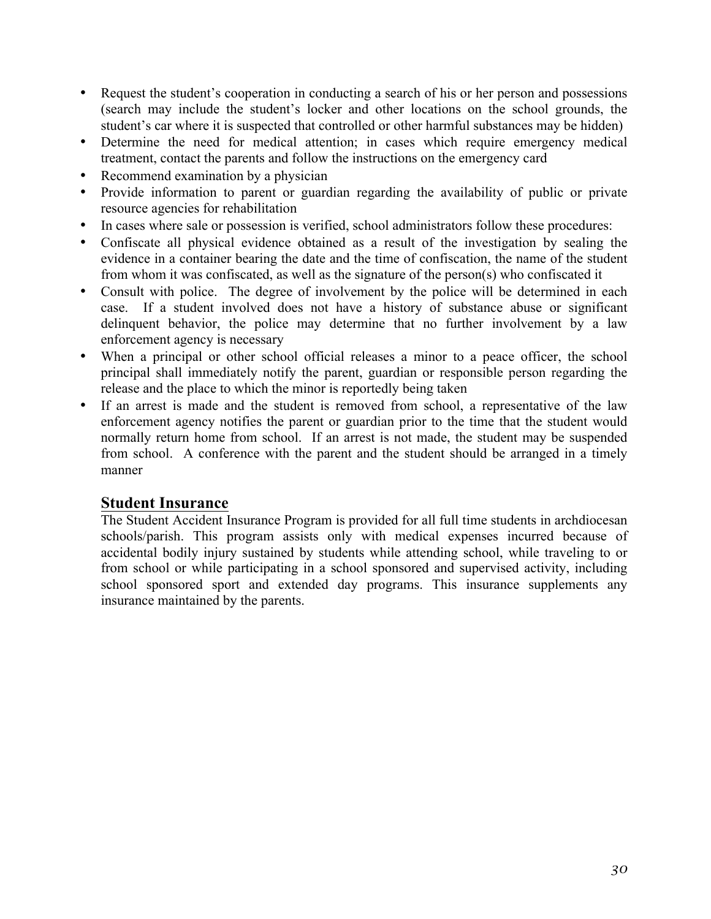- Request the student's cooperation in conducting a search of his or her person and possessions (search may include the student's locker and other locations on the school grounds, the student's car where it is suspected that controlled or other harmful substances may be hidden)
- Determine the need for medical attention; in cases which require emergency medical treatment, contact the parents and follow the instructions on the emergency card
- Recommend examination by a physician
- Provide information to parent or guardian regarding the availability of public or private resource agencies for rehabilitation
- In cases where sale or possession is verified, school administrators follow these procedures:
- Confiscate all physical evidence obtained as a result of the investigation by sealing the evidence in a container bearing the date and the time of confiscation, the name of the student from whom it was confiscated, as well as the signature of the person(s) who confiscated it
- Consult with police. The degree of involvement by the police will be determined in each case. If a student involved does not have a history of substance abuse or significant delinquent behavior, the police may determine that no further involvement by a law enforcement agency is necessary
- When a principal or other school official releases a minor to a peace officer, the school principal shall immediately notify the parent, guardian or responsible person regarding the release and the place to which the minor is reportedly being taken
- If an arrest is made and the student is removed from school, a representative of the law enforcement agency notifies the parent or guardian prior to the time that the student would normally return home from school. If an arrest is not made, the student may be suspended from school. A conference with the parent and the student should be arranged in a timely manner

## Student Insurance

The Student Accident Insurance Program is provided for all full time students in archdiocesan schools/parish. This program assists only with medical expenses incurred because of accidental bodily injury sustained by students while attending school, while traveling to or from school or while participating in a school sponsored and supervised activity, including school sponsored sport and extended day programs. This insurance supplements any insurance maintained by the parents.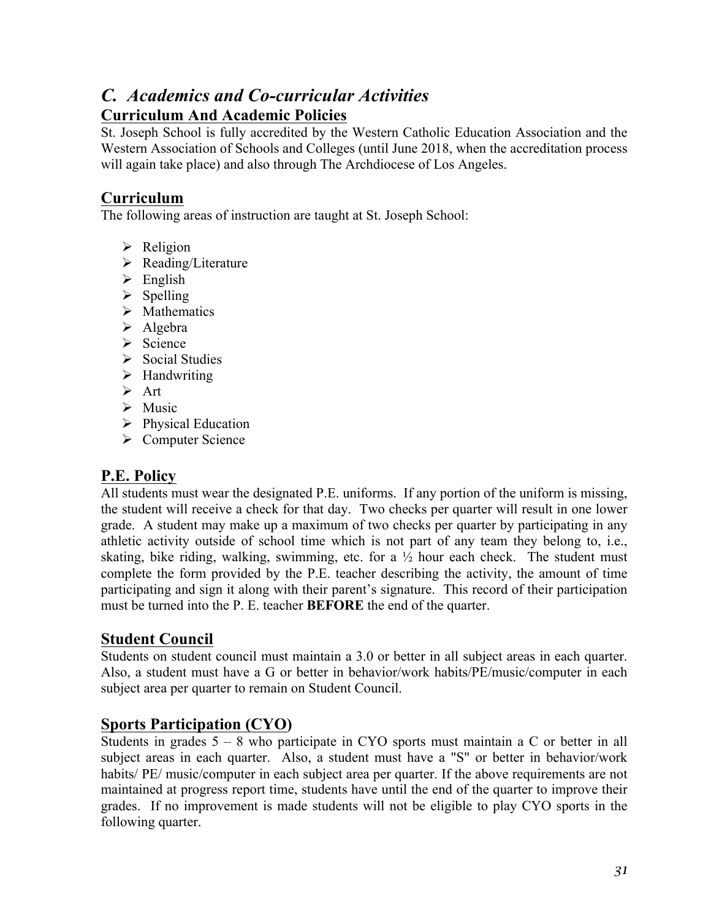## *C. Academics and Co-curricular Activities*

### Curriculum And Academic Policies

St. Joseph School is fully accredited by the Western Catholic Education Association and the Western Association of Schools and Colleges (until June 2018, when the accreditation process will again take place) and also through The Archdiocese of Los Angeles.

### Curriculum

The following areas of instruction are taught at St. Joseph School:

- Religion
- Reading/Literature
- English
- Spelling
- Mathematics
- Algebra
- Science
- Social Studies
- Handwriting
- Art
- Music
- Physical Education
- Computer Science

### P.E. Policy

All students must wear the designated P.E. uniforms. If any portion of the uniform is missing, the student will receive a check for that day. Two checks per quarter will result in one lower grade. A student may make up a maximum of two checks per quarter by participating in any athletic activity outside of school time which is not part of any team they belong to, i.e., skating, bike riding, walking, swimming, etc. for a ½ hour each check. The student must complete the form provided by the P.E. teacher describing the activity, the amount of time participating and sign it along with their parent's signature. This record of their participation must be turned into the P. E. teacher **BEFORE** the end of the quarter.

### Student Council

Students on student council must maintain a 3.0 or better in all subject areas in each quarter. Also, a student must have a G or better in behavior/work habits/PE/music/computer in each subject area per quarter to remain on Student Council.

### Sports Participation (CYO)

Students in grades 5 – 8 who participate in CYO sports must maintain a C or better in all subject areas in each quarter. Also, a student must have a "S" or better in behavior/work habits/ PE/ music/computer in each subject area per quarter. If the above requirements are not maintained at progress report time, students have until the end of the quarter to improve their grades. If no improvement is made students will not be eligible to play CYO sports in the following quarter.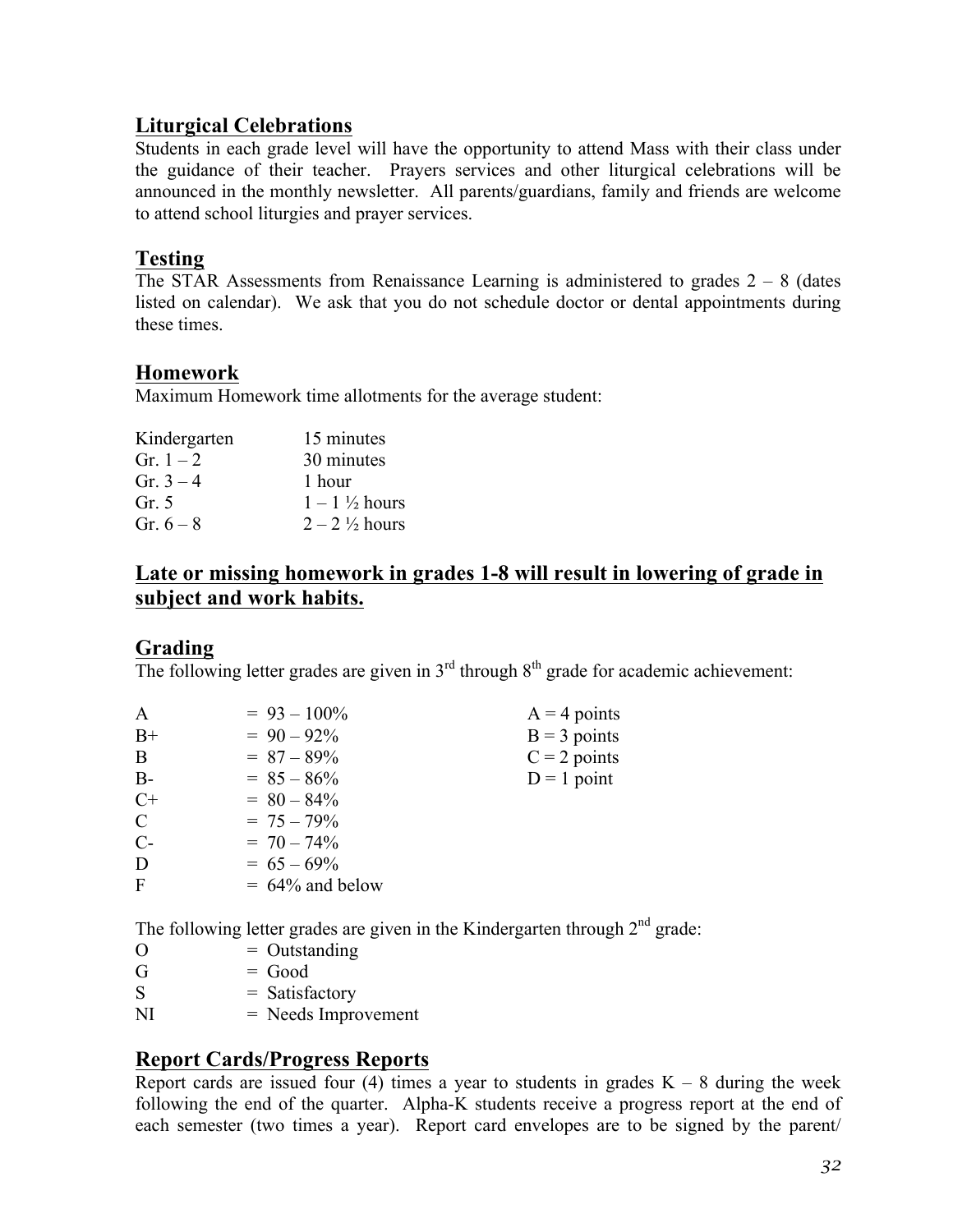## Liturgical Celebrations

Students in each grade level will have the opportunity to attend Mass with their class under the guidance of their teacher. Prayers services and other liturgical celebrations will be announced in the monthly newsletter. All parents/guardians, family and friends are welcome to attend school liturgies and prayer services.

## Testing

The STAR Assessments from Renaissance Learning is administered to grades 2 – 8 (dates listed on calendar). We ask that you do not schedule doctor or dental appointments during these times.

## Homework

Maximum Homework time allotments for the average student:

| | |
|---|---|
| Kindergarten | 15 minutes |
| Gr. 1 – 2 | 30 minutes |
| Gr. 3 – 4 | 1 hour |
| Gr. 5 | 1 – 1 ½ hours |
| Gr. 6 – 8 | 2 – 2 ½ hours |

## Late or missing homework in grades 1-8 will result in lowering of grade in subject and work habits.

## Grading

The following letter grades are given in 3rd through 8th grade for academic achievement:

| | | |
|---|---|---|
| A | = 93 – 100% | A = 4 points |
| B+ | = 90 – 92% | B = 3 points |
| B | = 87 – 89% | C = 2 points |
| B- | = 85 – 86% | D = 1 point |
| C+ | = 80 – 84% | |
| C | = 75 – 79% | |
| C- | = 70 – 74% | |
| D | = 65 – 69% | |
| F | = 64% and below | |

The following letter grades are given in the Kindergarten through 2nd grade:

| | |
|---|---|
| O | = Outstanding |
| G | = Good |
| S | = Satisfactory |
| NI | = Needs Improvement |

## Report Cards/Progress Reports

Report cards are issued four (4) times a year to students in grades K – 8 during the week following the end of the quarter. Alpha-K students receive a progress report at the end of each semester (two times a year). Report card envelopes are to be signed by the parent/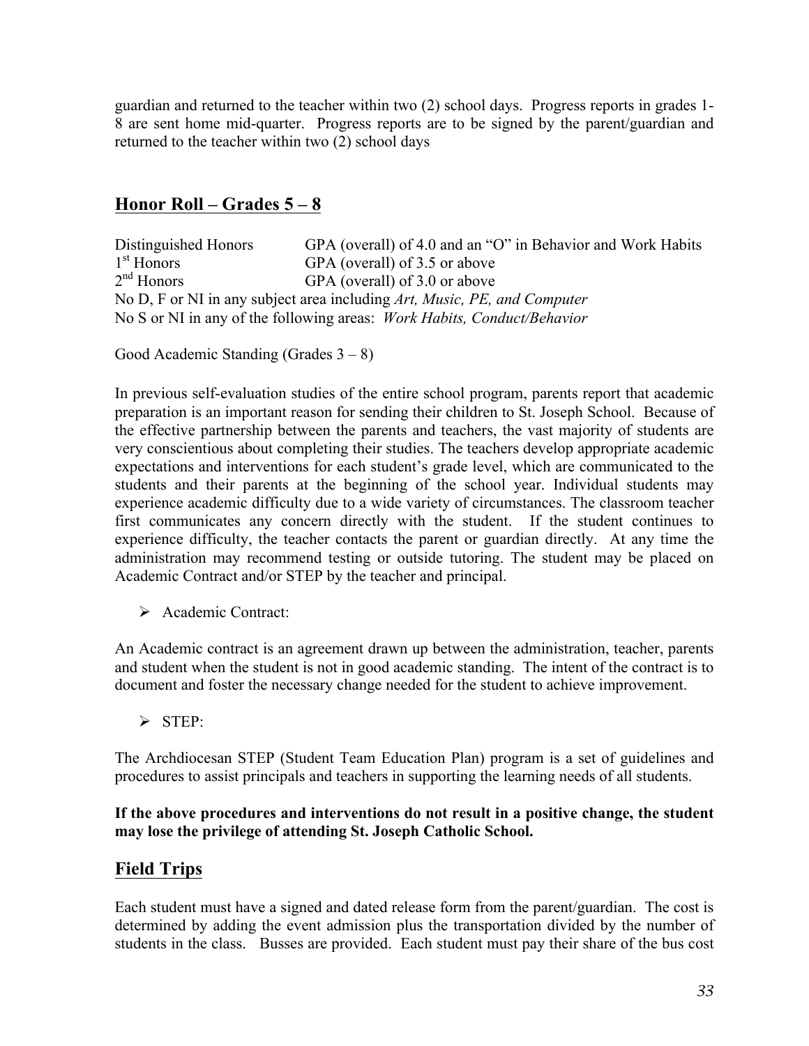guardian and returned to the teacher within two (2) school days. Progress reports in grades 1-8 are sent home mid-quarter. Progress reports are to be signed by the parent/guardian and returned to the teacher within two (2) school days

## Honor Roll – Grades 5 – 8

| | |
|---|---|
| Distinguished Honors | GPA (overall) of 4.0 and an "O" in Behavior and Work Habits |
| 1st Honors | GPA (overall) of 3.5 or above |
| 2nd Honors | GPA (overall) of 3.0 or above |

No D, F or NI in any subject area including *Art, Music, PE, and Computer*
No S or NI in any of the following areas: *Work Habits, Conduct/Behavior*

Good Academic Standing (Grades 3 – 8)

In previous self-evaluation studies of the entire school program, parents report that academic preparation is an important reason for sending their children to St. Joseph School. Because of the effective partnership between the parents and teachers, the vast majority of students are very conscientious about completing their studies. The teachers develop appropriate academic expectations and interventions for each student's grade level, which are communicated to the students and their parents at the beginning of the school year. Individual students may experience academic difficulty due to a wide variety of circumstances. The classroom teacher first communicates any concern directly with the student. If the student continues to experience difficulty, the teacher contacts the parent or guardian directly. At any time the administration may recommend testing or outside tutoring. The student may be placed on Academic Contract and/or STEP by the teacher and principal.

- Academic Contract:

An Academic contract is an agreement drawn up between the administration, teacher, parents and student when the student is not in good academic standing. The intent of the contract is to document and foster the necessary change needed for the student to achieve improvement.

- STEP:

The Archdiocesan STEP (Student Team Education Plan) program is a set of guidelines and procedures to assist principals and teachers in supporting the learning needs of all students.

**If the above procedures and interventions do not result in a positive change, the student may lose the privilege of attending St. Joseph Catholic School.**

## Field Trips

Each student must have a signed and dated release form from the parent/guardian. The cost is determined by adding the event admission plus the transportation divided by the number of students in the class. Busses are provided. Each student must pay their share of the bus cost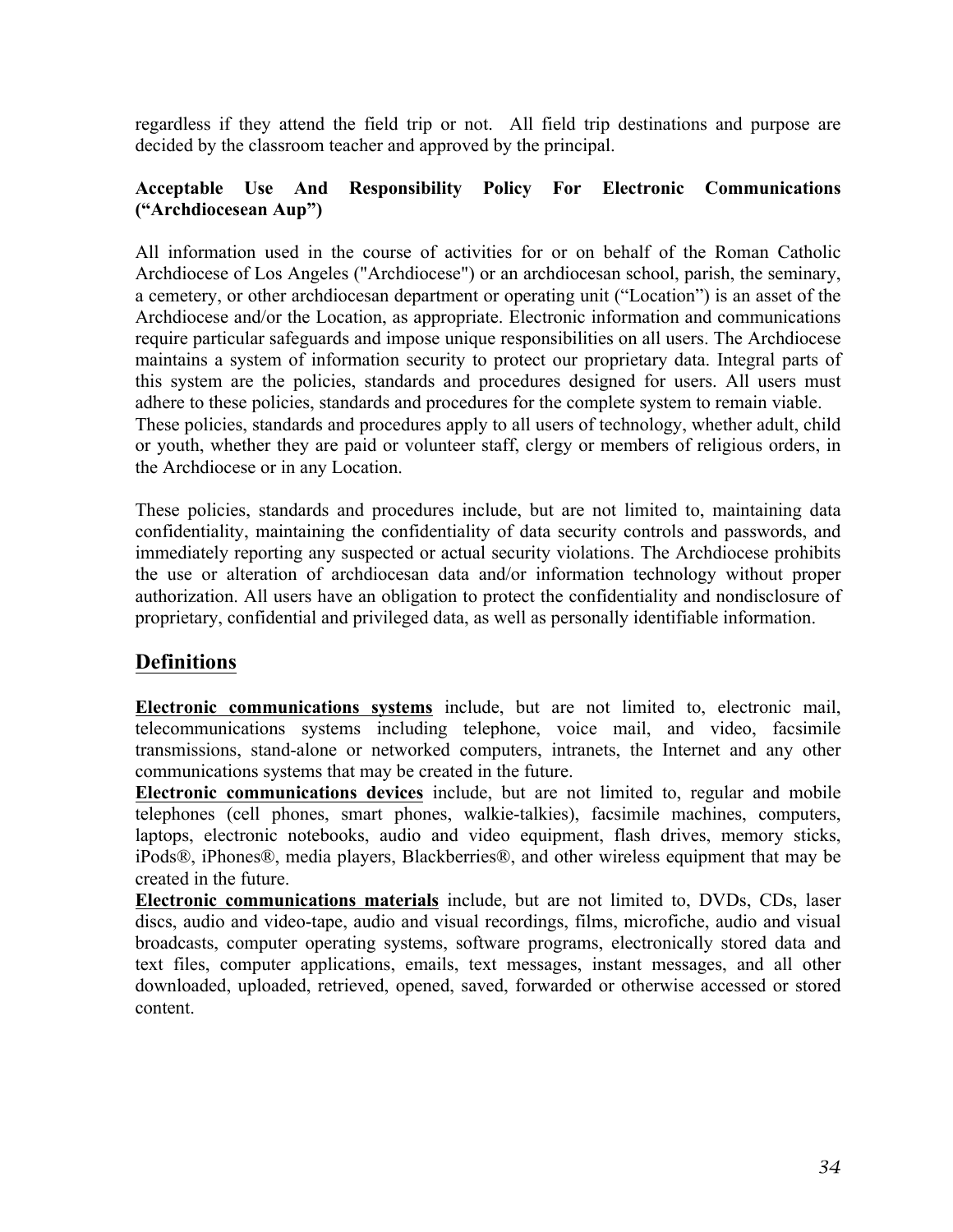regardless if they attend the field trip or not. All field trip destinations and purpose are decided by the classroom teacher and approved by the principal.

**Acceptable Use And Responsibility Policy For Electronic Communications ("Archdiocesean Aup")**

All information used in the course of activities for or on behalf of the Roman Catholic Archdiocese of Los Angeles ("Archdiocese") or an archdiocesan school, parish, the seminary, a cemetery, or other archdiocesan department or operating unit ("Location") is an asset of the Archdiocese and/or the Location, as appropriate. Electronic information and communications require particular safeguards and impose unique responsibilities on all users. The Archdiocese maintains a system of information security to protect our proprietary data. Integral parts of this system are the policies, standards and procedures designed for users. All users must adhere to these policies, standards and procedures for the complete system to remain viable. These policies, standards and procedures apply to all users of technology, whether adult, child or youth, whether they are paid or volunteer staff, clergy or members of religious orders, in the Archdiocese or in any Location.

These policies, standards and procedures include, but are not limited to, maintaining data confidentiality, maintaining the confidentiality of data security controls and passwords, and immediately reporting any suspected or actual security violations. The Archdiocese prohibits the use or alteration of archdiocesan data and/or information technology without proper authorization. All users have an obligation to protect the confidentiality and nondisclosure of proprietary, confidential and privileged data, as well as personally identifiable information.

## Definitions

**Electronic communications systems** include, but are not limited to, electronic mail, telecommunications systems including telephone, voice mail, and video, facsimile transmissions, stand-alone or networked computers, intranets, the Internet and any other communications systems that may be created in the future.

**Electronic communications devices** include, but are not limited to, regular and mobile telephones (cell phones, smart phones, walkie-talkies), facsimile machines, computers, laptops, electronic notebooks, audio and video equipment, flash drives, memory sticks, iPods®, iPhones®, media players, Blackberries®, and other wireless equipment that may be created in the future.

**Electronic communications materials** include, but are not limited to, DVDs, CDs, laser discs, audio and video-tape, audio and visual recordings, films, microfiche, audio and visual broadcasts, computer operating systems, software programs, electronically stored data and text files, computer applications, emails, text messages, instant messages, and all other downloaded, uploaded, retrieved, opened, saved, forwarded or otherwise accessed or stored content.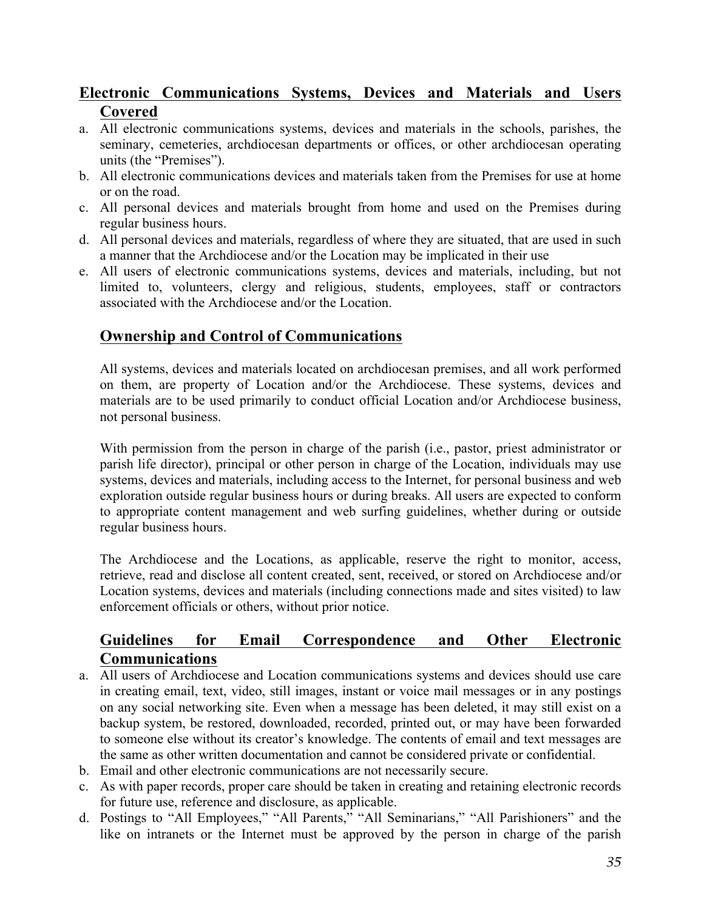## Electronic Communications Systems, Devices and Materials and Users Covered

a. All electronic communications systems, devices and materials in the schools, parishes, the seminary, cemeteries, archdiocesan departments or offices, or other archdiocesan operating units (the "Premises").
b. All electronic communications devices and materials taken from the Premises for use at home or on the road.
c. All personal devices and materials brought from home and used on the Premises during regular business hours.
d. All personal devices and materials, regardless of where they are situated, that are used in such a manner that the Archdiocese and/or the Location may be implicated in their use
e. All users of electronic communications systems, devices and materials, including, but not limited to, volunteers, clergy and religious, students, employees, staff or contractors associated with the Archdiocese and/or the Location.

## Ownership and Control of Communications

All systems, devices and materials located on archdiocesan premises, and all work performed on them, are property of Location and/or the Archdiocese. These systems, devices and materials are to be used primarily to conduct official Location and/or Archdiocese business, not personal business.

With permission from the person in charge of the parish (i.e., pastor, priest administrator or parish life director), principal or other person in charge of the Location, individuals may use systems, devices and materials, including access to the Internet, for personal business and web exploration outside regular business hours or during breaks. All users are expected to conform to appropriate content management and web surfing guidelines, whether during or outside regular business hours.

The Archdiocese and the Locations, as applicable, reserve the right to monitor, access, retrieve, read and disclose all content created, sent, received, or stored on Archdiocese and/or Location systems, devices and materials (including connections made and sites visited) to law enforcement officials or others, without prior notice.

## Guidelines for Email Correspondence and Other Electronic Communications

a. All users of Archdiocese and Location communications systems and devices should use care in creating email, text, video, still images, instant or voice mail messages or in any postings on any social networking site. Even when a message has been deleted, it may still exist on a backup system, be restored, downloaded, recorded, printed out, or may have been forwarded to someone else without its creator's knowledge. The contents of email and text messages are the same as other written documentation and cannot be considered private or confidential.
b. Email and other electronic communications are not necessarily secure.
c. As with paper records, proper care should be taken in creating and retaining electronic records for future use, reference and disclosure, as applicable.
d. Postings to "All Employees," "All Parents," "All Seminarians," "All Parishioners" and the like on intranets or the Internet must be approved by the person in charge of the parish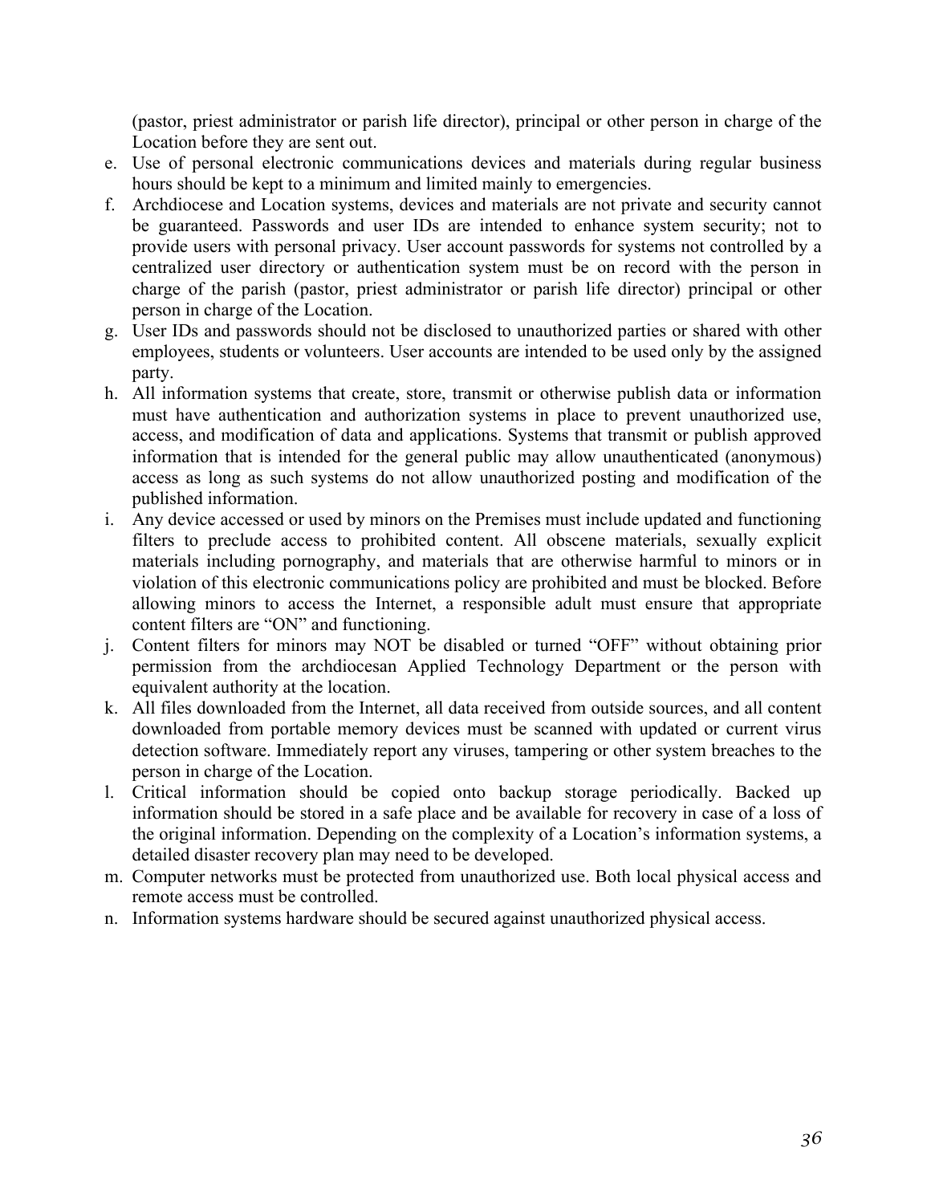(pastor, priest administrator or parish life director), principal or other person in charge of the Location before they are sent out.

e. Use of personal electronic communications devices and materials during regular business hours should be kept to a minimum and limited mainly to emergencies.
f. Archdiocese and Location systems, devices and materials are not private and security cannot be guaranteed. Passwords and user IDs are intended to enhance system security; not to provide users with personal privacy. User account passwords for systems not controlled by a centralized user directory or authentication system must be on record with the person in charge of the parish (pastor, priest administrator or parish life director) principal or other person in charge of the Location.
g. User IDs and passwords should not be disclosed to unauthorized parties or shared with other employees, students or volunteers. User accounts are intended to be used only by the assigned party.
h. All information systems that create, store, transmit or otherwise publish data or information must have authentication and authorization systems in place to prevent unauthorized use, access, and modification of data and applications. Systems that transmit or publish approved information that is intended for the general public may allow unauthenticated (anonymous) access as long as such systems do not allow unauthorized posting and modification of the published information.
i. Any device accessed or used by minors on the Premises must include updated and functioning filters to preclude access to prohibited content. All obscene materials, sexually explicit materials including pornography, and materials that are otherwise harmful to minors or in violation of this electronic communications policy are prohibited and must be blocked. Before allowing minors to access the Internet, a responsible adult must ensure that appropriate content filters are "ON" and functioning.
j. Content filters for minors may NOT be disabled or turned "OFF" without obtaining prior permission from the archdiocesan Applied Technology Department or the person with equivalent authority at the location.
k. All files downloaded from the Internet, all data received from outside sources, and all content downloaded from portable memory devices must be scanned with updated or current virus detection software. Immediately report any viruses, tampering or other system breaches to the person in charge of the Location.
l. Critical information should be copied onto backup storage periodically. Backed up information should be stored in a safe place and be available for recovery in case of a loss of the original information. Depending on the complexity of a Location's information systems, a detailed disaster recovery plan may need to be developed.
m. Computer networks must be protected from unauthorized use. Both local physical access and remote access must be controlled.
n. Information systems hardware should be secured against unauthorized physical access.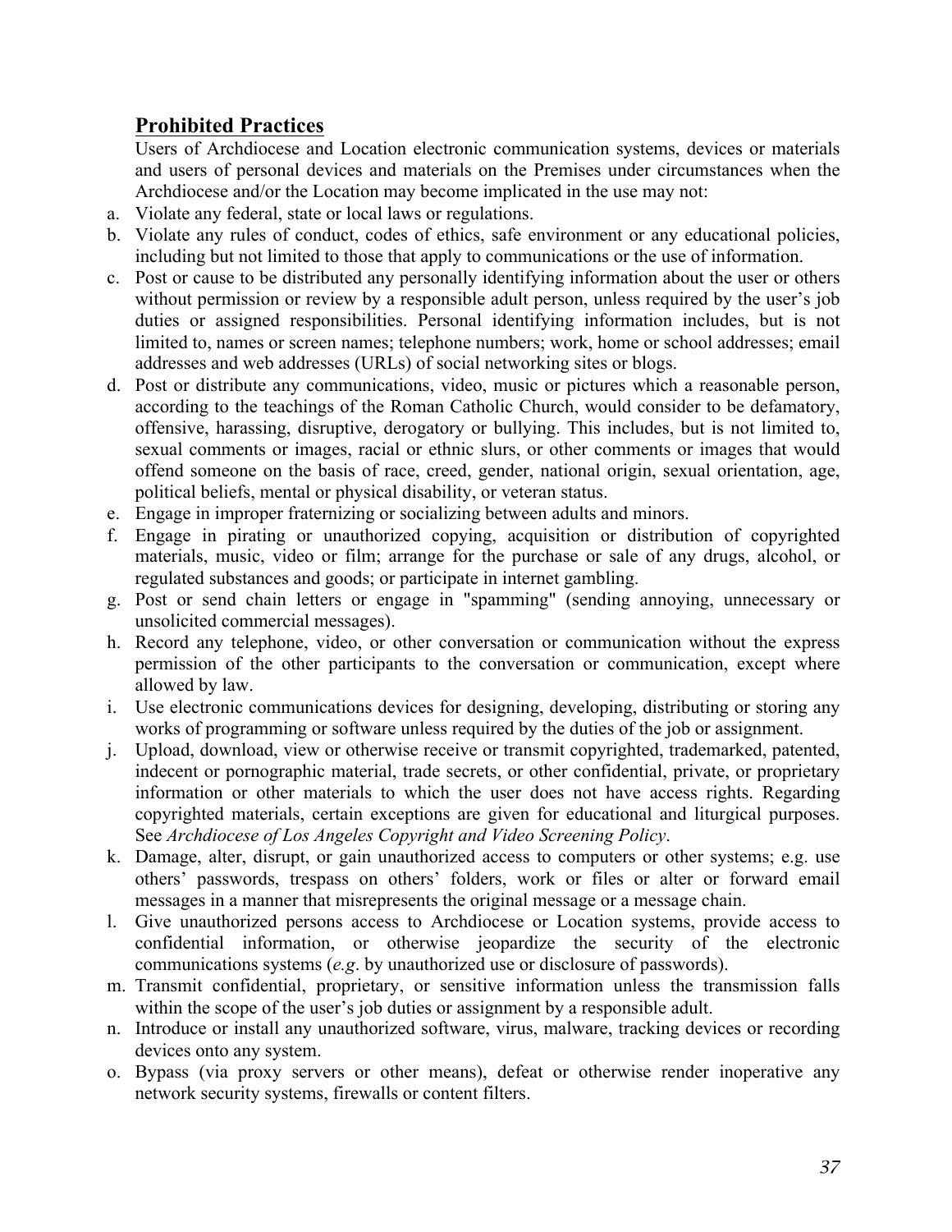## **Prohibited Practices**

Users of Archdiocese and Location electronic communication systems, devices or materials and users of personal devices and materials on the Premises under circumstances when the Archdiocese and/or the Location may become implicated in the use may not:

a. Violate any federal, state or local laws or regulations.
b. Violate any rules of conduct, codes of ethics, safe environment or any educational policies, including but not limited to those that apply to communications or the use of information.
c. Post or cause to be distributed any personally identifying information about the user or others without permission or review by a responsible adult person, unless required by the user's job duties or assigned responsibilities. Personal identifying information includes, but is not limited to, names or screen names; telephone numbers; work, home or school addresses; email addresses and web addresses (URLs) of social networking sites or blogs.
d. Post or distribute any communications, video, music or pictures which a reasonable person, according to the teachings of the Roman Catholic Church, would consider to be defamatory, offensive, harassing, disruptive, derogatory or bullying. This includes, but is not limited to, sexual comments or images, racial or ethnic slurs, or other comments or images that would offend someone on the basis of race, creed, gender, national origin, sexual orientation, age, political beliefs, mental or physical disability, or veteran status.
e. Engage in improper fraternizing or socializing between adults and minors.
f. Engage in pirating or unauthorized copying, acquisition or distribution of copyrighted materials, music, video or film; arrange for the purchase or sale of any drugs, alcohol, or regulated substances and goods; or participate in internet gambling.
g. Post or send chain letters or engage in "spamming" (sending annoying, unnecessary or unsolicited commercial messages).
h. Record any telephone, video, or other conversation or communication without the express permission of the other participants to the conversation or communication, except where allowed by law.
i. Use electronic communications devices for designing, developing, distributing or storing any works of programming or software unless required by the duties of the job or assignment.
j. Upload, download, view or otherwise receive or transmit copyrighted, trademarked, patented, indecent or pornographic material, trade secrets, or other confidential, private, or proprietary information or other materials to which the user does not have access rights. Regarding copyrighted materials, certain exceptions are given for educational and liturgical purposes. See *Archdiocese of Los Angeles Copyright and Video Screening Policy*.
k. Damage, alter, disrupt, or gain unauthorized access to computers or other systems; e.g. use others' passwords, trespass on others' folders, work or files or alter or forward email messages in a manner that misrepresents the original message or a message chain.
l. Give unauthorized persons access to Archdiocese or Location systems, provide access to confidential information, or otherwise jeopardize the security of the electronic communications systems (*e.g*. by unauthorized use or disclosure of passwords).
m. Transmit confidential, proprietary, or sensitive information unless the transmission falls within the scope of the user's job duties or assignment by a responsible adult.
n. Introduce or install any unauthorized software, virus, malware, tracking devices or recording devices onto any system.
o. Bypass (via proxy servers or other means), defeat or otherwise render inoperative any network security systems, firewalls or content filters.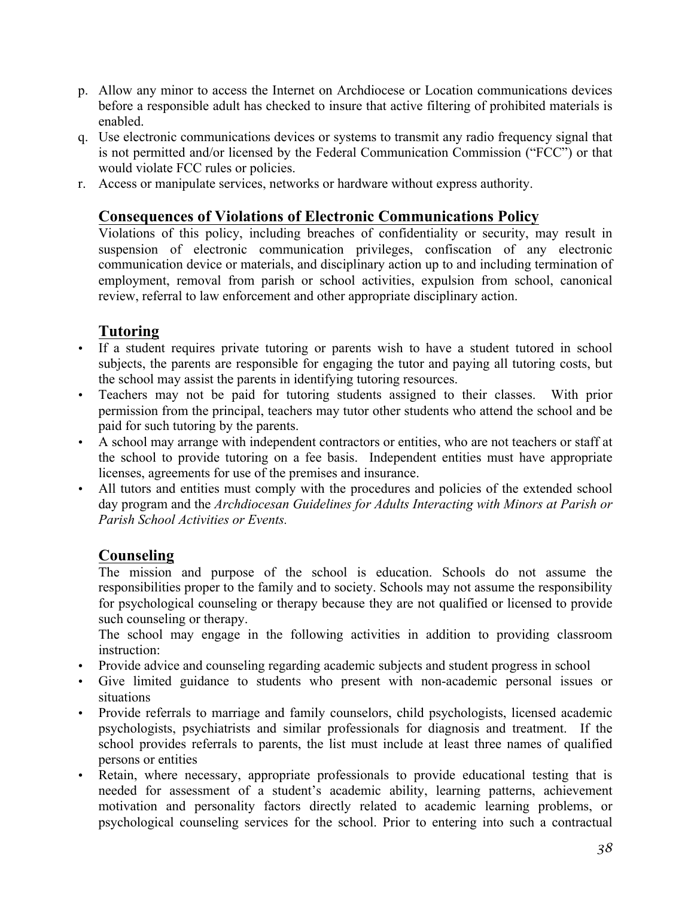p. Allow any minor to access the Internet on Archdiocese or Location communications devices before a responsible adult has checked to insure that active filtering of prohibited materials is enabled.
q. Use electronic communications devices or systems to transmit any radio frequency signal that is not permitted and/or licensed by the Federal Communication Commission ("FCC") or that would violate FCC rules or policies.
r. Access or manipulate services, networks or hardware without express authority.

## Consequences of Violations of Electronic Communications Policy

Violations of this policy, including breaches of confidentiality or security, may result in suspension of electronic communication privileges, confiscation of any electronic communication device or materials, and disciplinary action up to and including termination of employment, removal from parish or school activities, expulsion from school, canonical review, referral to law enforcement and other appropriate disciplinary action.

## Tutoring

- If a student requires private tutoring or parents wish to have a student tutored in school subjects, the parents are responsible for engaging the tutor and paying all tutoring costs, but the school may assist the parents in identifying tutoring resources.
- Teachers may not be paid for tutoring students assigned to their classes. With prior permission from the principal, teachers may tutor other students who attend the school and be paid for such tutoring by the parents.
- A school may arrange with independent contractors or entities, who are not teachers or staff at the school to provide tutoring on a fee basis. Independent entities must have appropriate licenses, agreements for use of the premises and insurance.
- All tutors and entities must comply with the procedures and policies of the extended school day program and the *Archdiocesan Guidelines for Adults Interacting with Minors at Parish or Parish School Activities or Events.*

## Counseling

The mission and purpose of the school is education. Schools do not assume the responsibilities proper to the family and to society. Schools may not assume the responsibility for psychological counseling or therapy because they are not qualified or licensed to provide such counseling or therapy.

The school may engage in the following activities in addition to providing classroom instruction:

- Provide advice and counseling regarding academic subjects and student progress in school
- Give limited guidance to students who present with non-academic personal issues or situations
- Provide referrals to marriage and family counselors, child psychologists, licensed academic psychologists, psychiatrists and similar professionals for diagnosis and treatment. If the school provides referrals to parents, the list must include at least three names of qualified persons or entities
- Retain, where necessary, appropriate professionals to provide educational testing that is needed for assessment of a student's academic ability, learning patterns, achievement motivation and personality factors directly related to academic learning problems, or psychological counseling services for the school. Prior to entering into such a contractual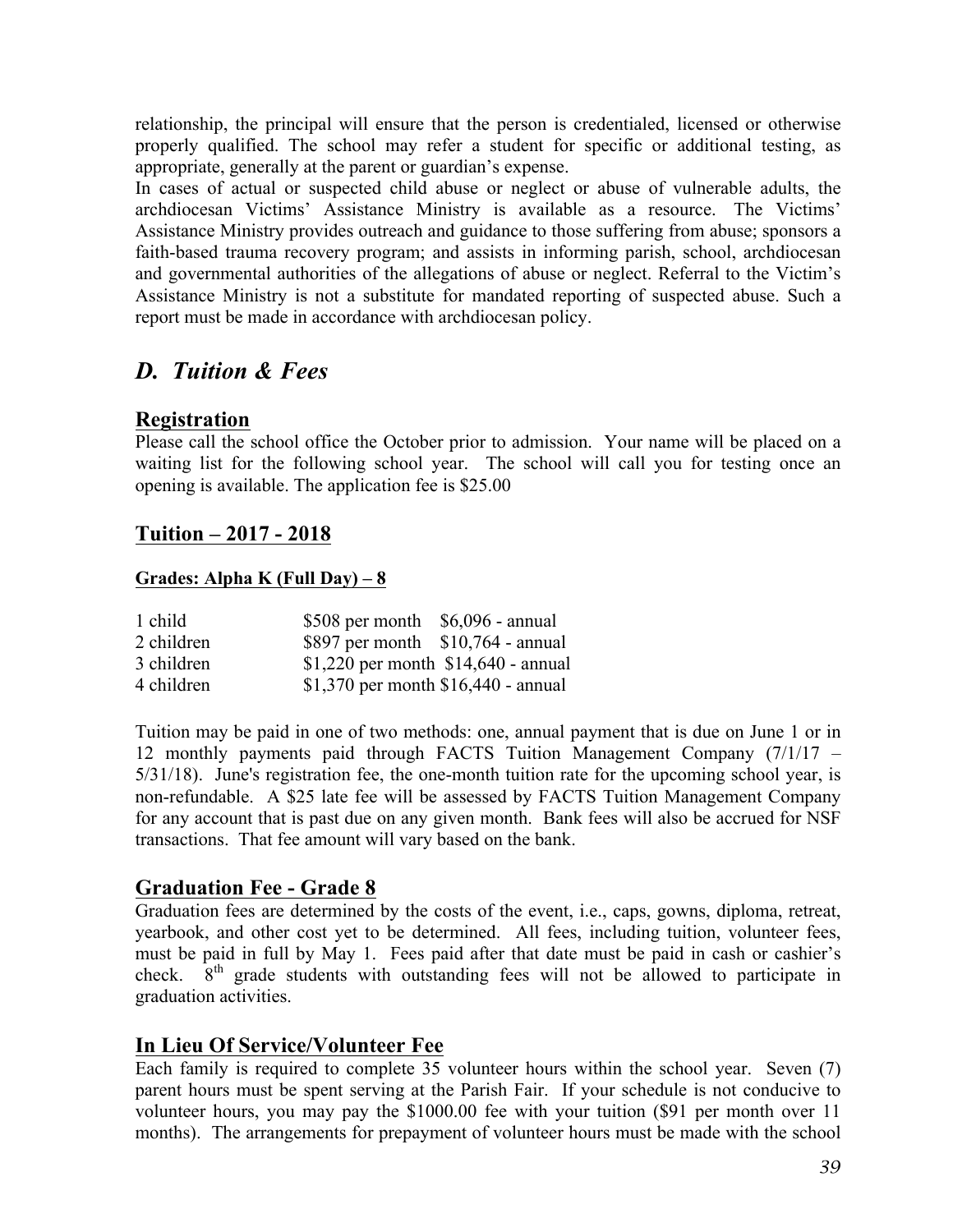relationship, the principal will ensure that the person is credentialed, licensed or otherwise properly qualified. The school may refer a student for specific or additional testing, as appropriate, generally at the parent or guardian's expense.

In cases of actual or suspected child abuse or neglect or abuse of vulnerable adults, the archdiocesan Victims' Assistance Ministry is available as a resource. The Victims' Assistance Ministry provides outreach and guidance to those suffering from abuse; sponsors a faith-based trauma recovery program; and assists in informing parish, school, archdiocesan and governmental authorities of the allegations of abuse or neglect. Referral to the Victim's Assistance Ministry is not a substitute for mandated reporting of suspected abuse. Such a report must be made in accordance with archdiocesan policy.

## *D. Tuition & Fees*

### Registration

Please call the school office the October prior to admission. Your name will be placed on a waiting list for the following school year. The school will call you for testing once an opening is available. The application fee is $25.00

### Tuition – 2017 - 2018

#### Grades: Alpha K (Full Day) – 8

| | | |
|---|---|---|
| 1 child | $508 per month | $6,096 - annual |
| 2 children | $897 per month | $10,764 - annual |
| 3 children | $1,220 per month | $14,640 - annual |
| 4 children | $1,370 per month | $16,440 - annual |

Tuition may be paid in one of two methods: one, annual payment that is due on June 1 or in 12 monthly payments paid through FACTS Tuition Management Company (7/1/17 – 5/31/18). June's registration fee, the one-month tuition rate for the upcoming school year, is non-refundable. A $25 late fee will be assessed by FACTS Tuition Management Company for any account that is past due on any given month. Bank fees will also be accrued for NSF transactions. That fee amount will vary based on the bank.

### Graduation Fee - Grade 8

Graduation fees are determined by the costs of the event, i.e., caps, gowns, diploma, retreat, yearbook, and other cost yet to be determined. All fees, including tuition, volunteer fees, must be paid in full by May 1. Fees paid after that date must be paid in cash or cashier's check. 8th grade students with outstanding fees will not be allowed to participate in graduation activities.

### In Lieu Of Service/Volunteer Fee

Each family is required to complete 35 volunteer hours within the school year. Seven (7) parent hours must be spent serving at the Parish Fair. If your schedule is not conducive to volunteer hours, you may pay the $1000.00 fee with your tuition ($91 per month over 11 months). The arrangements for prepayment of volunteer hours must be made with the school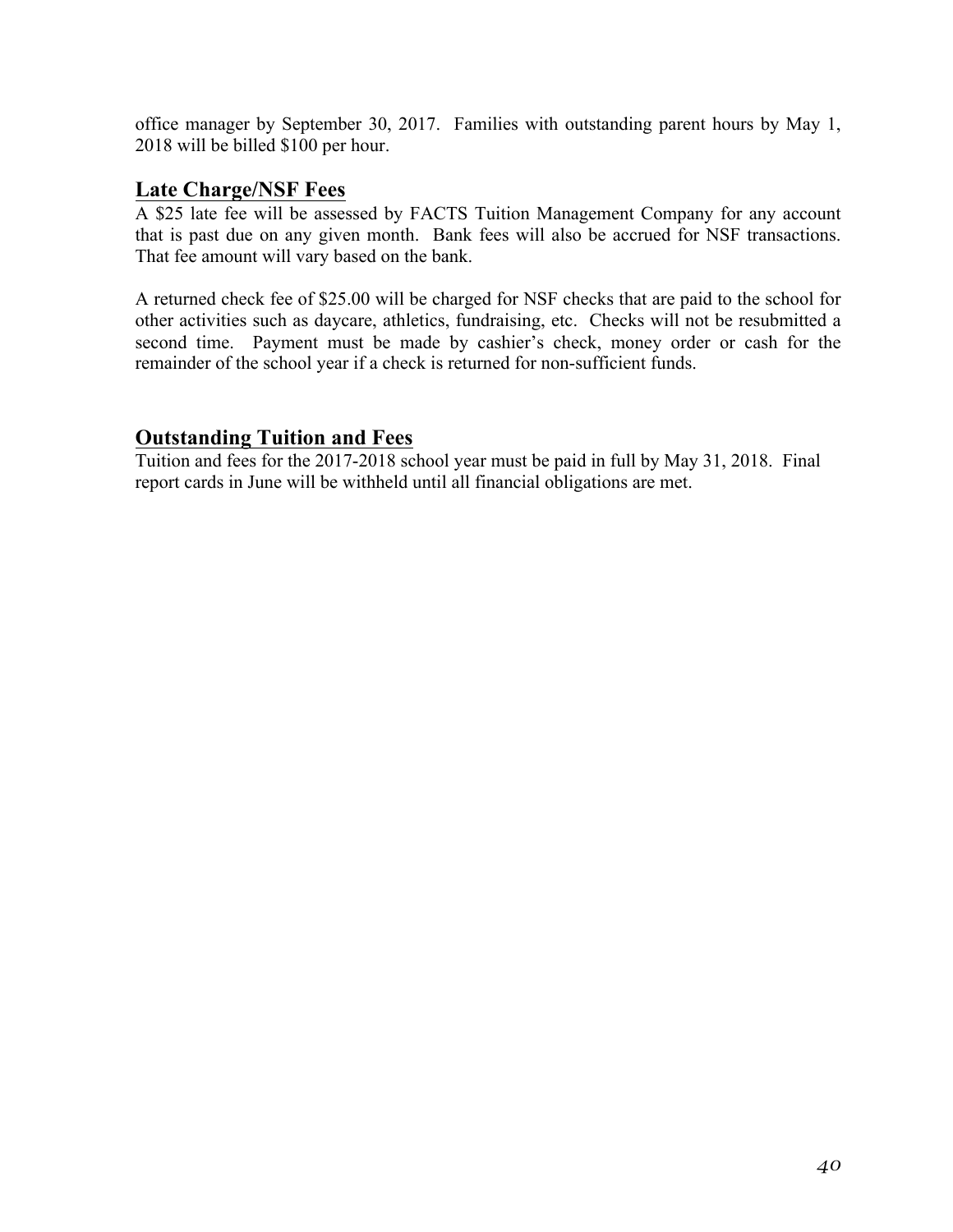office manager by September 30, 2017. Families with outstanding parent hours by May 1, 2018 will be billed $100 per hour.

## Late Charge/NSF Fees

A $25 late fee will be assessed by FACTS Tuition Management Company for any account that is past due on any given month. Bank fees will also be accrued for NSF transactions. That fee amount will vary based on the bank.

A returned check fee of $25.00 will be charged for NSF checks that are paid to the school for other activities such as daycare, athletics, fundraising, etc. Checks will not be resubmitted a second time. Payment must be made by cashier's check, money order or cash for the remainder of the school year if a check is returned for non-sufficient funds.

## Outstanding Tuition and Fees

Tuition and fees for the 2017-2018 school year must be paid in full by May 31, 2018. Final report cards in June will be withheld until all financial obligations are met.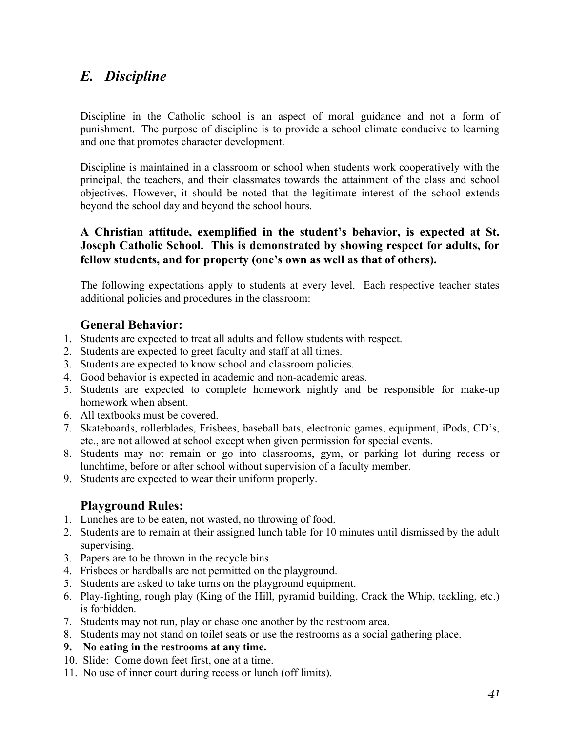## *E. Discipline*

Discipline in the Catholic school is an aspect of moral guidance and not a form of punishment. The purpose of discipline is to provide a school climate conducive to learning and one that promotes character development.

Discipline is maintained in a classroom or school when students work cooperatively with the principal, the teachers, and their classmates towards the attainment of the class and school objectives. However, it should be noted that the legitimate interest of the school extends beyond the school day and beyond the school hours.

**A Christian attitude, exemplified in the student's behavior, is expected at St. Joseph Catholic School. This is demonstrated by showing respect for adults, for fellow students, and for property (one's own as well as that of others).**

The following expectations apply to students at every level. Each respective teacher states additional policies and procedures in the classroom:

### General Behavior:

1. Students are expected to treat all adults and fellow students with respect.
2. Students are expected to greet faculty and staff at all times.
3. Students are expected to know school and classroom policies.
4. Good behavior is expected in academic and non-academic areas.
5. Students are expected to complete homework nightly and be responsible for make-up homework when absent.
6. All textbooks must be covered.
7. Skateboards, rollerblades, Frisbees, baseball bats, electronic games, equipment, iPods, CD's, etc., are not allowed at school except when given permission for special events.
8. Students may not remain or go into classrooms, gym, or parking lot during recess or lunchtime, before or after school without supervision of a faculty member.
9. Students are expected to wear their uniform properly.

### Playground Rules:

1. Lunches are to be eaten, not wasted, no throwing of food.
2. Students are to remain at their assigned lunch table for 10 minutes until dismissed by the adult supervising.
3. Papers are to be thrown in the recycle bins.
4. Frisbees or hardballs are not permitted on the playground.
5. Students are asked to take turns on the playground equipment.
6. Play-fighting, rough play (King of the Hill, pyramid building, Crack the Whip, tackling, etc.) is forbidden.
7. Students may not run, play or chase one another by the restroom area.
8. Students may not stand on toilet seats or use the restrooms as a social gathering place.
9. **No eating in the restrooms at any time.**
10. Slide: Come down feet first, one at a time.
11. No use of inner court during recess or lunch (off limits).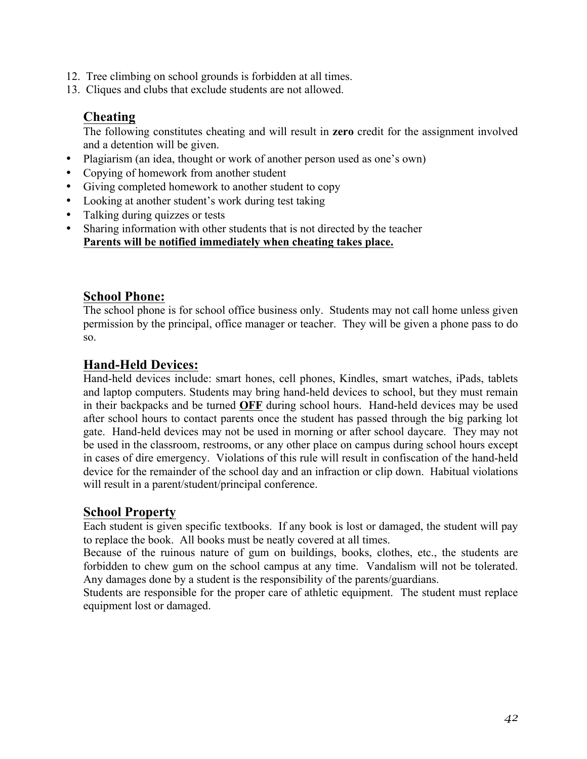12. Tree climbing on school grounds is forbidden at all times.
13. Cliques and clubs that exclude students are not allowed.

## Cheating

The following constitutes cheating and will result in **zero** credit for the assignment involved and a detention will be given.

- Plagiarism (an idea, thought or work of another person used as one's own)
- Copying of homework from another student
- Giving completed homework to another student to copy
- Looking at another student's work during test taking
- Talking during quizzes or tests
- Sharing information with other students that is not directed by the teacher

**Parents will be notified immediately when cheating takes place.**

## School Phone:

The school phone is for school office business only. Students may not call home unless given permission by the principal, office manager or teacher. They will be given a phone pass to do so.

## Hand-Held Devices:

Hand-held devices include: smart hones, cell phones, Kindles, smart watches, iPads, tablets and laptop computers. Students may bring hand-held devices to school, but they must remain in their backpacks and be turned **OFF** during school hours. Hand-held devices may be used after school hours to contact parents once the student has passed through the big parking lot gate. Hand-held devices may not be used in morning or after school daycare. They may not be used in the classroom, restrooms, or any other place on campus during school hours except in cases of dire emergency. Violations of this rule will result in confiscation of the hand-held device for the remainder of the school day and an infraction or clip down. Habitual violations will result in a parent/student/principal conference.

## School Property

Each student is given specific textbooks. If any book is lost or damaged, the student will pay to replace the book. All books must be neatly covered at all times.

Because of the ruinous nature of gum on buildings, books, clothes, etc., the students are forbidden to chew gum on the school campus at any time. Vandalism will not be tolerated. Any damages done by a student is the responsibility of the parents/guardians.

Students are responsible for the proper care of athletic equipment. The student must replace equipment lost or damaged.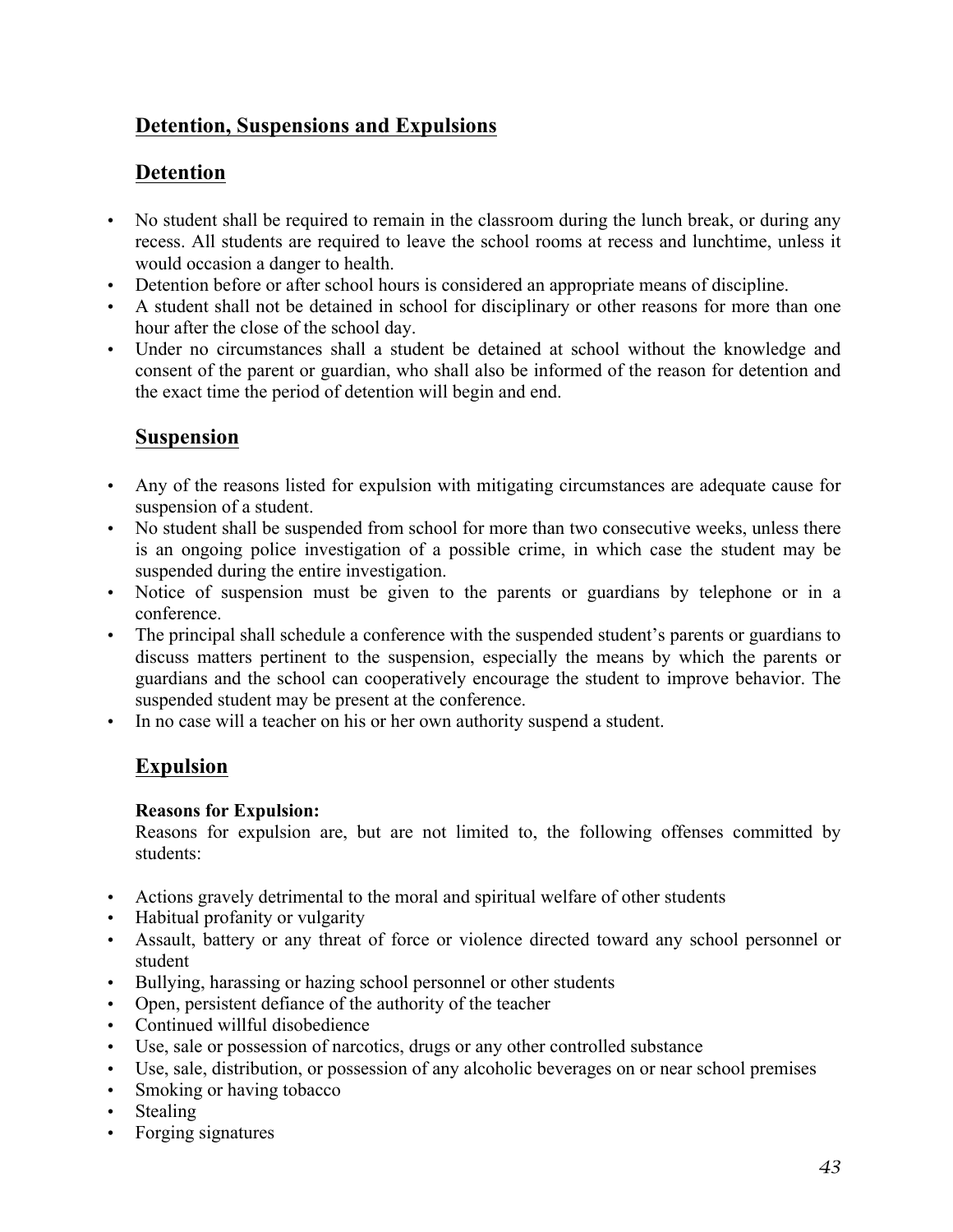## Detention, Suspensions and Expulsions

## Detention

- No student shall be required to remain in the classroom during the lunch break, or during any recess. All students are required to leave the school rooms at recess and lunchtime, unless it would occasion a danger to health.
- Detention before or after school hours is considered an appropriate means of discipline.
- A student shall not be detained in school for disciplinary or other reasons for more than one hour after the close of the school day.
- Under no circumstances shall a student be detained at school without the knowledge and consent of the parent or guardian, who shall also be informed of the reason for detention and the exact time the period of detention will begin and end.

## Suspension

- Any of the reasons listed for expulsion with mitigating circumstances are adequate cause for suspension of a student.
- No student shall be suspended from school for more than two consecutive weeks, unless there is an ongoing police investigation of a possible crime, in which case the student may be suspended during the entire investigation.
- Notice of suspension must be given to the parents or guardians by telephone or in a conference.
- The principal shall schedule a conference with the suspended student's parents or guardians to discuss matters pertinent to the suspension, especially the means by which the parents or guardians and the school can cooperatively encourage the student to improve behavior. The suspended student may be present at the conference.
- In no case will a teacher on his or her own authority suspend a student.

## Expulsion

**Reasons for Expulsion:**
Reasons for expulsion are, but are not limited to, the following offenses committed by students:

- Actions gravely detrimental to the moral and spiritual welfare of other students
- Habitual profanity or vulgarity
- Assault, battery or any threat of force or violence directed toward any school personnel or student
- Bullying, harassing or hazing school personnel or other students
- Open, persistent defiance of the authority of the teacher
- Continued willful disobedience
- Use, sale or possession of narcotics, drugs or any other controlled substance
- Use, sale, distribution, or possession of any alcoholic beverages on or near school premises
- Smoking or having tobacco
- Stealing
- Forging signatures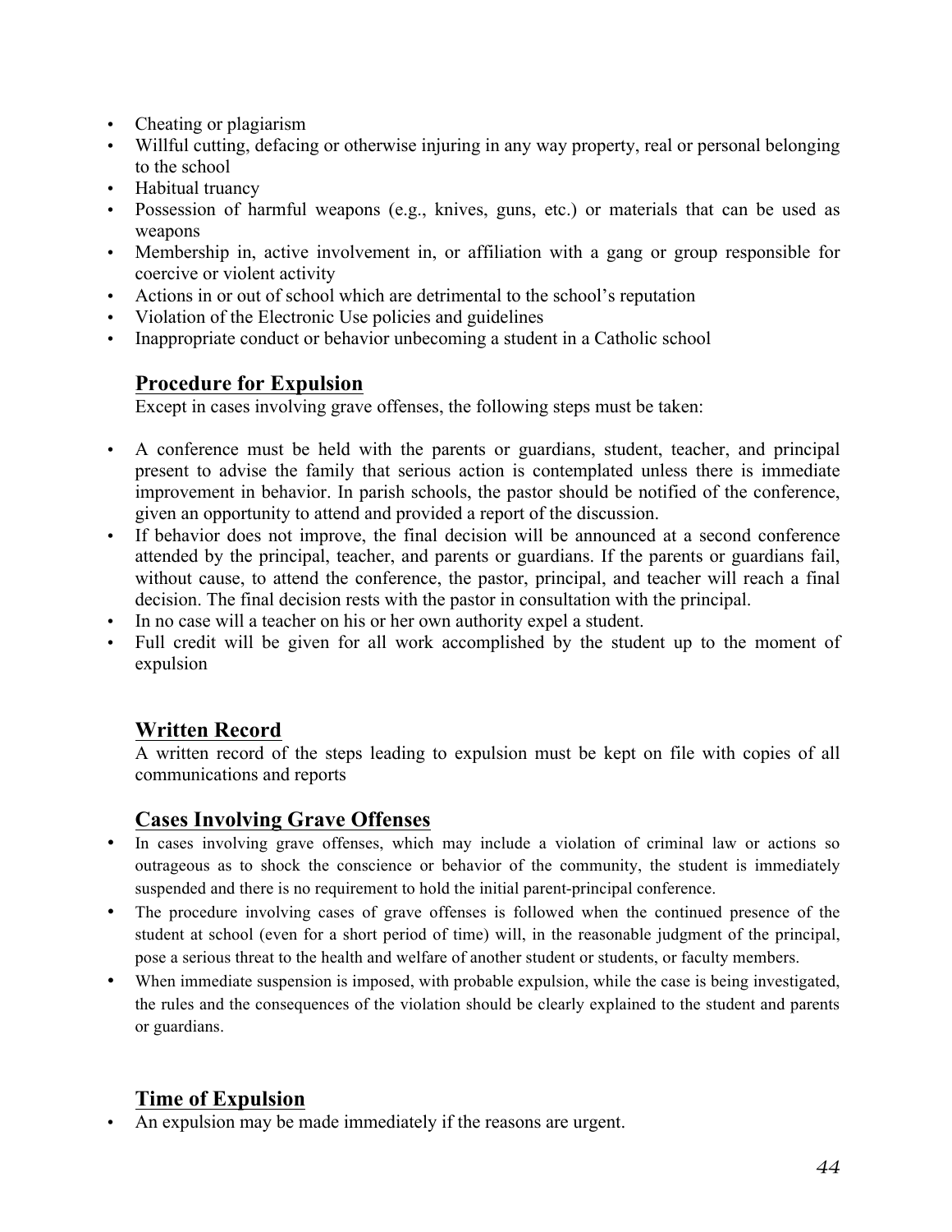- Cheating or plagiarism
- Willful cutting, defacing or otherwise injuring in any way property, real or personal belonging to the school
- Habitual truancy
- Possession of harmful weapons (e.g., knives, guns, etc.) or materials that can be used as weapons
- Membership in, active involvement in, or affiliation with a gang or group responsible for coercive or violent activity
- Actions in or out of school which are detrimental to the school's reputation
- Violation of the Electronic Use policies and guidelines
- Inappropriate conduct or behavior unbecoming a student in a Catholic school

## Procedure for Expulsion

Except in cases involving grave offenses, the following steps must be taken:

- A conference must be held with the parents or guardians, student, teacher, and principal present to advise the family that serious action is contemplated unless there is immediate improvement in behavior. In parish schools, the pastor should be notified of the conference, given an opportunity to attend and provided a report of the discussion.
- If behavior does not improve, the final decision will be announced at a second conference attended by the principal, teacher, and parents or guardians. If the parents or guardians fail, without cause, to attend the conference, the pastor, principal, and teacher will reach a final decision. The final decision rests with the pastor in consultation with the principal.
- In no case will a teacher on his or her own authority expel a student.
- Full credit will be given for all work accomplished by the student up to the moment of expulsion

## Written Record

A written record of the steps leading to expulsion must be kept on file with copies of all communications and reports

## Cases Involving Grave Offenses

- In cases involving grave offenses, which may include a violation of criminal law or actions so outrageous as to shock the conscience or behavior of the community, the student is immediately suspended and there is no requirement to hold the initial parent-principal conference.
- The procedure involving cases of grave offenses is followed when the continued presence of the student at school (even for a short period of time) will, in the reasonable judgment of the principal, pose a serious threat to the health and welfare of another student or students, or faculty members.
- When immediate suspension is imposed, with probable expulsion, while the case is being investigated, the rules and the consequences of the violation should be clearly explained to the student and parents or guardians.

## Time of Expulsion

- An expulsion may be made immediately if the reasons are urgent.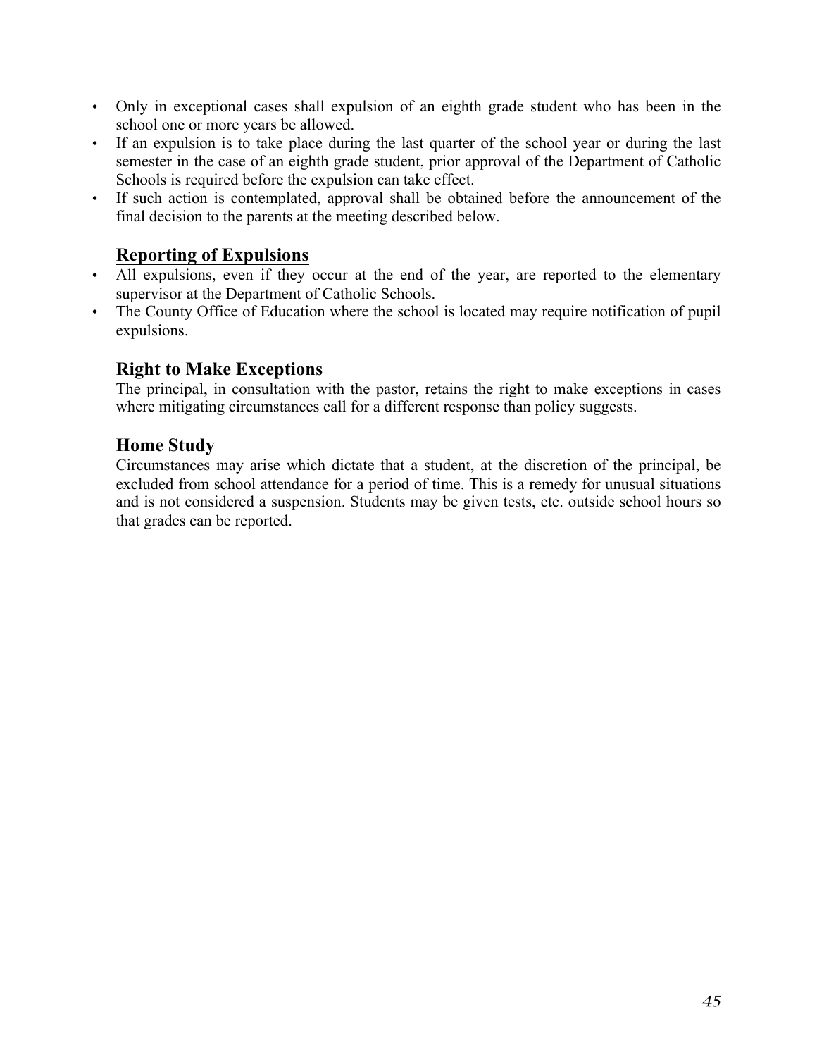- Only in exceptional cases shall expulsion of an eighth grade student who has been in the school one or more years be allowed.
- If an expulsion is to take place during the last quarter of the school year or during the last semester in the case of an eighth grade student, prior approval of the Department of Catholic Schools is required before the expulsion can take effect.
- If such action is contemplated, approval shall be obtained before the announcement of the final decision to the parents at the meeting described below.

## Reporting of Expulsions

- All expulsions, even if they occur at the end of the year, are reported to the elementary supervisor at the Department of Catholic Schools.
- The County Office of Education where the school is located may require notification of pupil expulsions.

## Right to Make Exceptions

The principal, in consultation with the pastor, retains the right to make exceptions in cases where mitigating circumstances call for a different response than policy suggests.

## Home Study

Circumstances may arise which dictate that a student, at the discretion of the principal, be excluded from school attendance for a period of time. This is a remedy for unusual situations and is not considered a suspension. Students may be given tests, etc. outside school hours so that grades can be reported.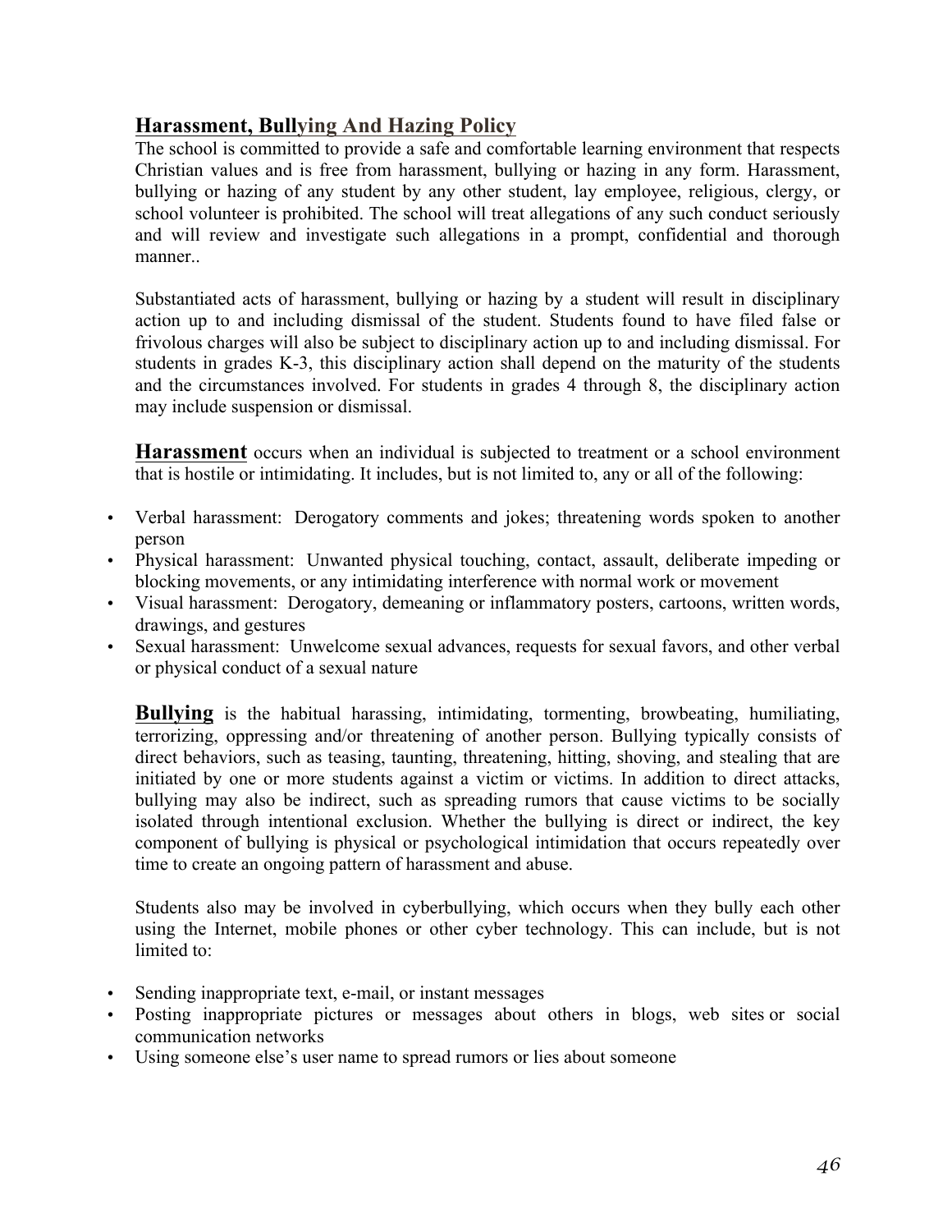## Harassment, Bullying And Hazing Policy

The school is committed to provide a safe and comfortable learning environment that respects Christian values and is free from harassment, bullying or hazing in any form. Harassment, bullying or hazing of any student by any other student, lay employee, religious, clergy, or school volunteer is prohibited. The school will treat allegations of any such conduct seriously and will review and investigate such allegations in a prompt, confidential and thorough manner..

Substantiated acts of harassment, bullying or hazing by a student will result in disciplinary action up to and including dismissal of the student. Students found to have filed false or frivolous charges will also be subject to disciplinary action up to and including dismissal. For students in grades K-3, this disciplinary action shall depend on the maturity of the students and the circumstances involved. For students in grades 4 through 8, the disciplinary action may include suspension or dismissal.

**Harassment** occurs when an individual is subjected to treatment or a school environment that is hostile or intimidating. It includes, but is not limited to, any or all of the following:

- Verbal harassment: Derogatory comments and jokes; threatening words spoken to another person
- Physical harassment: Unwanted physical touching, contact, assault, deliberate impeding or blocking movements, or any intimidating interference with normal work or movement
- Visual harassment: Derogatory, demeaning or inflammatory posters, cartoons, written words, drawings, and gestures
- Sexual harassment: Unwelcome sexual advances, requests for sexual favors, and other verbal or physical conduct of a sexual nature

**Bullying** is the habitual harassing, intimidating, tormenting, browbeating, humiliating, terrorizing, oppressing and/or threatening of another person. Bullying typically consists of direct behaviors, such as teasing, taunting, threatening, hitting, shoving, and stealing that are initiated by one or more students against a victim or victims. In addition to direct attacks, bullying may also be indirect, such as spreading rumors that cause victims to be socially isolated through intentional exclusion. Whether the bullying is direct or indirect, the key component of bullying is physical or psychological intimidation that occurs repeatedly over time to create an ongoing pattern of harassment and abuse.

Students also may be involved in cyberbullying, which occurs when they bully each other using the Internet, mobile phones or other cyber technology. This can include, but is not limited to:

- Sending inappropriate text, e-mail, or instant messages
- Posting inappropriate pictures or messages about others in blogs, web sites or social communication networks
- Using someone else's user name to spread rumors or lies about someone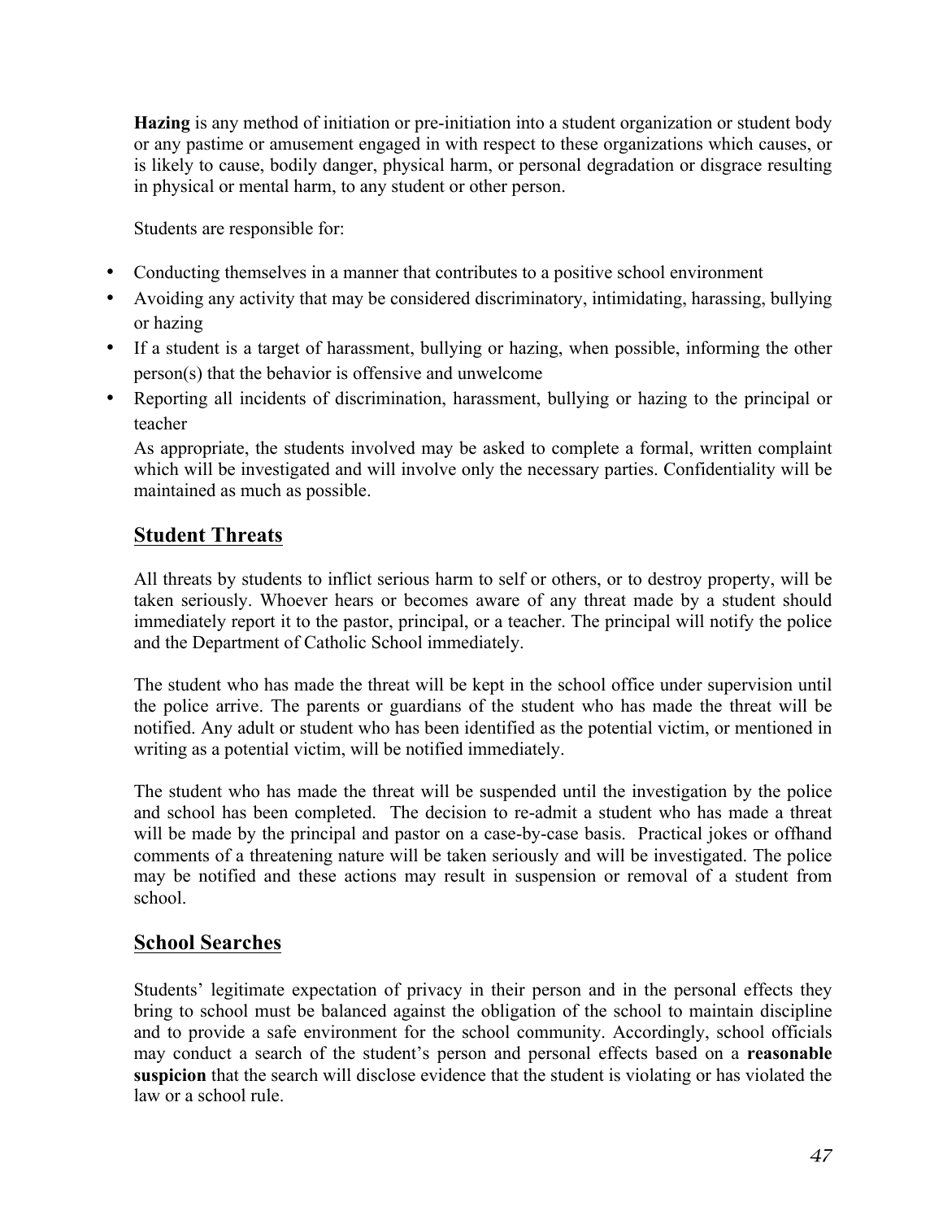**Hazing** is any method of initiation or pre-initiation into a student organization or student body or any pastime or amusement engaged in with respect to these organizations which causes, or is likely to cause, bodily danger, physical harm, or personal degradation or disgrace resulting in physical or mental harm, to any student or other person.

Students are responsible for:

- Conducting themselves in a manner that contributes to a positive school environment
- Avoiding any activity that may be considered discriminatory, intimidating, harassing, bullying or hazing
- If a student is a target of harassment, bullying or hazing, when possible, informing the other person(s) that the behavior is offensive and unwelcome
- Reporting all incidents of discrimination, harassment, bullying or hazing to the principal or teacher

As appropriate, the students involved may be asked to complete a formal, written complaint which will be investigated and will involve only the necessary parties. Confidentiality will be maintained as much as possible.

## Student Threats

All threats by students to inflict serious harm to self or others, or to destroy property, will be taken seriously. Whoever hears or becomes aware of any threat made by a student should immediately report it to the pastor, principal, or a teacher. The principal will notify the police and the Department of Catholic School immediately.

The student who has made the threat will be kept in the school office under supervision until the police arrive. The parents or guardians of the student who has made the threat will be notified. Any adult or student who has been identified as the potential victim, or mentioned in writing as a potential victim, will be notified immediately.

The student who has made the threat will be suspended until the investigation by the police and school has been completed. The decision to re-admit a student who has made a threat will be made by the principal and pastor on a case-by-case basis. Practical jokes or offhand comments of a threatening nature will be taken seriously and will be investigated. The police may be notified and these actions may result in suspension or removal of a student from school.

## School Searches

Students' legitimate expectation of privacy in their person and in the personal effects they bring to school must be balanced against the obligation of the school to maintain discipline and to provide a safe environment for the school community. Accordingly, school officials may conduct a search of the student's person and personal effects based on a **reasonable suspicion** that the search will disclose evidence that the student is violating or has violated the law or a school rule.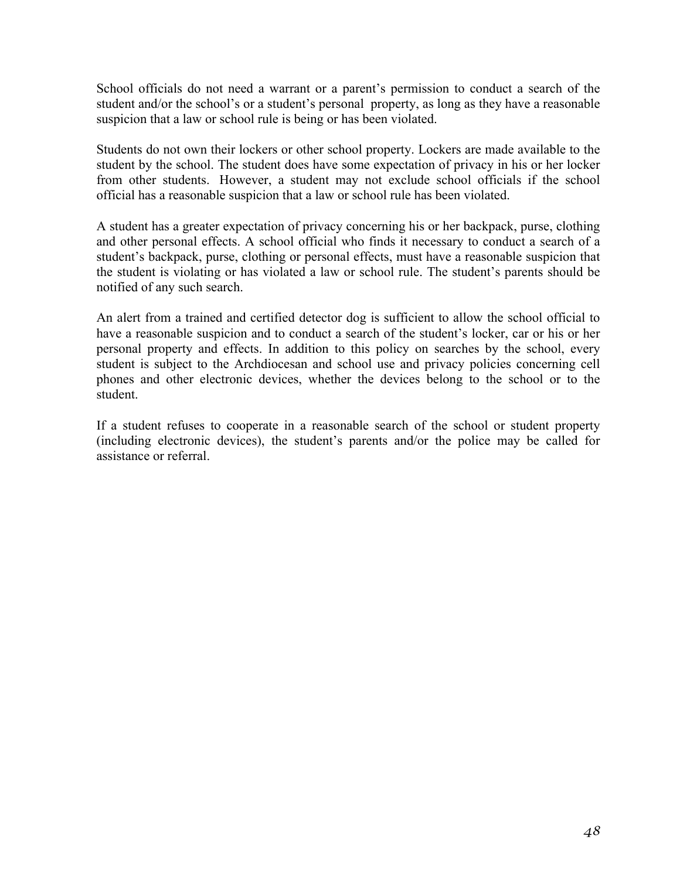School officials do not need a warrant or a parent's permission to conduct a search of the student and/or the school's or a student's personal property, as long as they have a reasonable suspicion that a law or school rule is being or has been violated.

Students do not own their lockers or other school property. Lockers are made available to the student by the school. The student does have some expectation of privacy in his or her locker from other students. However, a student may not exclude school officials if the school official has a reasonable suspicion that a law or school rule has been violated.

A student has a greater expectation of privacy concerning his or her backpack, purse, clothing and other personal effects. A school official who finds it necessary to conduct a search of a student's backpack, purse, clothing or personal effects, must have a reasonable suspicion that the student is violating or has violated a law or school rule. The student's parents should be notified of any such search.

An alert from a trained and certified detector dog is sufficient to allow the school official to have a reasonable suspicion and to conduct a search of the student's locker, car or his or her personal property and effects. In addition to this policy on searches by the school, every student is subject to the Archdiocesan and school use and privacy policies concerning cell phones and other electronic devices, whether the devices belong to the school or to the student.

If a student refuses to cooperate in a reasonable search of the school or student property (including electronic devices), the student's parents and/or the police may be called for assistance or referral.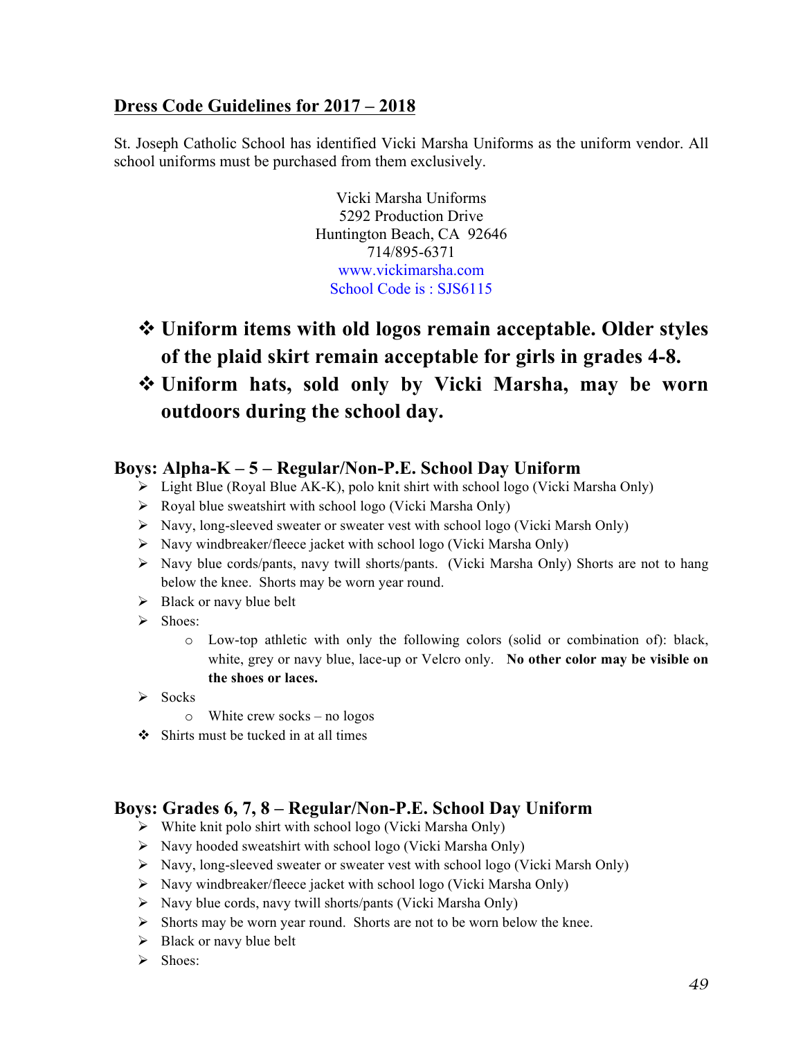## Dress Code Guidelines for 2017 – 2018

St. Joseph Catholic School has identified Vicki Marsha Uniforms as the uniform vendor. All school uniforms must be purchased from them exclusively.

Vicki Marsha Uniforms
5292 Production Drive
Huntington Beach, CA 92646
714/895-6371
www.vickimarsha.com
School Code is : SJS6115

- **Uniform items with old logos remain acceptable. Older styles of the plaid skirt remain acceptable for girls in grades 4-8.**
- **Uniform hats, sold only by Vicki Marsha, may be worn outdoors during the school day.**

### Boys: Alpha-K – 5 – Regular/Non-P.E. School Day Uniform

- Light Blue (Royal Blue AK-K), polo knit shirt with school logo (Vicki Marsha Only)
- Royal blue sweatshirt with school logo (Vicki Marsha Only)
- Navy, long-sleeved sweater or sweater vest with school logo (Vicki Marsh Only)
- Navy windbreaker/fleece jacket with school logo (Vicki Marsha Only)
- Navy blue cords/pants, navy twill shorts/pants. (Vicki Marsha Only) Shorts are not to hang below the knee. Shorts may be worn year round.
- Black or navy blue belt
- Shoes:
  - Low-top athletic with only the following colors (solid or combination of): black, white, grey or navy blue, lace-up or Velcro only. **No other color may be visible on the shoes or laces.**
- Socks
  - White crew socks – no logos
- Shirts must be tucked in at all times

### Boys: Grades 6, 7, 8 – Regular/Non-P.E. School Day Uniform

- White knit polo shirt with school logo (Vicki Marsha Only)
- Navy hooded sweatshirt with school logo (Vicki Marsha Only)
- Navy, long-sleeved sweater or sweater vest with school logo (Vicki Marsh Only)
- Navy windbreaker/fleece jacket with school logo (Vicki Marsha Only)
- Navy blue cords, navy twill shorts/pants (Vicki Marsha Only)
- Shorts may be worn year round. Shorts are not to be worn below the knee.
- Black or navy blue belt
- Shoes: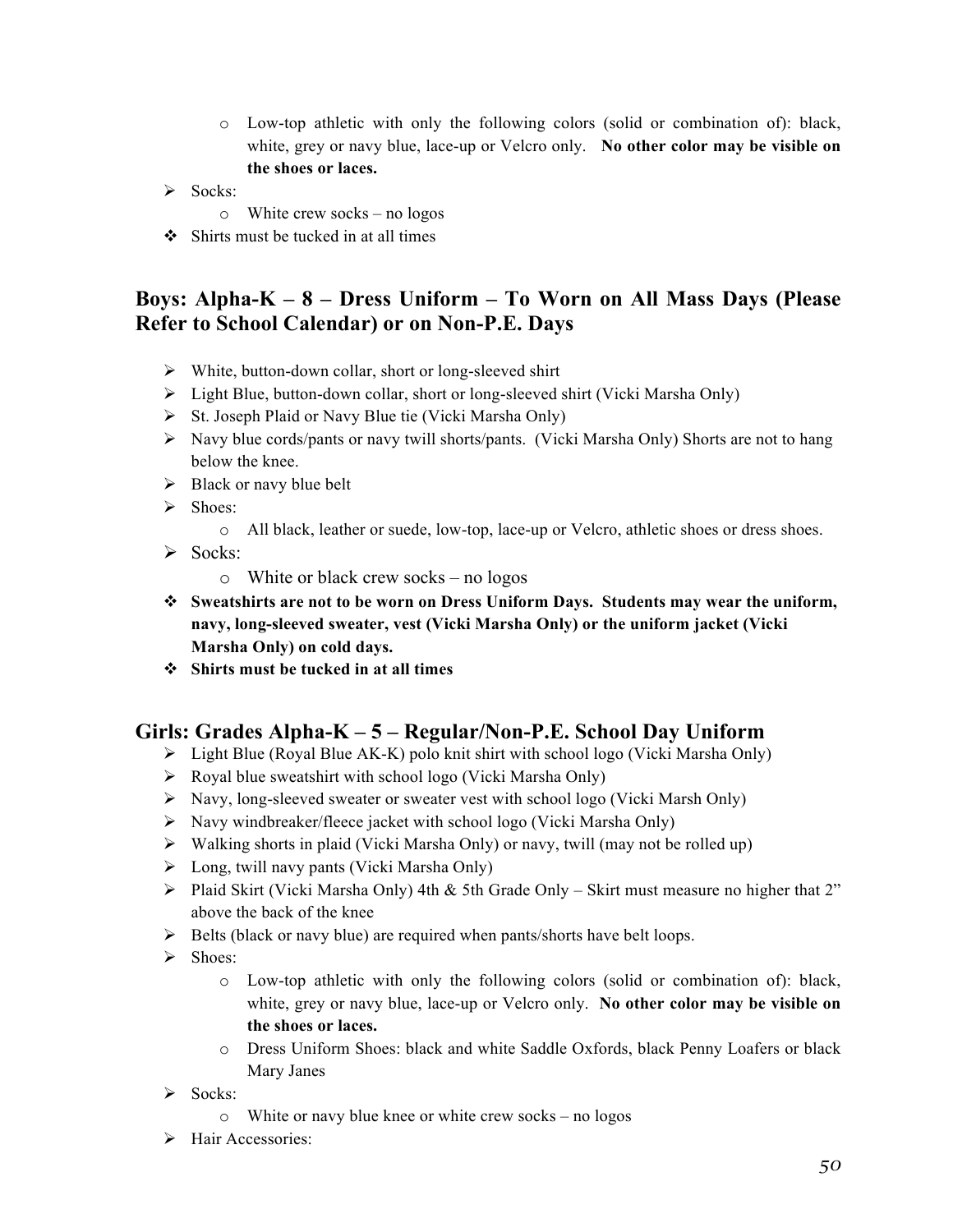- Low-top athletic with only the following colors (solid or combination of): black, white, grey or navy blue, lace-up or Velcro only. **No other color may be visible on the shoes or laces.**
- Socks:
  - White crew socks – no logos
- Shirts must be tucked in at all times

## Boys: Alpha-K – 8 – Dress Uniform – To Worn on All Mass Days (Please Refer to School Calendar) or on Non-P.E. Days

- White, button-down collar, short or long-sleeved shirt
- Light Blue, button-down collar, short or long-sleeved shirt (Vicki Marsha Only)
- St. Joseph Plaid or Navy Blue tie (Vicki Marsha Only)
- Navy blue cords/pants or navy twill shorts/pants. (Vicki Marsha Only) Shorts are not to hang below the knee.
- Black or navy blue belt
- Shoes:
  - All black, leather or suede, low-top, lace-up or Velcro, athletic shoes or dress shoes.
- Socks:
  - White or black crew socks – no logos
- **Sweatshirts are not to be worn on Dress Uniform Days. Students may wear the uniform, navy, long-sleeved sweater, vest (Vicki Marsha Only) or the uniform jacket (Vicki Marsha Only) on cold days.**
- **Shirts must be tucked in at all times**

## Girls: Grades Alpha-K – 5 – Regular/Non-P.E. School Day Uniform

- Light Blue (Royal Blue AK-K) polo knit shirt with school logo (Vicki Marsha Only)
- Royal blue sweatshirt with school logo (Vicki Marsha Only)
- Navy, long-sleeved sweater or sweater vest with school logo (Vicki Marsh Only)
- Navy windbreaker/fleece jacket with school logo (Vicki Marsha Only)
- Walking shorts in plaid (Vicki Marsha Only) or navy, twill (may not be rolled up)
- Long, twill navy pants (Vicki Marsha Only)
- Plaid Skirt (Vicki Marsha Only) 4th & 5th Grade Only – Skirt must measure no higher that 2" above the back of the knee
- Belts (black or navy blue) are required when pants/shorts have belt loops.
- Shoes:
  - Low-top athletic with only the following colors (solid or combination of): black, white, grey or navy blue, lace-up or Velcro only. **No other color may be visible on the shoes or laces.**
  - Dress Uniform Shoes: black and white Saddle Oxfords, black Penny Loafers or black Mary Janes
- Socks:
  - White or navy blue knee or white crew socks – no logos
- Hair Accessories: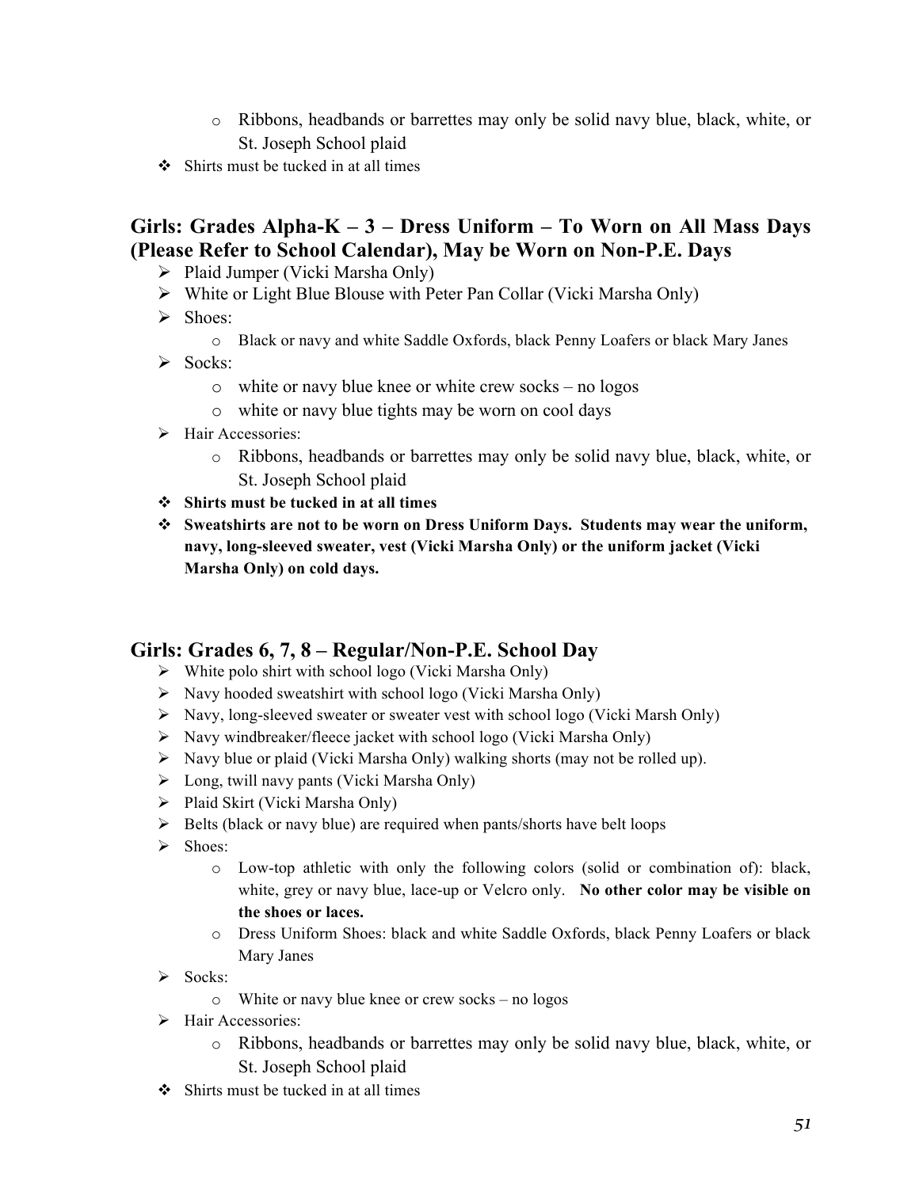- Ribbons, headbands or barrettes may only be solid navy blue, black, white, or St. Joseph School plaid
- Shirts must be tucked in at all times

## Girls: Grades Alpha-K – 3 – Dress Uniform – To Worn on All Mass Days (Please Refer to School Calendar), May be Worn on Non-P.E. Days

- Plaid Jumper (Vicki Marsha Only)
- White or Light Blue Blouse with Peter Pan Collar (Vicki Marsha Only)
- Shoes:
  - Black or navy and white Saddle Oxfords, black Penny Loafers or black Mary Janes
- Socks:
  - white or navy blue knee or white crew socks – no logos
  - white or navy blue tights may be worn on cool days
- Hair Accessories:
  - Ribbons, headbands or barrettes may only be solid navy blue, black, white, or St. Joseph School plaid
- **Shirts must be tucked in at all times**
- **Sweatshirts are not to be worn on Dress Uniform Days. Students may wear the uniform, navy, long-sleeved sweater, vest (Vicki Marsha Only) or the uniform jacket (Vicki Marsha Only) on cold days.**

## Girls: Grades 6, 7, 8 – Regular/Non-P.E. School Day

- White polo shirt with school logo (Vicki Marsha Only)
- Navy hooded sweatshirt with school logo (Vicki Marsha Only)
- Navy, long-sleeved sweater or sweater vest with school logo (Vicki Marsh Only)
- Navy windbreaker/fleece jacket with school logo (Vicki Marsha Only)
- Navy blue or plaid (Vicki Marsha Only) walking shorts (may not be rolled up).
- Long, twill navy pants (Vicki Marsha Only)
- Plaid Skirt (Vicki Marsha Only)
- Belts (black or navy blue) are required when pants/shorts have belt loops
- Shoes:
  - Low-top athletic with only the following colors (solid or combination of): black, white, grey or navy blue, lace-up or Velcro only. **No other color may be visible on the shoes or laces.**
  - Dress Uniform Shoes: black and white Saddle Oxfords, black Penny Loafers or black Mary Janes
- Socks:
  - White or navy blue knee or crew socks – no logos
- Hair Accessories:
  - Ribbons, headbands or barrettes may only be solid navy blue, black, white, or St. Joseph School plaid
- Shirts must be tucked in at all times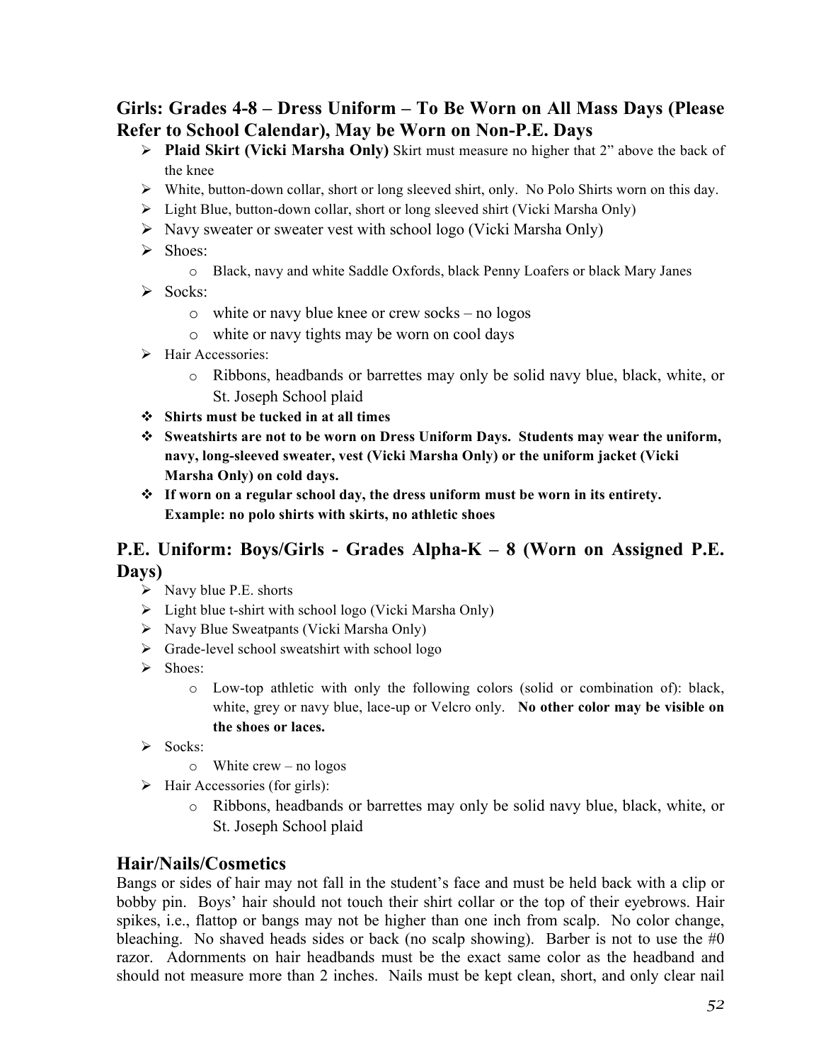## Girls: Grades 4-8 – Dress Uniform – To Be Worn on All Mass Days (Please Refer to School Calendar), May be Worn on Non-P.E. Days

- **Plaid Skirt (Vicki Marsha Only)** Skirt must measure no higher that 2" above the back of the knee
- White, button-down collar, short or long sleeved shirt, only. No Polo Shirts worn on this day.
- Light Blue, button-down collar, short or long sleeved shirt (Vicki Marsha Only)
- Navy sweater or sweater vest with school logo (Vicki Marsha Only)
- Shoes:
  - Black, navy and white Saddle Oxfords, black Penny Loafers or black Mary Janes
- Socks:
  - white or navy blue knee or crew socks – no logos
  - white or navy tights may be worn on cool days
- Hair Accessories:
  - Ribbons, headbands or barrettes may only be solid navy blue, black, white, or St. Joseph School plaid

- **Shirts must be tucked in at all times**
- **Sweatshirts are not to be worn on Dress Uniform Days. Students may wear the uniform, navy, long-sleeved sweater, vest (Vicki Marsha Only) or the uniform jacket (Vicki Marsha Only) on cold days.**
- **If worn on a regular school day, the dress uniform must be worn in its entirety. Example: no polo shirts with skirts, no athletic shoes**

## P.E. Uniform: Boys/Girls - Grades Alpha-K – 8 (Worn on Assigned P.E. Days)

- Navy blue P.E. shorts
- Light blue t-shirt with school logo (Vicki Marsha Only)
- Navy Blue Sweatpants (Vicki Marsha Only)
- Grade-level school sweatshirt with school logo
- Shoes:
  - Low-top athletic with only the following colors (solid or combination of): black, white, grey or navy blue, lace-up or Velcro only. **No other color may be visible on the shoes or laces.**
- Socks:
  - White crew – no logos
- Hair Accessories (for girls):
  - Ribbons, headbands or barrettes may only be solid navy blue, black, white, or St. Joseph School plaid

## Hair/Nails/Cosmetics

Bangs or sides of hair may not fall in the student's face and must be held back with a clip or bobby pin. Boys' hair should not touch their shirt collar or the top of their eyebrows. Hair spikes, i.e., flattop or bangs may not be higher than one inch from scalp. No color change, bleaching. No shaved heads sides or back (no scalp showing). Barber is not to use the #0 razor. Adornments on hair headbands must be the exact same color as the headband and should not measure more than 2 inches. Nails must be kept clean, short, and only clear nail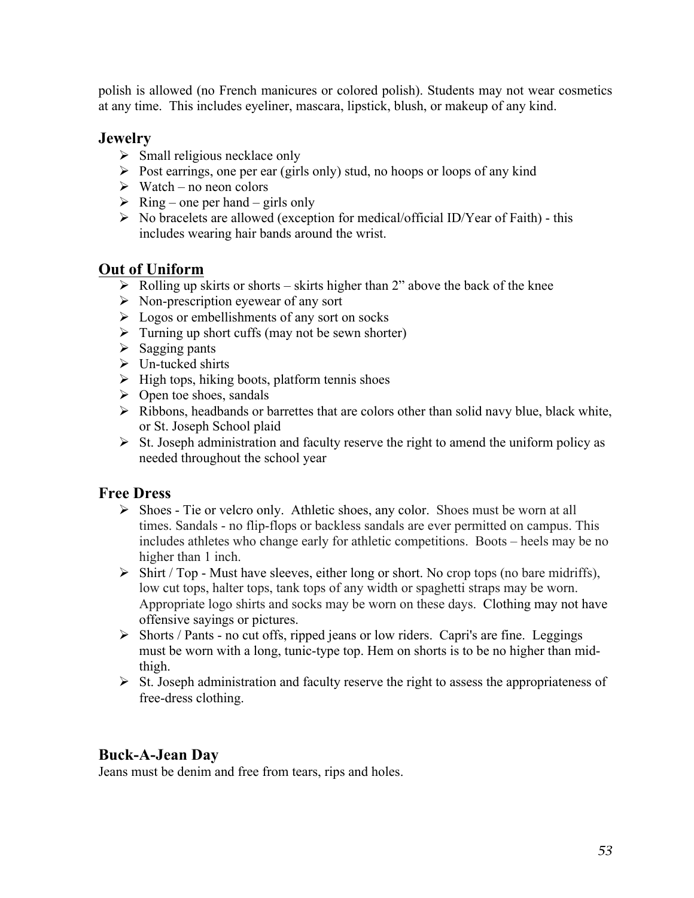polish is allowed (no French manicures or colored polish). Students may not wear cosmetics at any time. This includes eyeliner, mascara, lipstick, blush, or makeup of any kind.

## Jewelry

- Small religious necklace only
- Post earrings, one per ear (girls only) stud, no hoops or loops of any kind
- Watch – no neon colors
- Ring – one per hand – girls only
- No bracelets are allowed (exception for medical/official ID/Year of Faith) - this includes wearing hair bands around the wrist.

## Out of Uniform

- Rolling up skirts or shorts – skirts higher than 2" above the back of the knee
- Non-prescription eyewear of any sort
- Logos or embellishments of any sort on socks
- Turning up short cuffs (may not be sewn shorter)
- Sagging pants
- Un-tucked shirts
- High tops, hiking boots, platform tennis shoes
- Open toe shoes, sandals
- Ribbons, headbands or barrettes that are colors other than solid navy blue, black white, or St. Joseph School plaid
- St. Joseph administration and faculty reserve the right to amend the uniform policy as needed throughout the school year

## Free Dress

- Shoes - Tie or velcro only. Athletic shoes, any color. Shoes must be worn at all times. Sandals - no flip-flops or backless sandals are ever permitted on campus. This includes athletes who change early for athletic competitions. Boots – heels may be no higher than 1 inch.
- Shirt / Top - Must have sleeves, either long or short. No crop tops (no bare midriffs), low cut tops, halter tops, tank tops of any width or spaghetti straps may be worn. Appropriate logo shirts and socks may be worn on these days. Clothing may not have offensive sayings or pictures.
- Shorts / Pants - no cut offs, ripped jeans or low riders. Capri's are fine. Leggings must be worn with a long, tunic-type top. Hem on shorts is to be no higher than mid-thigh.
- St. Joseph administration and faculty reserve the right to assess the appropriateness of free-dress clothing.

## Buck-A-Jean Day

Jeans must be denim and free from tears, rips and holes.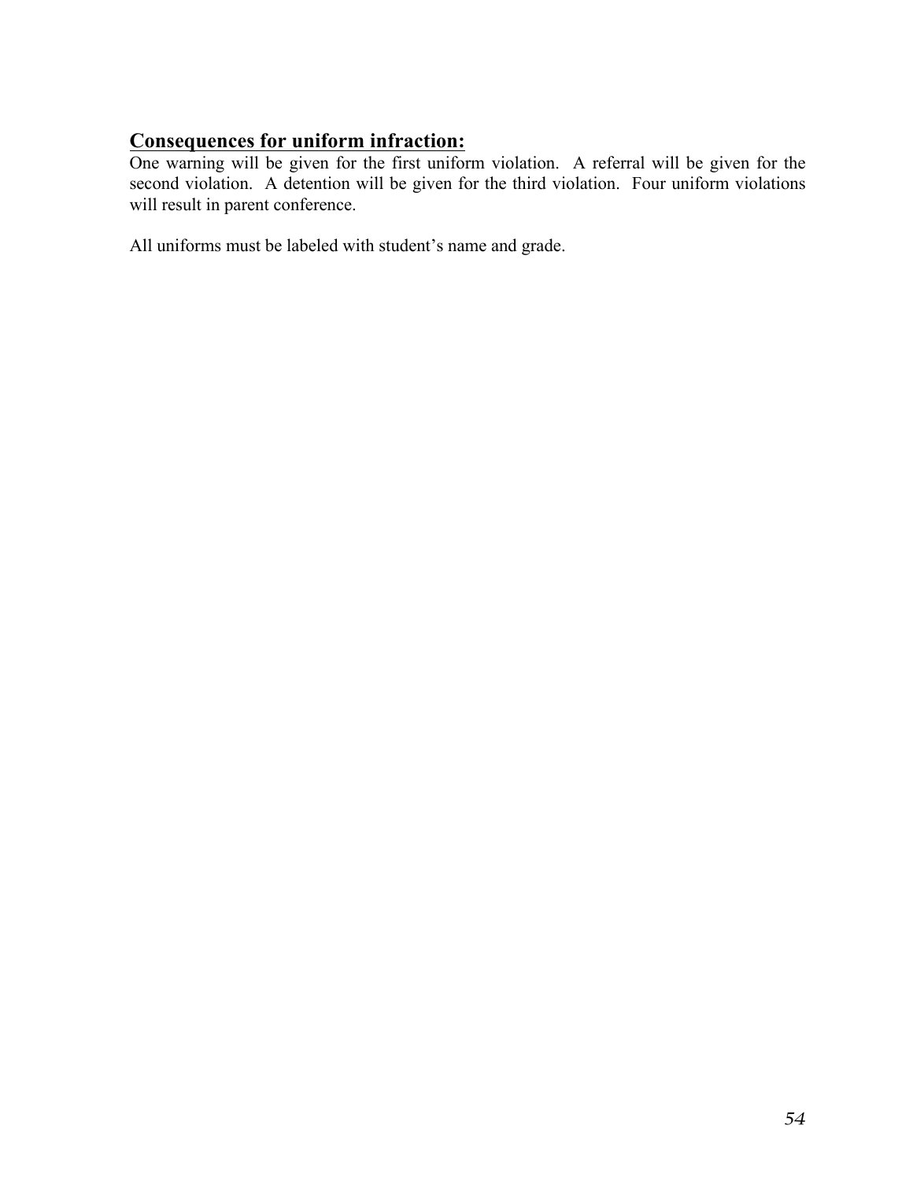## **Consequences for uniform infraction:**

One warning will be given for the first uniform violation. A referral will be given for the second violation. A detention will be given for the third violation. Four uniform violations will result in parent conference.

All uniforms must be labeled with student's name and grade.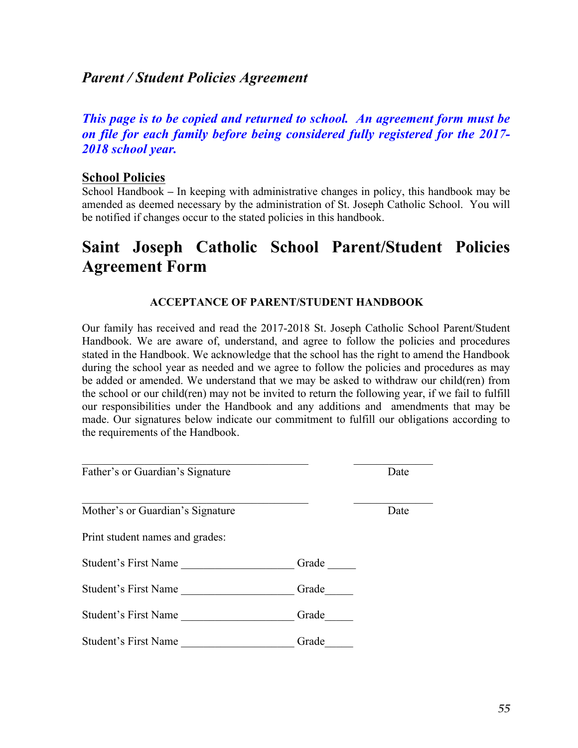## *Parent / Student Policies Agreement*

***This page is to be copied and returned to school. An agreement form must be on file for each family before being considered fully registered for the 2017-2018 school year.***

**School Policies**

School Handbook – In keeping with administrative changes in policy, this handbook may be amended as deemed necessary by the administration of St. Joseph Catholic School. You will be notified if changes occur to the stated policies in this handbook.

# Saint Joseph Catholic School Parent/Student Policies Agreement Form

**ACCEPTANCE OF PARENT/STUDENT HANDBOOK**

Our family has received and read the 2017-2018 St. Joseph Catholic School Parent/Student Handbook. We are aware of, understand, and agree to follow the policies and procedures stated in the Handbook. We acknowledge that the school has the right to amend the Handbook during the school year as needed and we agree to follow the policies and procedures as may be added or amended. We understand that we may be asked to withdraw our child(ren) from the school or our child(ren) may not be invited to return the following year, if we fail to fulfill our responsibilities under the Handbook and any additions and amendments that may be made. Our signatures below indicate our commitment to fulfill our obligations according to the requirements of the Handbook.

_____________________________________ _____________

Father's or Guardian's Signature Date

_____________________________________ _____________

Mother's or Guardian's Signature Date

Print student names and grades:

Student's First Name ____________________ Grade _____

Student's First Name ____________________ Grade_____

Student's First Name ____________________ Grade_____

Student's First Name ____________________ Grade_____